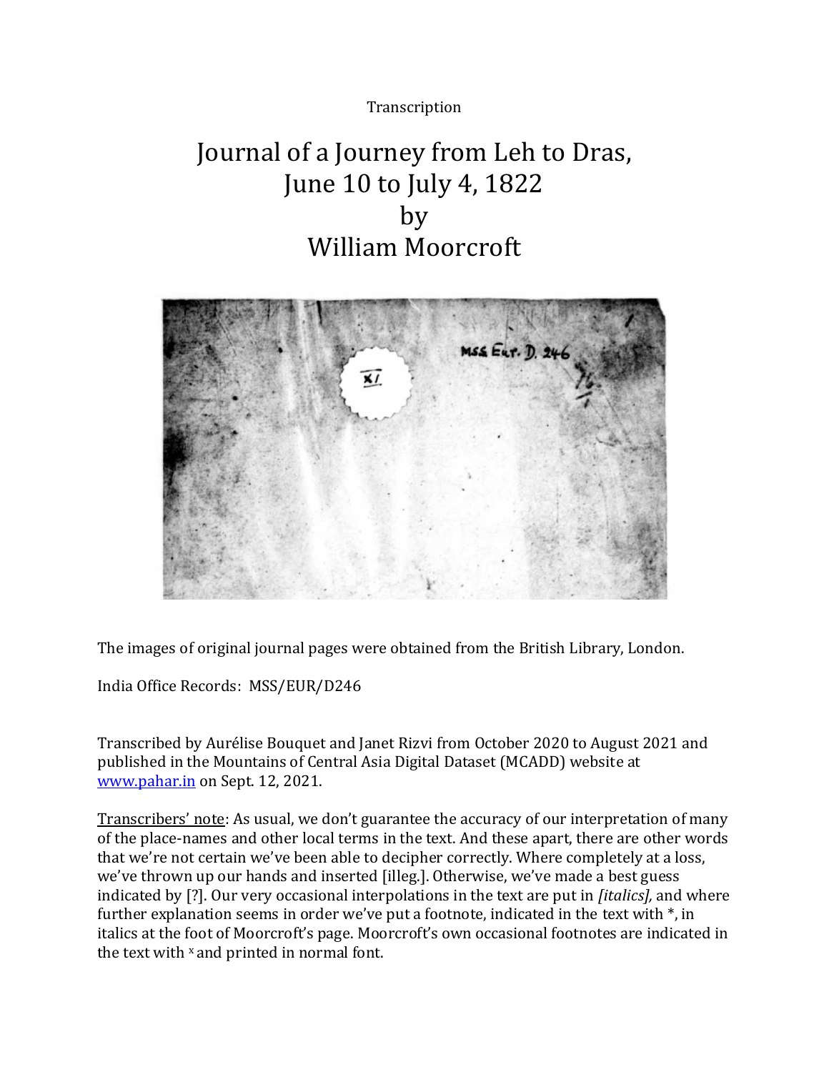Transcription

# Journal of a Journey from Leh to Dras, June 10 to July 4, 1822 by William Moorcroft

The images of original journal pages were obtained from the British Library, London.

India Office Records: MSS/EUR/D246

Transcribed by Aurélise Bouquet and Janet Rizvi from October 2020 to August 2021 and published in the Mountains of Central Asia Digital Dataset (MCADD) website at [www.pahar.in](http://www.pahar.in) on Sept. 12, 2021.

Transcribers' note: As usual, we don't guarantee the accuracy of our interpretation of many of the place-names and other local terms in the text. And these apart, there are other words that we're not certain we've been able to decipher correctly. Where completely at a loss, we've thrown up our hands and inserted [illeg.]. Otherwise, we've made a best guess indicated by [?]. Our very occasional interpolations in the text are put in *[italics]*, and where further explanation seems in order we've put a footnote, indicated in the text with *, in italics at the foot of Moorcroft's page. Moorcroft's own occasional footnotes are indicated in the text with x and printed in normal font.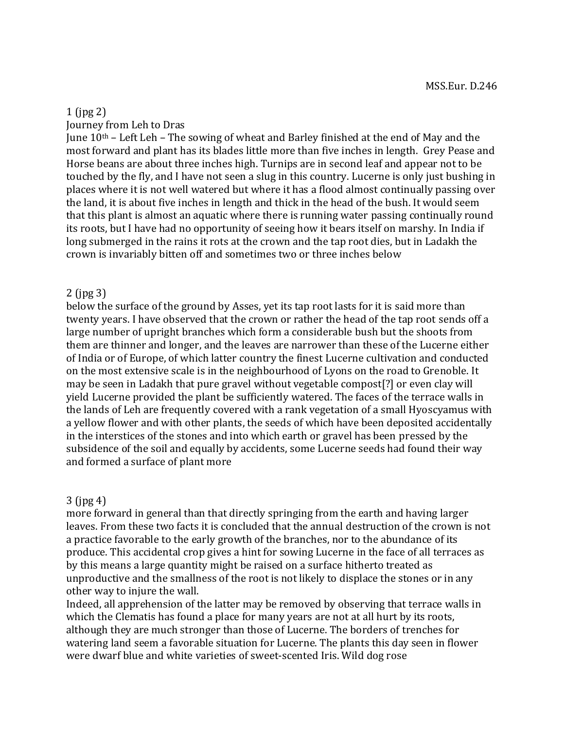MSS.Eur. D.246

1 (jpg 2)

Journey from Leh to Dras

June 10th – Left Leh – The sowing of wheat and Barley finished at the end of May and the most forward and plant has its blades little more than five inches in length. Grey Pease and Horse beans are about three inches high. Turnips are in second leaf and appear not to be touched by the fly, and I have not seen a slug in this country. Lucerne is only just bushing in places where it is not well watered but where it has a flood almost continually passing over the land, it is about five inches in length and thick in the head of the bush. It would seem that this plant is almost an aquatic where there is running water passing continually round its roots, but I have had no opportunity of seeing how it bears itself on marshy. In India if long submerged in the rains it rots at the crown and the tap root dies, but in Ladakh the crown is invariably bitten off and sometimes two or three inches below

2 (jpg 3)

below the surface of the ground by Asses, yet its tap root lasts for it is said more than twenty years. I have observed that the crown or rather the head of the tap root sends off a large number of upright branches which form a considerable bush but the shoots from them are thinner and longer, and the leaves are narrower than these of the Lucerne either of India or of Europe, of which latter country the finest Lucerne cultivation and conducted on the most extensive scale is in the neighbourhood of Lyons on the road to Grenoble. It may be seen in Ladakh that pure gravel without vegetable compost[?] or even clay will yield Lucerne provided the plant be sufficiently watered. The faces of the terrace walls in the lands of Leh are frequently covered with a rank vegetation of a small Hyoscyamus with a yellow flower and with other plants, the seeds of which have been deposited accidentally in the interstices of the stones and into which earth or gravel has been pressed by the subsidence of the soil and equally by accidents, some Lucerne seeds had found their way and formed a surface of plant more

3 (jpg 4)

more forward in general than that directly springing from the earth and having larger leaves. From these two facts it is concluded that the annual destruction of the crown is not a practice favorable to the early growth of the branches, nor to the abundance of its produce. This accidental crop gives a hint for sowing Lucerne in the face of all terraces as by this means a large quantity might be raised on a surface hitherto treated as unproductive and the smallness of the root is not likely to displace the stones or in any other way to injure the wall.

Indeed, all apprehension of the latter may be removed by observing that terrace walls in which the Clematis has found a place for many years are not at all hurt by its roots, although they are much stronger than those of Lucerne. The borders of trenches for watering land seem a favorable situation for Lucerne. The plants this day seen in flower were dwarf blue and white varieties of sweet-scented Iris. Wild dog rose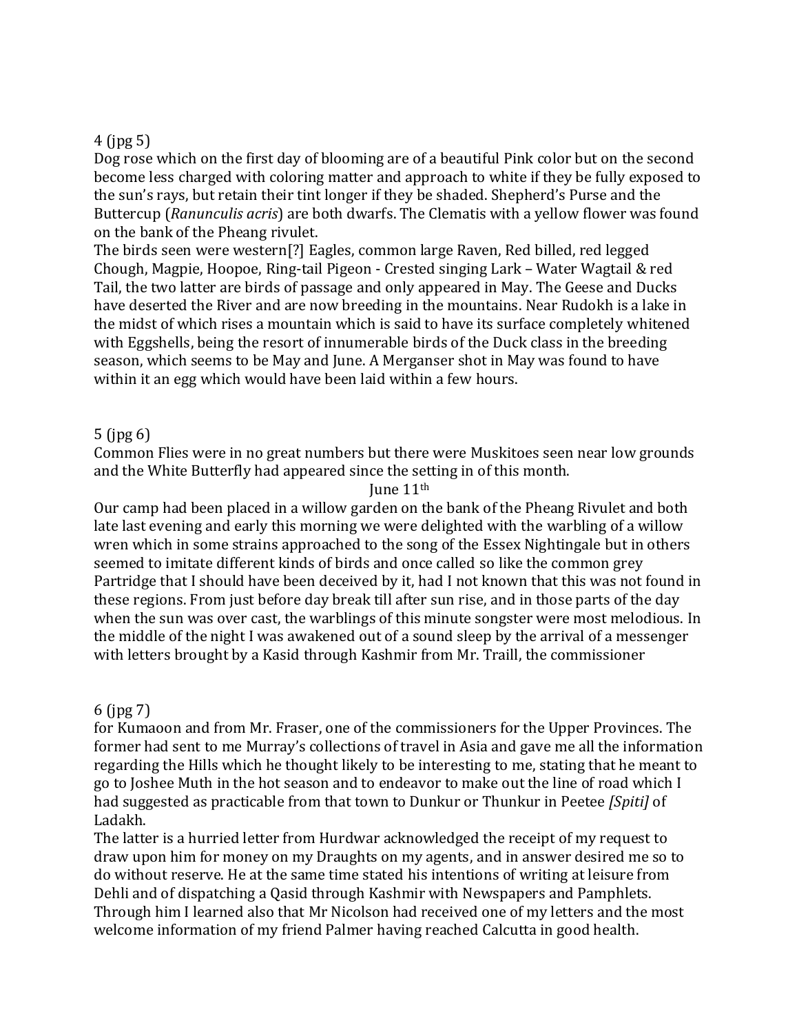4 (jpg 5)

Dog rose which on the first day of blooming are of a beautiful Pink color but on the second become less charged with coloring matter and approach to white if they be fully exposed to the sun's rays, but retain their tint longer if they be shaded. Shepherd's Purse and the Buttercup (*Ranunculis acris*) are both dwarfs. The Clematis with a yellow flower was found on the bank of the Pheang rivulet.

The birds seen were western[?] Eagles, common large Raven, Red billed, red legged Chough, Magpie, Hoopoe, Ring-tail Pigeon - Crested singing Lark – Water Wagtail & red Tail, the two latter are birds of passage and only appeared in May. The Geese and Ducks have deserted the River and are now breeding in the mountains. Near Rudokh is a lake in the midst of which rises a mountain which is said to have its surface completely whitened with Eggshells, being the resort of innumerable birds of the Duck class in the breeding season, which seems to be May and June. A Merganser shot in May was found to have within it an egg which would have been laid within a few hours.

5 (jpg 6)

Common Flies were in no great numbers but there were Muskitoes seen near low grounds and the White Butterfly had appeared since the setting in of this month.

June 11th

Our camp had been placed in a willow garden on the bank of the Pheang Rivulet and both late last evening and early this morning we were delighted with the warbling of a willow wren which in some strains approached to the song of the Essex Nightingale but in others seemed to imitate different kinds of birds and once called so like the common grey Partridge that I should have been deceived by it, had I not known that this was not found in these regions. From just before day break till after sun rise, and in those parts of the day when the sun was over cast, the warblings of this minute songster were most melodious. In the middle of the night I was awakened out of a sound sleep by the arrival of a messenger with letters brought by a Kasid through Kashmir from Mr. Traill, the commissioner

6 (jpg 7)

for Kumaoon and from Mr. Fraser, one of the commissioners for the Upper Provinces. The former had sent to me Murray's collections of travel in Asia and gave me all the information regarding the Hills which he thought likely to be interesting to me, stating that he meant to go to Joshee Muth in the hot season and to endeavor to make out the line of road which I had suggested as practicable from that town to Dunkur or Thunkur in Peetee *[Spiti]* of Ladakh.

The latter is a hurried letter from Hurdwar acknowledged the receipt of my request to draw upon him for money on my Draughts on my agents, and in answer desired me so to do without reserve. He at the same time stated his intentions of writing at leisure from Dehli and of dispatching a Qasid through Kashmir with Newspapers and Pamphlets. Through him I learned also that Mr Nicolson had received one of my letters and the most welcome information of my friend Palmer having reached Calcutta in good health.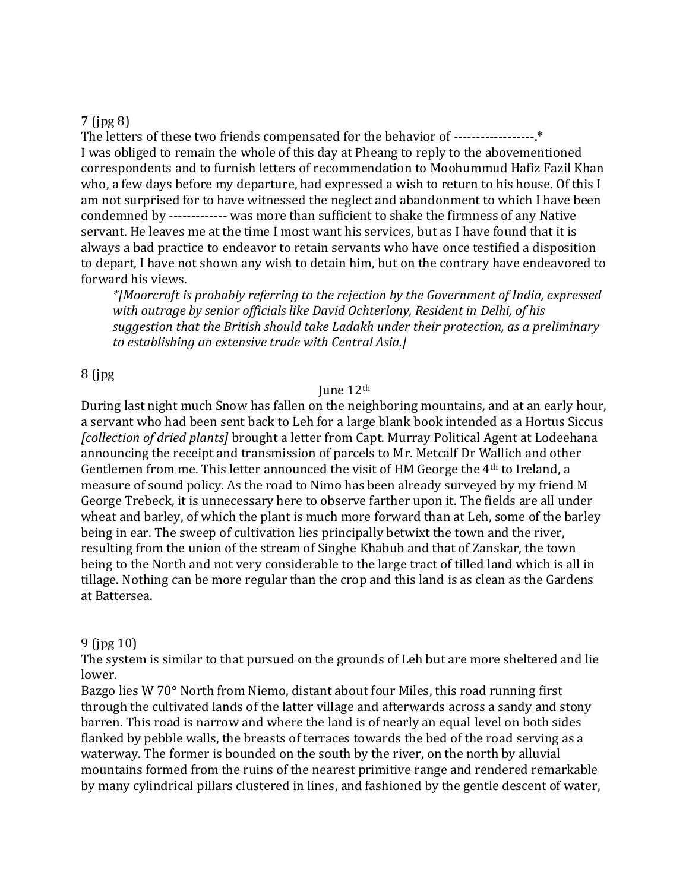7 (jpg 8)

The letters of these two friends compensated for the behavior of ------------------.*
I was obliged to remain the whole of this day at Pheang to reply to the abovementioned correspondents and to furnish letters of recommendation to Moohummud Hafiz Fazil Khan who, a few days before my departure, had expressed a wish to return to his house. Of this I am not surprised for to have witnessed the neglect and abandonment to which I have been condemned by ------------ was more than sufficient to shake the firmness of any Native servant. He leaves me at the time I most want his services, but as I have found that it is always a bad practice to endeavor to retain servants who have once testified a disposition to depart, I have not shown any wish to detain him, but on the contrary have endeavored to forward his views.

> *\*[Moorcroft is probably referring to the rejection by the Government of India, expressed with outrage by senior officials like David Ochterlony, Resident in Delhi, of his suggestion that the British should take Ladakh under their protection, as a preliminary to establishing an extensive trade with Central Asia.]*

8 (jpg

June 12th

During last night much Snow has fallen on the neighboring mountains, and at an early hour, a servant who had been sent back to Leh for a large blank book intended as a Hortus Siccus *[collection of dried plants]* brought a letter from Capt. Murray Political Agent at Lodeehana announcing the receipt and transmission of parcels to Mr. Metcalf Dr Wallich and other Gentlemen from me. This letter announced the visit of HM George the 4th to Ireland, a measure of sound policy. As the road to Nimo has been already surveyed by my friend M George Trebeck, it is unnecessary here to observe farther upon it. The fields are all under wheat and barley, of which the plant is much more forward than at Leh, some of the barley being in ear. The sweep of cultivation lies principally betwixt the town and the river, resulting from the union of the stream of Singhe Khabub and that of Zanskar, the town being to the North and not very considerable to the large tract of tilled land which is all in tillage. Nothing can be more regular than the crop and this land is as clean as the Gardens at Battersea.

9 (jpg 10)

The system is similar to that pursued on the grounds of Leh but are more sheltered and lie lower.

Bazgo lies W 70° North from Niemo, distant about four Miles, this road running first through the cultivated lands of the latter village and afterwards across a sandy and stony barren. This road is narrow and where the land is of nearly an equal level on both sides flanked by pebble walls, the breasts of terraces towards the bed of the road serving as a waterway. The former is bounded on the south by the river, on the north by alluvial mountains formed from the ruins of the nearest primitive range and rendered remarkable by many cylindrical pillars clustered in lines, and fashioned by the gentle descent of water,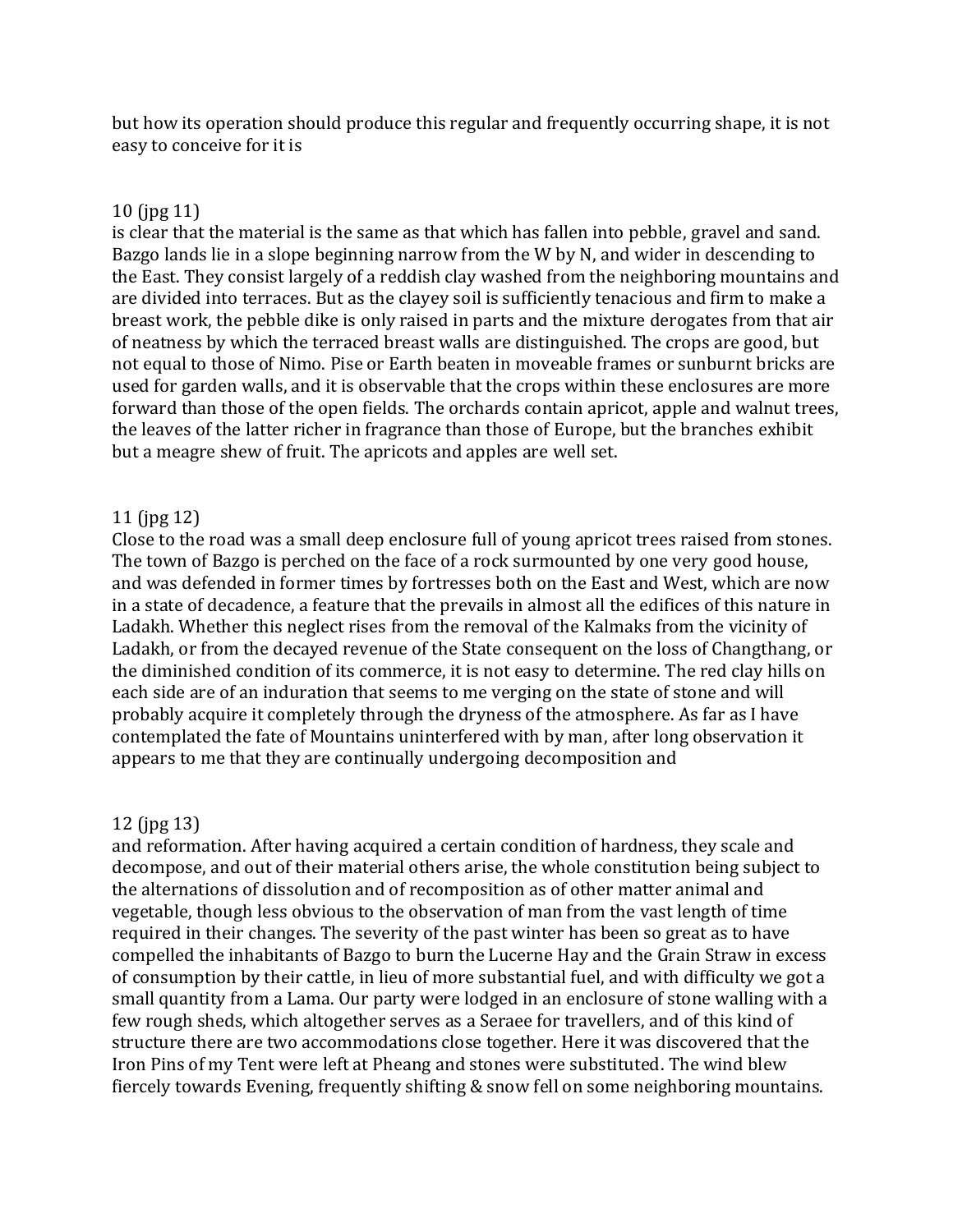but how its operation should produce this regular and frequently occurring shape, it is not easy to conceive for it is

10 (jpg 11)
is clear that the material is the same as that which has fallen into pebble, gravel and sand. Bazgo lands lie in a slope beginning narrow from the W by N, and wider in descending to the East. They consist largely of a reddish clay washed from the neighboring mountains and are divided into terraces. But as the clayey soil is sufficiently tenacious and firm to make a breast work, the pebble dike is only raised in parts and the mixture derogates from that air of neatness by which the terraced breast walls are distinguished. The crops are good, but not equal to those of Nimo. Pise or Earth beaten in moveable frames or sunburnt bricks are used for garden walls, and it is observable that the crops within these enclosures are more forward than those of the open fields. The orchards contain apricot, apple and walnut trees, the leaves of the latter richer in fragrance than those of Europe, but the branches exhibit but a meagre shew of fruit. The apricots and apples are well set.

11 (jpg 12)
Close to the road was a small deep enclosure full of young apricot trees raised from stones. The town of Bazgo is perched on the face of a rock surmounted by one very good house, and was defended in former times by fortresses both on the East and West, which are now in a state of decadence, a feature that the prevails in almost all the edifices of this nature in Ladakh. Whether this neglect rises from the removal of the Kalmaks from the vicinity of Ladakh, or from the decayed revenue of the State consequent on the loss of Changthang, or the diminished condition of its commerce, it is not easy to determine. The red clay hills on each side are of an induration that seems to me verging on the state of stone and will probably acquire it completely through the dryness of the atmosphere. As far as I have contemplated the fate of Mountains uninterfered with by man, after long observation it appears to me that they are continually undergoing decomposition and

12 (jpg 13)
and reformation. After having acquired a certain condition of hardness, they scale and decompose, and out of their material others arise, the whole constitution being subject to the alternations of dissolution and of recomposition as of other matter animal and vegetable, though less obvious to the observation of man from the vast length of time required in their changes. The severity of the past winter has been so great as to have compelled the inhabitants of Bazgo to burn the Lucerne Hay and the Grain Straw in excess of consumption by their cattle, in lieu of more substantial fuel, and with difficulty we got a small quantity from a Lama. Our party were lodged in an enclosure of stone walling with a few rough sheds, which altogether serves as a Seraee for travellers, and of this kind of structure there are two accommodations close together. Here it was discovered that the Iron Pins of my Tent were left at Pheang and stones were substituted. The wind blew fiercely towards Evening, frequently shifting & snow fell on some neighboring mountains.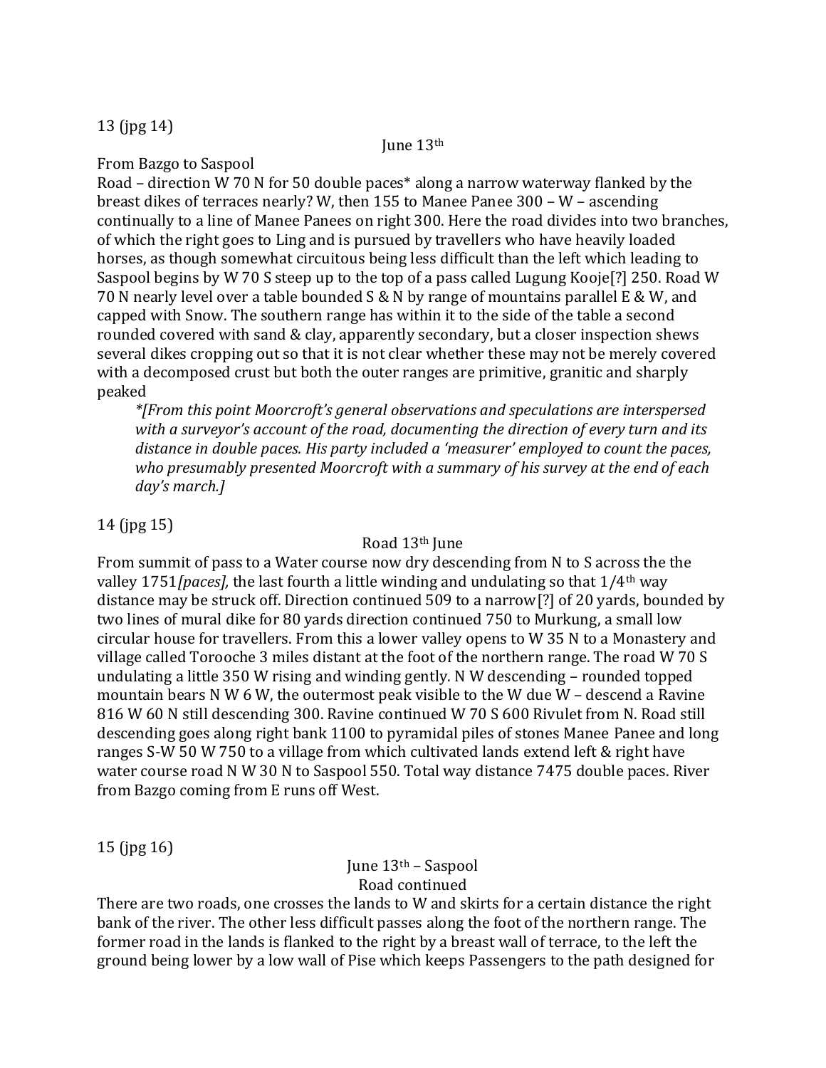13 (jpg 14)

June 13th

From Bazgo to Saspool

Road – direction W 70 N for 50 double paces* along a narrow waterway flanked by the breast dikes of terraces nearly? W, then 155 to Manee Panee 300 – W – ascending continually to a line of Manee Panees on right 300. Here the road divides into two branches, of which the right goes to Ling and is pursued by travellers who have heavily loaded horses, as though somewhat circuitous being less difficult than the left which leading to Saspool begins by W 70 S steep up to the top of a pass called Lugung Kooje[?] 250. Road W 70 N nearly level over a table bounded S & N by range of mountains parallel E & W, and capped with Snow. The southern range has within it to the side of the table a second rounded covered with sand & clay, apparently secondary, but a closer inspection shews several dikes cropping out so that it is not clear whether these may not be merely covered with a decomposed crust but both the outer ranges are primitive, granitic and sharply peaked

> *\*[From this point Moorcroft's general observations and speculations are interspersed with a surveyor's account of the road, documenting the direction of every turn and its distance in double paces. His party included a 'measurer' employed to count the paces, who presumably presented Moorcroft with a summary of his survey at the end of each day's march.]*

14 (jpg 15)

Road 13th June

From summit of pass to a Water course now dry descending from N to S across the the valley 1751*[paces]*, the last fourth a little winding and undulating so that 1/4th way distance may be struck off. Direction continued 509 to a narrow[?] of 20 yards, bounded by two lines of mural dike for 80 yards direction continued 750 to Murkung, a small low circular house for travellers. From this a lower valley opens to W 35 N to a Monastery and village called Torooche 3 miles distant at the foot of the northern range. The road W 70 S undulating a little 350 W rising and winding gently. N W descending – rounded topped mountain bears N W 6 W, the outermost peak visible to the W due W – descend a Ravine 816 W 60 N still descending 300. Ravine continued W 70 S 600 Rivulet from N. Road still descending goes along right bank 1100 to pyramidal piles of stones Manee Panee and long ranges S-W 50 W 750 to a village from which cultivated lands extend left & right have water course road N W 30 N to Saspool 550. Total way distance 7475 double paces. River from Bazgo coming from E runs off West.

15 (jpg 16)

June 13th – Saspool

Road continued

There are two roads, one crosses the lands to W and skirts for a certain distance the right bank of the river. The other less difficult passes along the foot of the northern range. The former road in the lands is flanked to the right by a breast wall of terrace, to the left the ground being lower by a low wall of Pise which keeps Passengers to the path designed for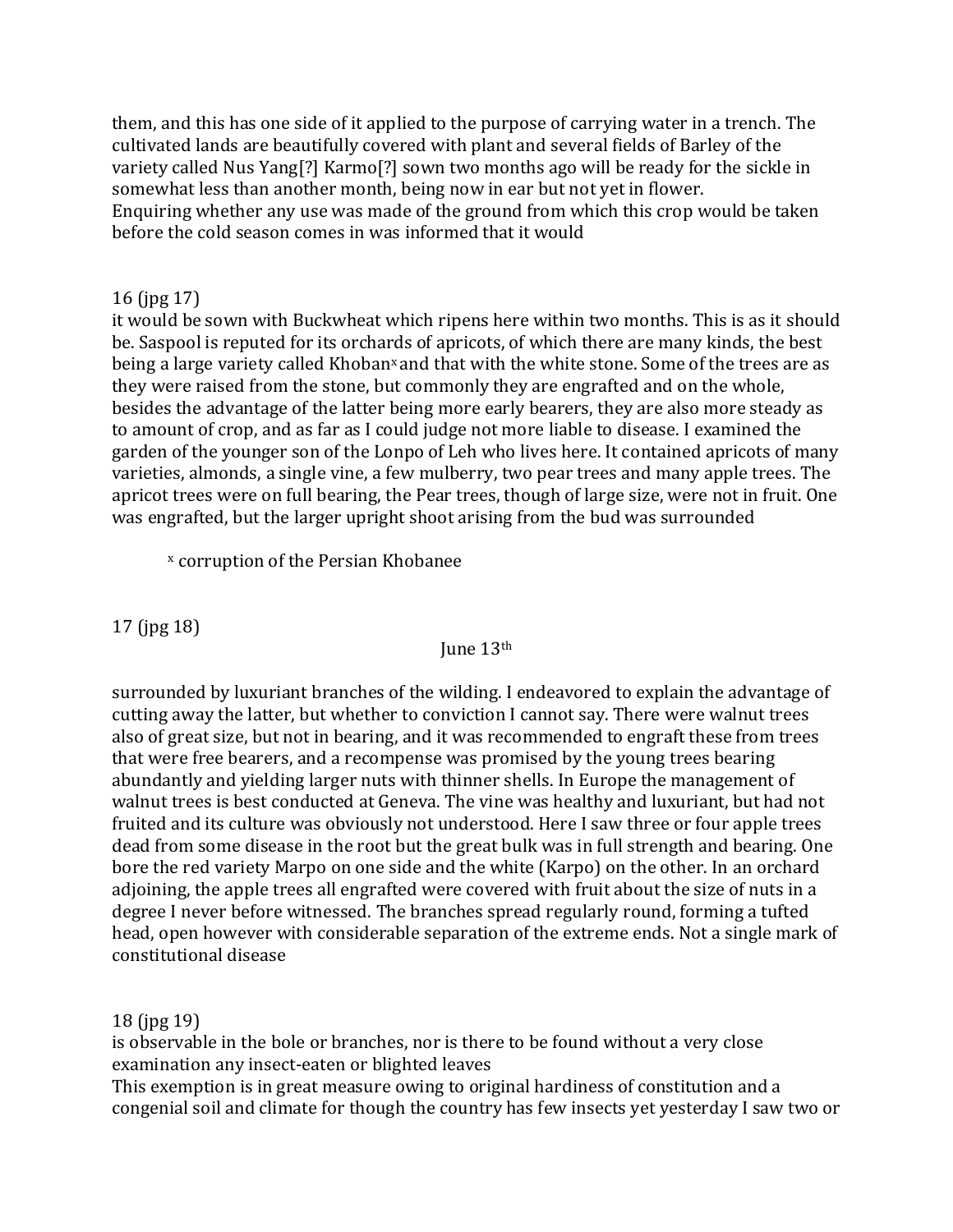them, and this has one side of it applied to the purpose of carrying water in a trench. The cultivated lands are beautifully covered with plant and several fields of Barley of the variety called Nus Yang[?] Karmo[?] sown two months ago will be ready for the sickle in somewhat less than another month, being now in ear but not yet in flower.
Enquiring whether any use was made of the ground from which this crop would be taken before the cold season comes in was informed that it would

16 (jpg 17)
it would be sown with Buckwheat which ripens here within two months. This is as it should be. Saspool is reputed for its orchards of apricots, of which there are many kinds, the best being a large variety called Khoban[x] and that with the white stone. Some of the trees are as they were raised from the stone, but commonly they are engrafted and on the whole, besides the advantage of the latter being more early bearers, they are also more steady as to amount of crop, and as far as I could judge not more liable to disease. I examined the garden of the younger son of the Lonpo of Leh who lives here. It contained apricots of many varieties, almonds, a single vine, a few mulberry, two pear trees and many apple trees. The apricot trees were on full bearing, the Pear trees, though of large size, were not in fruit. One was engrafted, but the larger upright shoot arising from the bud was surrounded

[x] corruption of the Persian Khobanee

17 (jpg 18)

June 13th

surrounded by luxuriant branches of the wilding. I endeavored to explain the advantage of cutting away the latter, but whether to conviction I cannot say. There were walnut trees also of great size, but not in bearing, and it was recommended to engraft these from trees that were free bearers, and a recompense was promised by the young trees bearing abundantly and yielding larger nuts with thinner shells. In Europe the management of walnut trees is best conducted at Geneva. The vine was healthy and luxuriant, but had not fruited and its culture was obviously not understood. Here I saw three or four apple trees dead from some disease in the root but the great bulk was in full strength and bearing. One bore the red variety Marpo on one side and the white (Karpo) on the other. In an orchard adjoining, the apple trees all engrafted were covered with fruit about the size of nuts in a degree I never before witnessed. The branches spread regularly round, forming a tufted head, open however with considerable separation of the extreme ends. Not a single mark of constitutional disease

18 (jpg 19)
is observable in the bole or branches, nor is there to be found without a very close examination any insect-eaten or blighted leaves
This exemption is in great measure owing to original hardiness of constitution and a congenial soil and climate for though the country has few insects yet yesterday I saw two or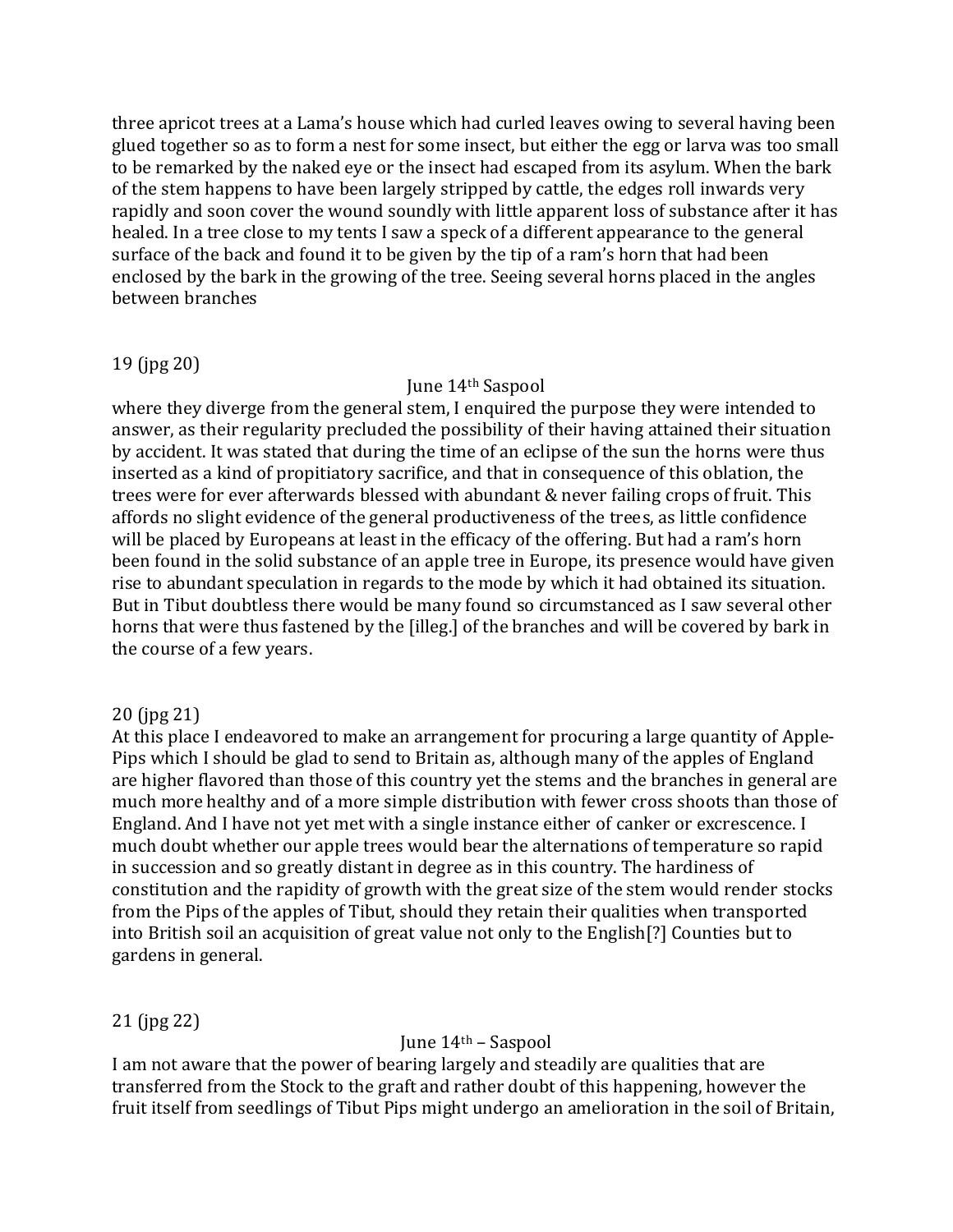three apricot trees at a Lama's house which had curled leaves owing to several having been glued together so as to form a nest for some insect, but either the egg or larva was too small to be remarked by the naked eye or the insect had escaped from its asylum. When the bark of the stem happens to have been largely stripped by cattle, the edges roll inwards very rapidly and soon cover the wound soundly with little apparent loss of substance after it has healed. In a tree close to my tents I saw a speck of a different appearance to the general surface of the back and found it to be given by the tip of a ram's horn that had been enclosed by the bark in the growing of the tree. Seeing several horns placed in the angles between branches

19 (jpg 20)

June 14th Saspool

where they diverge from the general stem, I enquired the purpose they were intended to answer, as their regularity precluded the possibility of their having attained their situation by accident. It was stated that during the time of an eclipse of the sun the horns were thus inserted as a kind of propitiatory sacrifice, and that in consequence of this oblation, the trees were for ever afterwards blessed with abundant & never failing crops of fruit. This affords no slight evidence of the general productiveness of the trees, as little confidence will be placed by Europeans at least in the efficacy of the offering. But had a ram's horn been found in the solid substance of an apple tree in Europe, its presence would have given rise to abundant speculation in regards to the mode by which it had obtained its situation. But in Tibut doubtless there would be many found so circumstanced as I saw several other horns that were thus fastened by the [illeg.] of the branches and will be covered by bark in the course of a few years.

20 (jpg 21)

At this place I endeavored to make an arrangement for procuring a large quantity of Apple-Pips which I should be glad to send to Britain as, although many of the apples of England are higher flavored than those of this country yet the stems and the branches in general are much more healthy and of a more simple distribution with fewer cross shoots than those of England. And I have not yet met with a single instance either of canker or excrescence. I much doubt whether our apple trees would bear the alternations of temperature so rapid in succession and so greatly distant in degree as in this country. The hardiness of constitution and the rapidity of growth with the great size of the stem would render stocks from the Pips of the apples of Tibut, should they retain their qualities when transported into British soil an acquisition of great value not only to the English[?] Counties but to gardens in general.

21 (jpg 22)

June 14th – Saspool

I am not aware that the power of bearing largely and steadily are qualities that are transferred from the Stock to the graft and rather doubt of this happening, however the fruit itself from seedlings of Tibut Pips might undergo an amelioration in the soil of Britain,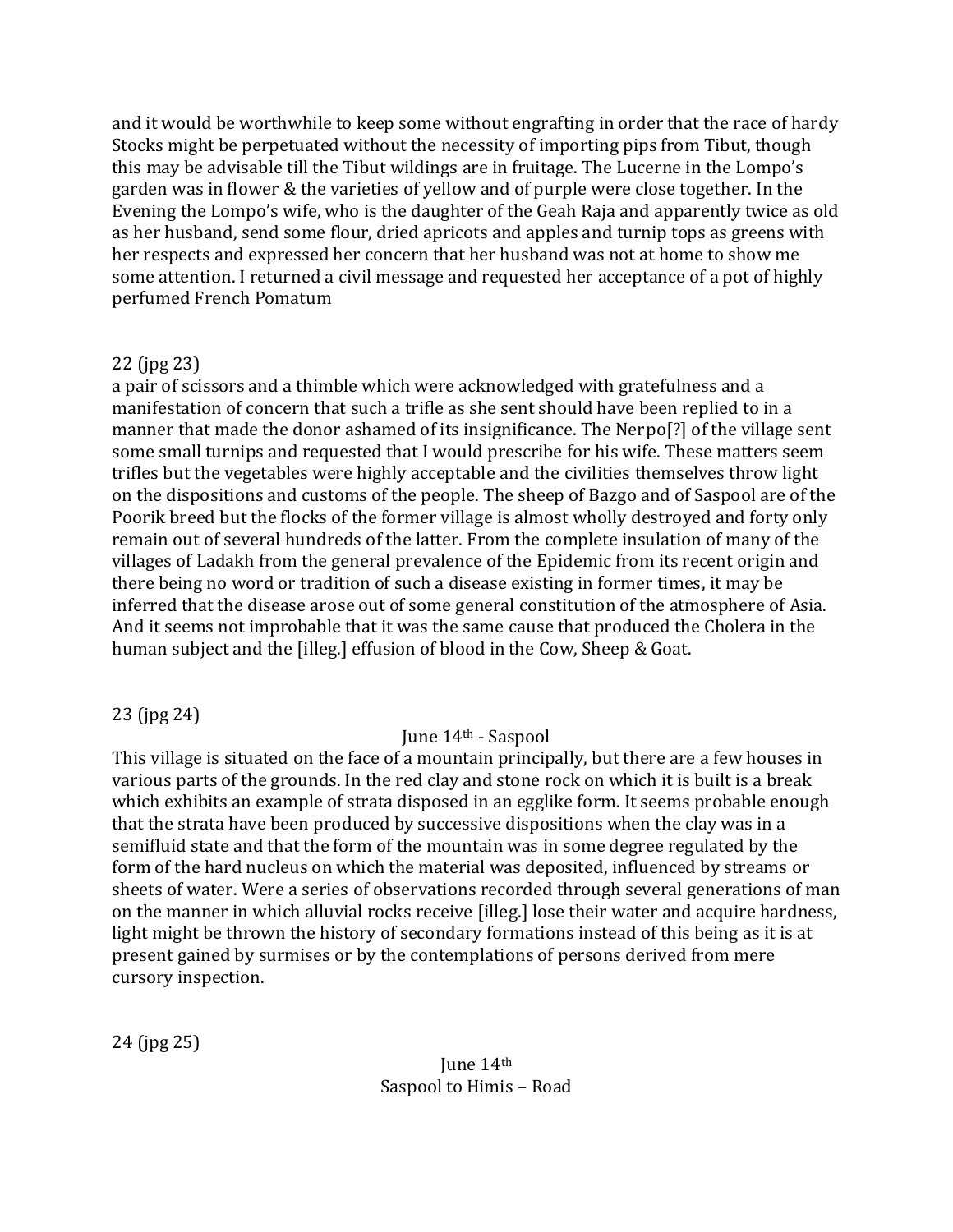and it would be worthwhile to keep some without engrafting in order that the race of hardy Stocks might be perpetuated without the necessity of importing pips from Tibut, though this may be advisable till the Tibut wildings are in fruitage. The Lucerne in the Lompo's garden was in flower & the varieties of yellow and of purple were close together. In the Evening the Lompo's wife, who is the daughter of the Geah Raja and apparently twice as old as her husband, send some flour, dried apricots and apples and turnip tops as greens with her respects and expressed her concern that her husband was not at home to show me some attention. I returned a civil message and requested her acceptance of a pot of highly perfumed French Pomatum

22 (jpg 23)

a pair of scissors and a thimble which were acknowledged with gratefulness and a manifestation of concern that such a trifle as she sent should have been replied to in a manner that made the donor ashamed of its insignificance. The Nerpo[?] of the village sent some small turnips and requested that I would prescribe for his wife. These matters seem trifles but the vegetables were highly acceptable and the civilities themselves throw light on the dispositions and customs of the people. The sheep of Bazgo and of Saspool are of the Poorik breed but the flocks of the former village is almost wholly destroyed and forty only remain out of several hundreds of the latter. From the complete insulation of many of the villages of Ladakh from the general prevalence of the Epidemic from its recent origin and there being no word or tradition of such a disease existing in former times, it may be inferred that the disease arose out of some general constitution of the atmosphere of Asia. And it seems not improbable that it was the same cause that produced the Cholera in the human subject and the [illeg.] effusion of blood in the Cow, Sheep & Goat.

23 (jpg 24)

June 14th - Saspool

This village is situated on the face of a mountain principally, but there are a few houses in various parts of the grounds. In the red clay and stone rock on which it is built is a break which exhibits an example of strata disposed in an egglike form. It seems probable enough that the strata have been produced by successive dispositions when the clay was in a semifluid state and that the form of the mountain was in some degree regulated by the form of the hard nucleus on which the material was deposited, influenced by streams or sheets of water. Were a series of observations recorded through several generations of man on the manner in which alluvial rocks receive [illeg.] lose their water and acquire hardness, light might be thrown the history of secondary formations instead of this being as it is at present gained by surmises or by the contemplations of persons derived from mere cursory inspection.

24 (jpg 25)

June 14th
Saspool to Himis – Road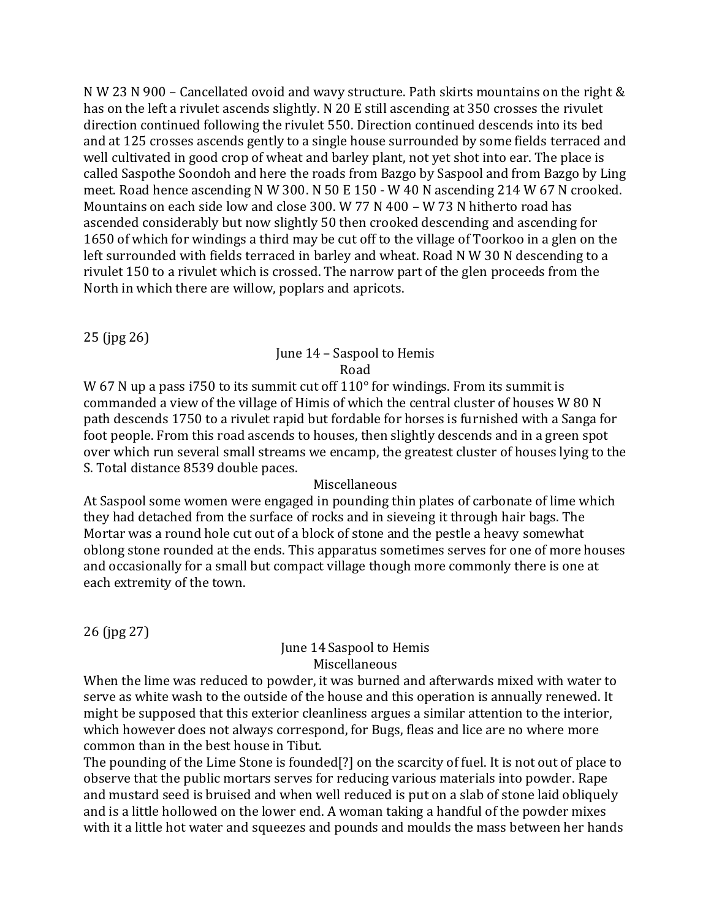N W 23 N 900 – Cancellated ovoid and wavy structure. Path skirts mountains on the right & has on the left a rivulet ascends slightly. N 20 E still ascending at 350 crosses the rivulet direction continued following the rivulet 550. Direction continued descends into its bed and at 125 crosses ascends gently to a single house surrounded by some fields terraced and well cultivated in good crop of wheat and barley plant, not yet shot into ear. The place is called Saspothe Soondoh and here the roads from Bazgo by Saspool and from Bazgo by Ling meet. Road hence ascending N W 300. N 50 E 150 - W 40 N ascending 214 W 67 N crooked. Mountains on each side low and close 300. W 77 N 400 – W 73 N hitherto road has ascended considerably but now slightly 50 then crooked descending and ascending for 1650 of which for windings a third may be cut off to the village of Toorkoo in a glen on the left surrounded with fields terraced in barley and wheat. Road N W 30 N descending to a rivulet 150 to a rivulet which is crossed. The narrow part of the glen proceeds from the North in which there are willow, poplars and apricots.

25 (jpg 26)

June 14 – Saspool to Hemis

Road

W 67 N up a pass i750 to its summit cut off 110° for windings. From its summit is commanded a view of the village of Himis of which the central cluster of houses W 80 N path descends 1750 to a rivulet rapid but fordable for horses is furnished with a Sanga for foot people. From this road ascends to houses, then slightly descends and in a green spot over which run several small streams we encamp, the greatest cluster of houses lying to the S. Total distance 8539 double paces.

Miscellaneous

At Saspool some women were engaged in pounding thin plates of carbonate of lime which they had detached from the surface of rocks and in sieveing it through hair bags. The Mortar was a round hole cut out of a block of stone and the pestle a heavy somewhat oblong stone rounded at the ends. This apparatus sometimes serves for one of more houses and occasionally for a small but compact village though more commonly there is one at each extremity of the town.

26 (jpg 27)

June 14 Saspool to Hemis

Miscellaneous

When the lime was reduced to powder, it was burned and afterwards mixed with water to serve as white wash to the outside of the house and this operation is annually renewed. It might be supposed that this exterior cleanliness argues a similar attention to the interior, which however does not always correspond, for Bugs, fleas and lice are no where more common than in the best house in Tibut.

The pounding of the Lime Stone is founded[?] on the scarcity of fuel. It is not out of place to observe that the public mortars serves for reducing various materials into powder. Rape and mustard seed is bruised and when well reduced is put on a slab of stone laid obliquely and is a little hollowed on the lower end. A woman taking a handful of the powder mixes with it a little hot water and squeezes and pounds and moulds the mass between her hands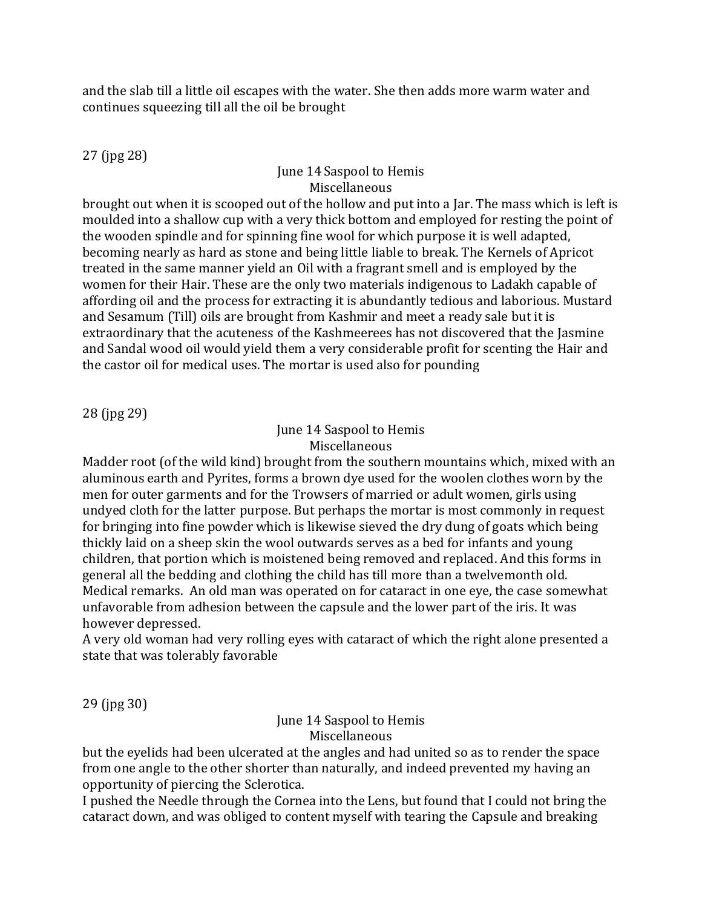and the slab till a little oil escapes with the water. She then adds more warm water and continues squeezing till all the oil be brought

27 (jpg 28)

June 14 Saspool to Hemis
Miscellaneous

brought out when it is scooped out of the hollow and put into a Jar. The mass which is left is moulded into a shallow cup with a very thick bottom and employed for resting the point of the wooden spindle and for spinning fine wool for which purpose it is well adapted, becoming nearly as hard as stone and being little liable to break. The Kernels of Apricot treated in the same manner yield an Oil with a fragrant smell and is employed by the women for their Hair. These are the only two materials indigenous to Ladakh capable of affording oil and the process for extracting it is abundantly tedious and laborious. Mustard and Sesamum (Till) oils are brought from Kashmir and meet a ready sale but it is extraordinary that the acuteness of the Kashmeerees has not discovered that the Jasmine and Sandal wood oil would yield them a very considerable profit for scenting the Hair and the castor oil for medical uses. The mortar is used also for pounding

28 (jpg 29)

June 14 Saspool to Hemis
Miscellaneous

Madder root (of the wild kind) brought from the southern mountains which, mixed with an aluminous earth and Pyrites, forms a brown dye used for the woolen clothes worn by the men for outer garments and for the Trowsers of married or adult women, girls using undyed cloth for the latter purpose. But perhaps the mortar is most commonly in request for bringing into fine powder which is likewise sieved the dry dung of goats which being thickly laid on a sheep skin the wool outwards serves as a bed for infants and young children, that portion which is moistened being removed and replaced. And this forms in general all the bedding and clothing the child has till more than a twelvemonth old.
Medical remarks. An old man was operated on for cataract in one eye, the case somewhat unfavorable from adhesion between the capsule and the lower part of the iris. It was however depressed.
A very old woman had very rolling eyes with cataract of which the right alone presented a state that was tolerably favorable

29 (jpg 30)

June 14 Saspool to Hemis
Miscellaneous

but the eyelids had been ulcerated at the angles and had united so as to render the space from one angle to the other shorter than naturally, and indeed prevented my having an opportunity of piercing the Sclerotica.
I pushed the Needle through the Cornea into the Lens, but found that I could not bring the cataract down, and was obliged to content myself with tearing the Capsule and breaking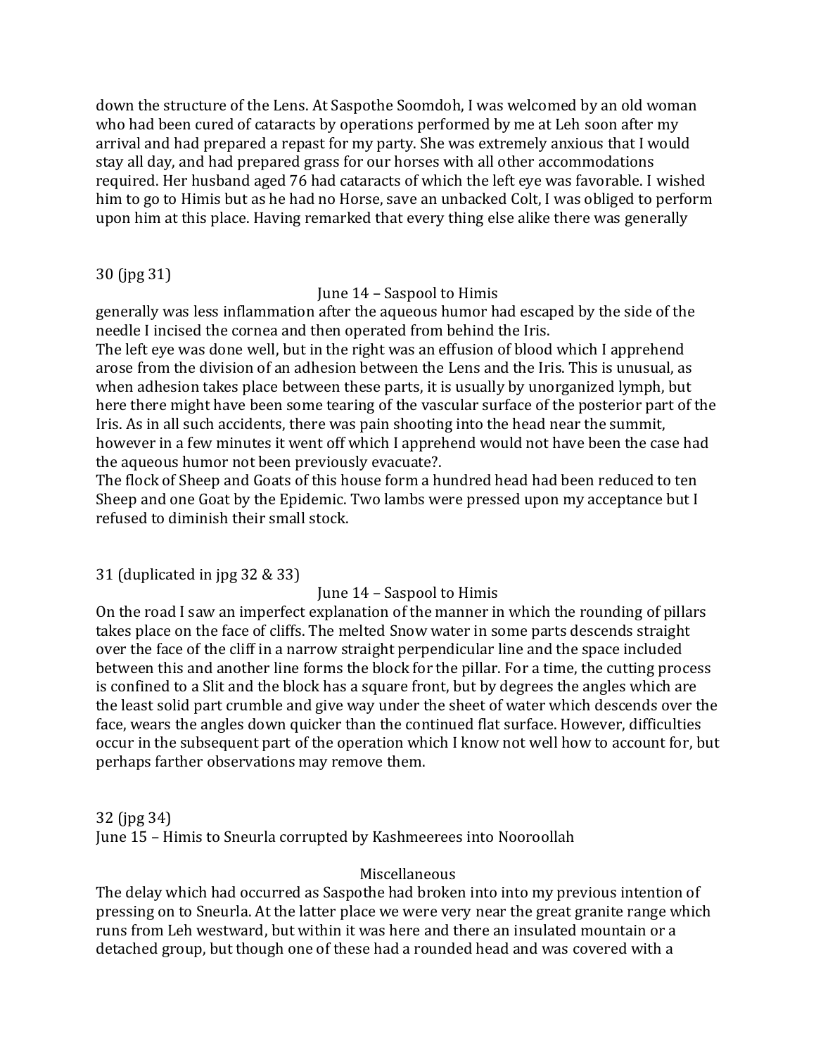down the structure of the Lens. At Saspothe Soomdoh, I was welcomed by an old woman who had been cured of cataracts by operations performed by me at Leh soon after my arrival and had prepared a repast for my party. She was extremely anxious that I would stay all day, and had prepared grass for our horses with all other accommodations required. Her husband aged 76 had cataracts of which the left eye was favorable. I wished him to go to Himis but as he had no Horse, save an unbacked Colt, I was obliged to perform upon him at this place. Having remarked that every thing else alike there was generally

30 (jpg 31)

June 14 – Saspool to Himis

generally was less inflammation after the aqueous humor had escaped by the side of the needle I incised the cornea and then operated from behind the Iris.

The left eye was done well, but in the right was an effusion of blood which I apprehend arose from the division of an adhesion between the Lens and the Iris. This is unusual, as when adhesion takes place between these parts, it is usually by unorganized lymph, but here there might have been some tearing of the vascular surface of the posterior part of the Iris. As in all such accidents, there was pain shooting into the head near the summit, however in a few minutes it went off which I apprehend would not have been the case had the aqueous humor not been previously evacuate?.

The flock of Sheep and Goats of this house form a hundred head had been reduced to ten Sheep and one Goat by the Epidemic. Two lambs were pressed upon my acceptance but I refused to diminish their small stock.

31 (duplicated in jpg 32 & 33)

June 14 – Saspool to Himis

On the road I saw an imperfect explanation of the manner in which the rounding of pillars takes place on the face of cliffs. The melted Snow water in some parts descends straight over the face of the cliff in a narrow straight perpendicular line and the space included between this and another line forms the block for the pillar. For a time, the cutting process is confined to a Slit and the block has a square front, but by degrees the angles which are the least solid part crumble and give way under the sheet of water which descends over the face, wears the angles down quicker than the continued flat surface. However, difficulties occur in the subsequent part of the operation which I know not well how to account for, but perhaps farther observations may remove them.

32 (jpg 34)

June 15 – Himis to Sneurla corrupted by Kashmeerees into Nooroollah

Miscellaneous

The delay which had occurred as Saspothe had broken into into my previous intention of pressing on to Sneurla. At the latter place we were very near the great granite range which runs from Leh westward, but within it was here and there an insulated mountain or a detached group, but though one of these had a rounded head and was covered with a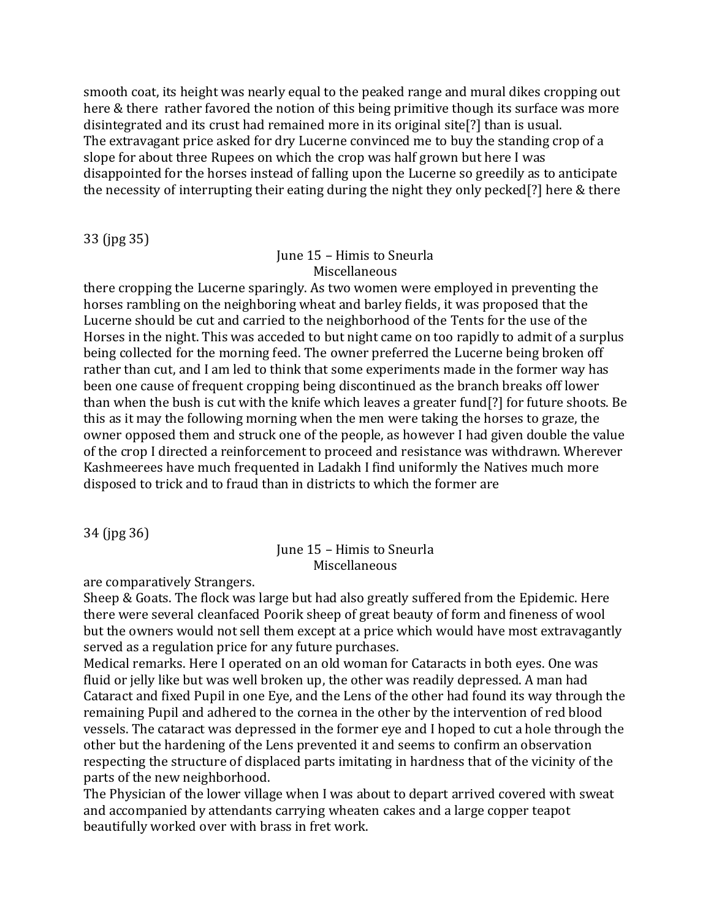smooth coat, its height was nearly equal to the peaked range and mural dikes cropping out here & there rather favored the notion of this being primitive though its surface was more disintegrated and its crust had remained more in its original site[?] than is usual.
The extravagant price asked for dry Lucerne convinced me to buy the standing crop of a slope for about three Rupees on which the crop was half grown but here I was disappointed for the horses instead of falling upon the Lucerne so greedily as to anticipate the necessity of interrupting their eating during the night they only pecked[?] here & there

33 (jpg 35)

June 15 – Himis to Sneurla
Miscellaneous

there cropping the Lucerne sparingly. As two women were employed in preventing the horses rambling on the neighboring wheat and barley fields, it was proposed that the Lucerne should be cut and carried to the neighborhood of the Tents for the use of the Horses in the night. This was acceded to but night came on too rapidly to admit of a surplus being collected for the morning feed. The owner preferred the Lucerne being broken off rather than cut, and I am led to think that some experiments made in the former way has been one cause of frequent cropping being discontinued as the branch breaks off lower than when the bush is cut with the knife which leaves a greater fund[?] for future shoots. Be this as it may the following morning when the men were taking the horses to graze, the owner opposed them and struck one of the people, as however I had given double the value of the crop I directed a reinforcement to proceed and resistance was withdrawn. Wherever Kashmeerees have much frequented in Ladakh I find uniformly the Natives much more disposed to trick and to fraud than in districts to which the former are

34 (jpg 36)

June 15 – Himis to Sneurla
Miscellaneous

are comparatively Strangers.
Sheep & Goats. The flock was large but had also greatly suffered from the Epidemic. Here there were several cleanfaced Poorik sheep of great beauty of form and fineness of wool but the owners would not sell them except at a price which would have most extravagantly served as a regulation price for any future purchases.
Medical remarks. Here I operated on an old woman for Cataracts in both eyes. One was fluid or jelly like but was well broken up, the other was readily depressed. A man had Cataract and fixed Pupil in one Eye, and the Lens of the other had found its way through the remaining Pupil and adhered to the cornea in the other by the intervention of red blood vessels. The cataract was depressed in the former eye and I hoped to cut a hole through the other but the hardening of the Lens prevented it and seems to confirm an observation respecting the structure of displaced parts imitating in hardness that of the vicinity of the parts of the new neighborhood.
The Physician of the lower village when I was about to depart arrived covered with sweat and accompanied by attendants carrying wheaten cakes and a large copper teapot beautifully worked over with brass in fret work.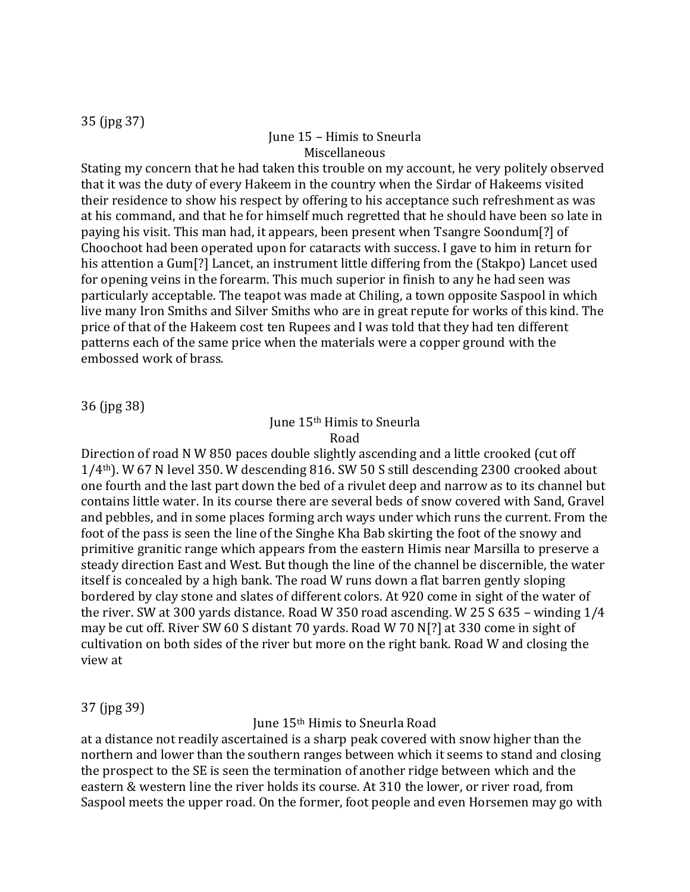35 (jpg 37)

June 15 – Himis to Sneurla
Miscellaneous

Stating my concern that he had taken this trouble on my account, he very politely observed that it was the duty of every Hakeem in the country when the Sirdar of Hakeems visited their residence to show his respect by offering to his acceptance such refreshment as was at his command, and that he for himself much regretted that he should have been so late in paying his visit. This man had, it appears, been present when Tsangre Soondum[?] of Choochoot had been operated upon for cataracts with success. I gave to him in return for his attention a Gum[?] Lancet, an instrument little differing from the (Stakpo) Lancet used for opening veins in the forearm. This much superior in finish to any he had seen was particularly acceptable. The teapot was made at Chiling, a town opposite Saspool in which live many Iron Smiths and Silver Smiths who are in great repute for works of this kind. The price of that of the Hakeem cost ten Rupees and I was told that they had ten different patterns each of the same price when the materials were a copper ground with the embossed work of brass.

36 (jpg 38)

June 15th Himis to Sneurla
Road

Direction of road N W 850 paces double slightly ascending and a little crooked (cut off 1/4th). W 67 N level 350. W descending 816. SW 50 S still descending 2300 crooked about one fourth and the last part down the bed of a rivulet deep and narrow as to its channel but contains little water. In its course there are several beds of snow covered with Sand, Gravel and pebbles, and in some places forming arch ways under which runs the current. From the foot of the pass is seen the line of the Singhe Kha Bab skirting the foot of the snowy and primitive granitic range which appears from the eastern Himis near Marsilla to preserve a steady direction East and West. But though the line of the channel be discernible, the water itself is concealed by a high bank. The road W runs down a flat barren gently sloping bordered by clay stone and slates of different colors. At 920 come in sight of the water of the river. SW at 300 yards distance. Road W 350 road ascending. W 25 S 635 – winding 1/4 may be cut off. River SW 60 S distant 70 yards. Road W 70 N[?] at 330 come in sight of cultivation on both sides of the river but more on the right bank. Road W and closing the view at

37 (jpg 39)

June 15th Himis to Sneurla Road

at a distance not readily ascertained is a sharp peak covered with snow higher than the northern and lower than the southern ranges between which it seems to stand and closing the prospect to the SE is seen the termination of another ridge between which and the eastern & western line the river holds its course. At 310 the lower, or river road, from Saspool meets the upper road. On the former, foot people and even Horsemen may go with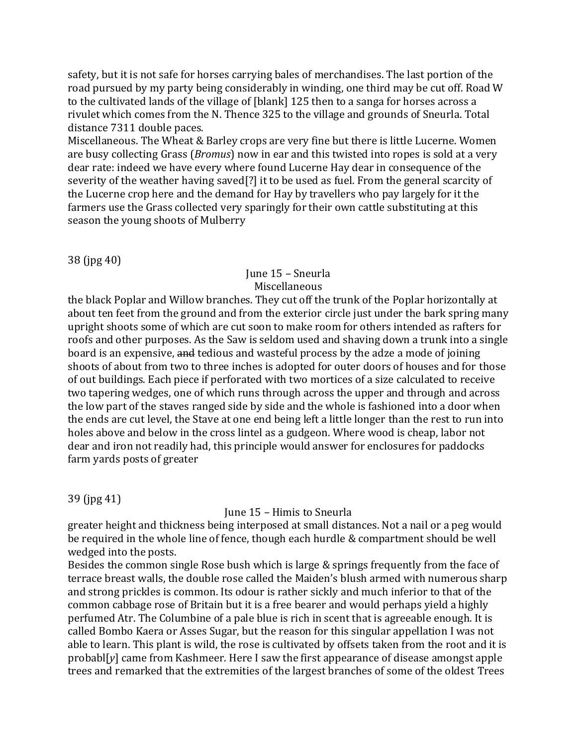safety, but it is not safe for horses carrying bales of merchandises. The last portion of the road pursued by my party being considerably in winding, one third may be cut off. Road W to the cultivated lands of the village of [blank] 125 then to a sanga for horses across a rivulet which comes from the N. Thence 325 to the village and grounds of Sneurla. Total distance 7311 double paces.

Miscellaneous. The Wheat & Barley crops are very fine but there is little Lucerne. Women are busy collecting Grass (*Bromus*) now in ear and this twisted into ropes is sold at a very dear rate: indeed we have every where found Lucerne Hay dear in consequence of the severity of the weather having saved[?] it to be used as fuel. From the general scarcity of the Lucerne crop here and the demand for Hay by travellers who pay largely for it the farmers use the Grass collected very sparingly for their own cattle substituting at this season the young shoots of Mulberry

38 (jpg 40)

June 15 – Sneurla

Miscellaneous

the black Poplar and Willow branches. They cut off the trunk of the Poplar horizontally at about ten feet from the ground and from the exterior circle just under the bark spring many upright shoots some of which are cut soon to make room for others intended as rafters for roofs and other purposes. As the Saw is seldom used and shaving down a trunk into a single board is an expensive, ~~and~~ tedious and wasteful process by the adze a mode of joining shoots of about from two to three inches is adopted for outer doors of houses and for those of out buildings. Each piece if perforated with two mortices of a size calculated to receive two tapering wedges, one of which runs through across the upper and through and across the low part of the staves ranged side by side and the whole is fashioned into a door when the ends are cut level, the Stave at one end being left a little longer than the rest to run into holes above and below in the cross lintel as a gudgeon. Where wood is cheap, labor not dear and iron not readily had, this principle would answer for enclosures for paddocks farm yards posts of greater

39 (jpg 41)

June 15 – Himis to Sneurla

greater height and thickness being interposed at small distances. Not a nail or a peg would be required in the whole line of fence, though each hurdle & compartment should be well wedged into the posts.

Besides the common single Rose bush which is large & springs frequently from the face of terrace breast walls, the double rose called the Maiden's blush armed with numerous sharp and strong prickles is common. Its odour is rather sickly and much inferior to that of the common cabbage rose of Britain but it is a free bearer and would perhaps yield a highly perfumed Atr. The Columbine of a pale blue is rich in scent that is agreeable enough. It is called Bombo Kaera or Asses Sugar, but the reason for this singular appellation I was not able to learn. This plant is wild, the rose is cultivated by offsets taken from the root and it is probabl[*y*] came from Kashmeer. Here I saw the first appearance of disease amongst apple trees and remarked that the extremities of the largest branches of some of the oldest Trees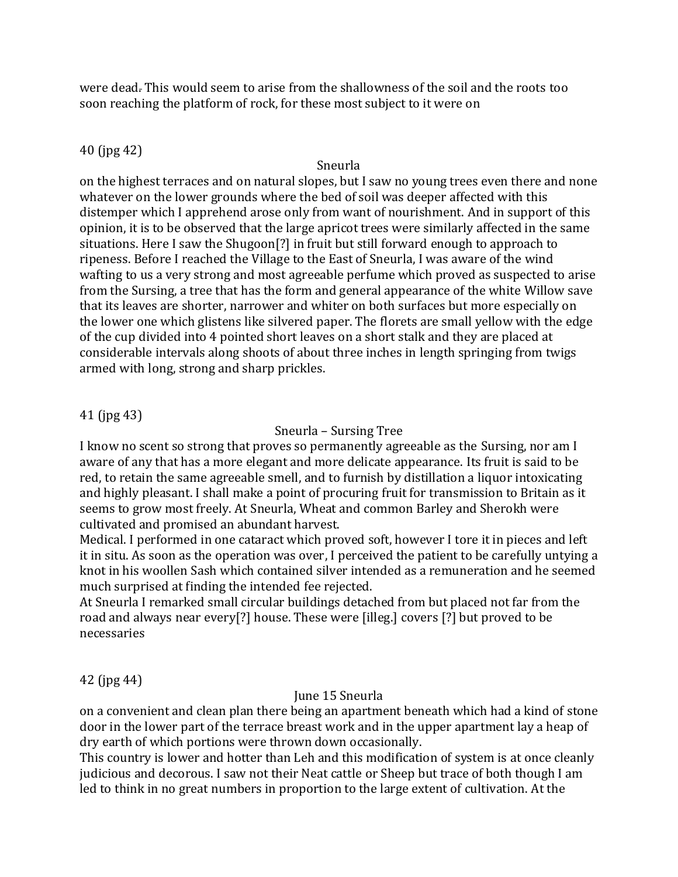were dead. This would seem to arise from the shallowness of the soil and the roots too soon reaching the platform of rock, for these most subject to it were on

40 (jpg 42)

Sneurla

on the highest terraces and on natural slopes, but I saw no young trees even there and none whatever on the lower grounds where the bed of soil was deeper affected with this distemper which I apprehend arose only from want of nourishment. And in support of this opinion, it is to be observed that the large apricot trees were similarly affected in the same situations. Here I saw the Shugoon[?] in fruit but still forward enough to approach to ripeness. Before I reached the Village to the East of Sneurla, I was aware of the wind wafting to us a very strong and most agreeable perfume which proved as suspected to arise from the Sursing, a tree that has the form and general appearance of the white Willow save that its leaves are shorter, narrower and whiter on both surfaces but more especially on the lower one which glistens like silvered paper. The florets are small yellow with the edge of the cup divided into 4 pointed short leaves on a short stalk and they are placed at considerable intervals along shoots of about three inches in length springing from twigs armed with long, strong and sharp prickles.

41 (jpg 43)

Sneurla – Sursing Tree

I know no scent so strong that proves so permanently agreeable as the Sursing, nor am I aware of any that has a more elegant and more delicate appearance. Its fruit is said to be red, to retain the same agreeable smell, and to furnish by distillation a liquor intoxicating and highly pleasant. I shall make a point of procuring fruit for transmission to Britain as it seems to grow most freely. At Sneurla, Wheat and common Barley and Sherokh were cultivated and promised an abundant harvest.

Medical. I performed in one cataract which proved soft, however I tore it in pieces and left it in situ. As soon as the operation was over, I perceived the patient to be carefully untying a knot in his woollen Sash which contained silver intended as a remuneration and he seemed much surprised at finding the intended fee rejected.

At Sneurla I remarked small circular buildings detached from but placed not far from the road and always near every[?] house. These were [illeg.] covers [?] but proved to be necessaries

42 (jpg 44)

June 15 Sneurla

on a convenient and clean plan there being an apartment beneath which had a kind of stone door in the lower part of the terrace breast work and in the upper apartment lay a heap of dry earth of which portions were thrown down occasionally.

This country is lower and hotter than Leh and this modification of system is at once cleanly judicious and decorous. I saw not their Neat cattle or Sheep but trace of both though I am led to think in no great numbers in proportion to the large extent of cultivation. At the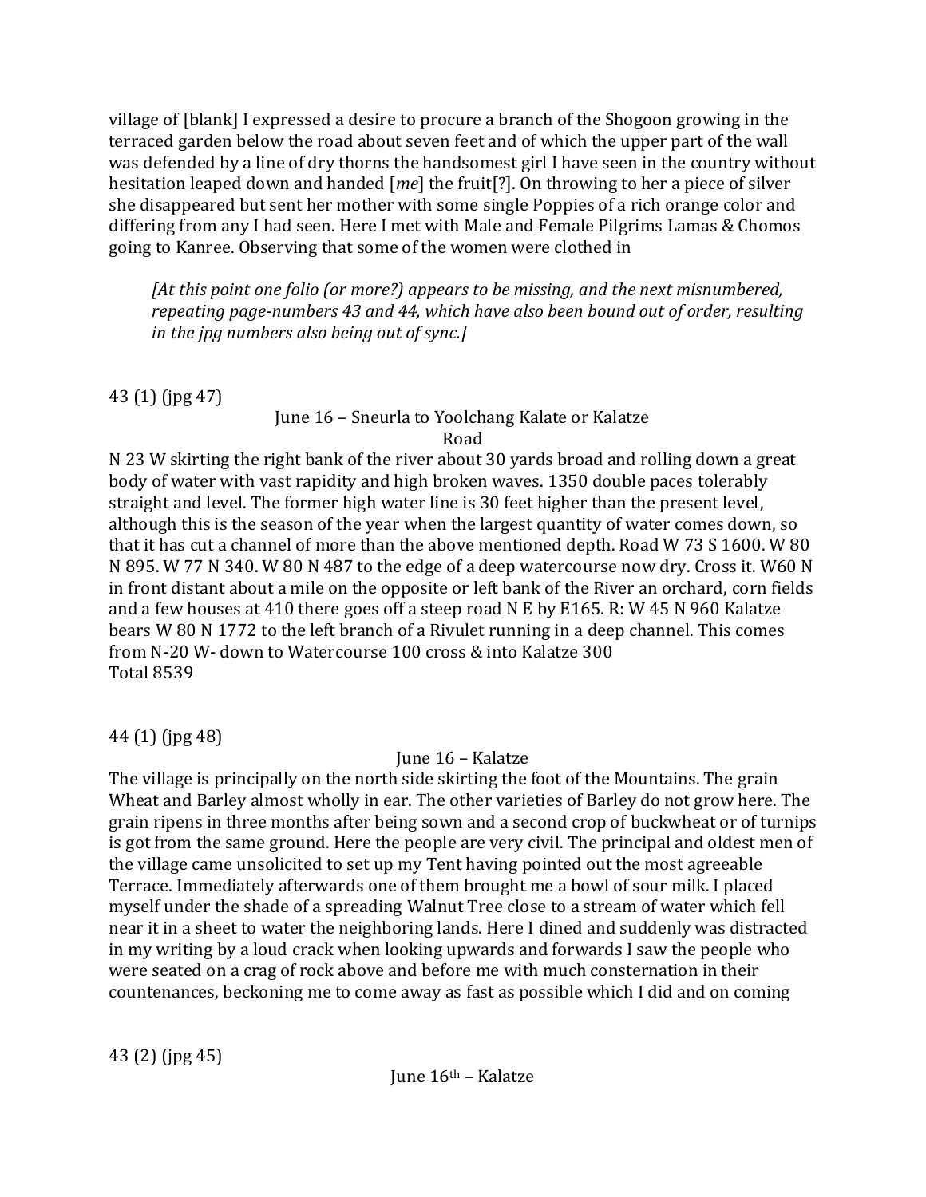village of [blank] I expressed a desire to procure a branch of the Shogoon growing in the terraced garden below the road about seven feet and of which the upper part of the wall was defended by a line of dry thorns the handsomest girl I have seen in the country without hesitation leaped down and handed [*me*] the fruit[?]. On throwing to her a piece of silver she disappeared but sent her mother with some single Poppies of a rich orange color and differing from any I had seen. Here I met with Male and Female Pilgrims Lamas & Chomos going to Kanree. Observing that some of the women were clothed in

> *[At this point one folio (or more?) appears to be missing, and the next misnumbered, repeating page-numbers 43 and 44, which have also been bound out of order, resulting in the jpg numbers also being out of sync.]*

43 (1) (jpg 47)

June 16 – Sneurla to Yoolchang Kalate or Kalatze

Road

N 23 W skirting the right bank of the river about 30 yards broad and rolling down a great body of water with vast rapidity and high broken waves. 1350 double paces tolerably straight and level. The former high water line is 30 feet higher than the present level, although this is the season of the year when the largest quantity of water comes down, so that it has cut a channel of more than the above mentioned depth. Road W 73 S 1600. W 80 N 895. W 77 N 340. W 80 N 487 to the edge of a deep watercourse now dry. Cross it. W60 N in front distant about a mile on the opposite or left bank of the River an orchard, corn fields and a few houses at 410 there goes off a steep road N E by E165. R: W 45 N 960 Kalatze bears W 80 N 1772 to the left branch of a Rivulet running in a deep channel. This comes from N-20 W- down to Watercourse 100 cross & into Kalatze 300
Total 8539

44 (1) (jpg 48)

June 16 – Kalatze

The village is principally on the north side skirting the foot of the Mountains. The grain Wheat and Barley almost wholly in ear. The other varieties of Barley do not grow here. The grain ripens in three months after being sown and a second crop of buckwheat or of turnips is got from the same ground. Here the people are very civil. The principal and oldest men of the village came unsolicited to set up my Tent having pointed out the most agreeable Terrace. Immediately afterwards one of them brought me a bowl of sour milk. I placed myself under the shade of a spreading Walnut Tree close to a stream of water which fell near it in a sheet to water the neighboring lands. Here I dined and suddenly was distracted in my writing by a loud crack when looking upwards and forwards I saw the people who were seated on a crag of rock above and before me with much consternation in their countenances, beckoning me to come away as fast as possible which I did and on coming

43 (2) (jpg 45)

June 16th – Kalatze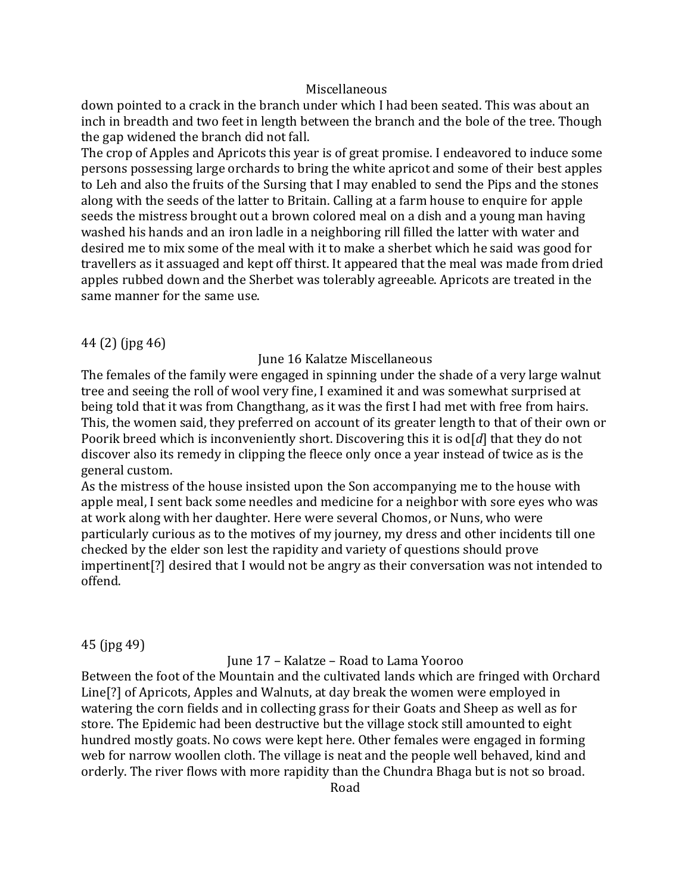Miscellaneous

down pointed to a crack in the branch under which I had been seated. This was about an inch in breadth and two feet in length between the branch and the bole of the tree. Though the gap widened the branch did not fall.

The crop of Apples and Apricots this year is of great promise. I endeavored to induce some persons possessing large orchards to bring the white apricot and some of their best apples to Leh and also the fruits of the Sursing that I may enabled to send the Pips and the stones along with the seeds of the latter to Britain. Calling at a farm house to enquire for apple seeds the mistress brought out a brown colored meal on a dish and a young man having washed his hands and an iron ladle in a neighboring rill filled the latter with water and desired me to mix some of the meal with it to make a sherbet which he said was good for travellers as it assuaged and kept off thirst. It appeared that the meal was made from dried apples rubbed down and the Sherbet was tolerably agreeable. Apricots are treated in the same manner for the same use.

44 (2) (jpg 46)

June 16 Kalatze Miscellaneous

The females of the family were engaged in spinning under the shade of a very large walnut tree and seeing the roll of wool very fine, I examined it and was somewhat surprised at being told that it was from Changthang, as it was the first I had met with free from hairs. This, the women said, they preferred on account of its greater length to that of their own or Poorik breed which is inconveniently short. Discovering this it is od[*d*] that they do not discover also its remedy in clipping the fleece only once a year instead of twice as is the general custom.

As the mistress of the house insisted upon the Son accompanying me to the house with apple meal, I sent back some needles and medicine for a neighbor with sore eyes who was at work along with her daughter. Here were several Chomos, or Nuns, who were particularly curious as to the motives of my journey, my dress and other incidents till one checked by the elder son lest the rapidity and variety of questions should prove impertinent[?] desired that I would not be angry as their conversation was not intended to offend.

45 (jpg 49)

June 17 – Kalatze – Road to Lama Yooroo

Between the foot of the Mountain and the cultivated lands which are fringed with Orchard Line[?] of Apricots, Apples and Walnuts, at day break the women were employed in watering the corn fields and in collecting grass for their Goats and Sheep as well as for store. The Epidemic had been destructive but the village stock still amounted to eight hundred mostly goats. No cows were kept here. Other females were engaged in forming web for narrow woollen cloth. The village is neat and the people well behaved, kind and orderly. The river flows with more rapidity than the Chundra Bhaga but is not so broad.

Road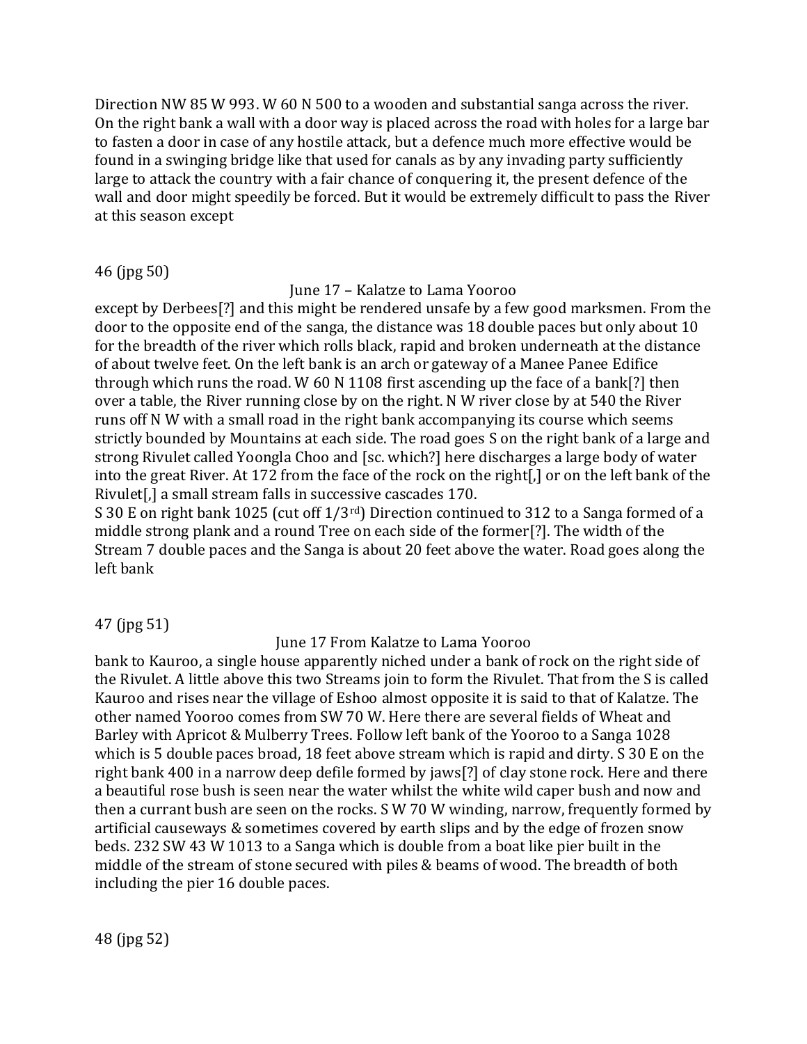Direction NW 85 W 993. W 60 N 500 to a wooden and substantial sanga across the river. On the right bank a wall with a door way is placed across the road with holes for a large bar to fasten a door in case of any hostile attack, but a defence much more effective would be found in a swinging bridge like that used for canals as by any invading party sufficiently large to attack the country with a fair chance of conquering it, the present defence of the wall and door might speedily be forced. But it would be extremely difficult to pass the River at this season except

46 (jpg 50)

June 17 – Kalatze to Lama Yooroo

except by Derbees[?] and this might be rendered unsafe by a few good marksmen. From the door to the opposite end of the sanga, the distance was 18 double paces but only about 10 for the breadth of the river which rolls black, rapid and broken underneath at the distance of about twelve feet. On the left bank is an arch or gateway of a Manee Panee Edifice through which runs the road. W 60 N 1108 first ascending up the face of a bank[?] then over a table, the River running close by on the right. N W river close by at 540 the River runs off N W with a small road in the right bank accompanying its course which seems strictly bounded by Mountains at each side. The road goes S on the right bank of a large and strong Rivulet called Yoongla Choo and [sc. which?] here discharges a large body of water into the great River. At 172 from the face of the rock on the right[,] or on the left bank of the Rivulet[,] a small stream falls in successive cascades 170.

S 30 E on right bank 1025 (cut off 1/3rd) Direction continued to 312 to a Sanga formed of a middle strong plank and a round Tree on each side of the former[?]. The width of the Stream 7 double paces and the Sanga is about 20 feet above the water. Road goes along the left bank

47 (jpg 51)

June 17 From Kalatze to Lama Yooroo

bank to Kauroo, a single house apparently niched under a bank of rock on the right side of the Rivulet. A little above this two Streams join to form the Rivulet. That from the S is called Kauroo and rises near the village of Eshoo almost opposite it is said to that of Kalatze. The other named Yooroo comes from SW 70 W. Here there are several fields of Wheat and Barley with Apricot & Mulberry Trees. Follow left bank of the Yooroo to a Sanga 1028 which is 5 double paces broad, 18 feet above stream which is rapid and dirty. S 30 E on the right bank 400 in a narrow deep defile formed by jaws[?] of clay stone rock. Here and there a beautiful rose bush is seen near the water whilst the white wild caper bush and now and then a currant bush are seen on the rocks. S W 70 W winding, narrow, frequently formed by artificial causeways & sometimes covered by earth slips and by the edge of frozen snow beds. 232 SW 43 W 1013 to a Sanga which is double from a boat like pier built in the middle of the stream of stone secured with piles & beams of wood. The breadth of both including the pier 16 double paces.

48 (jpg 52)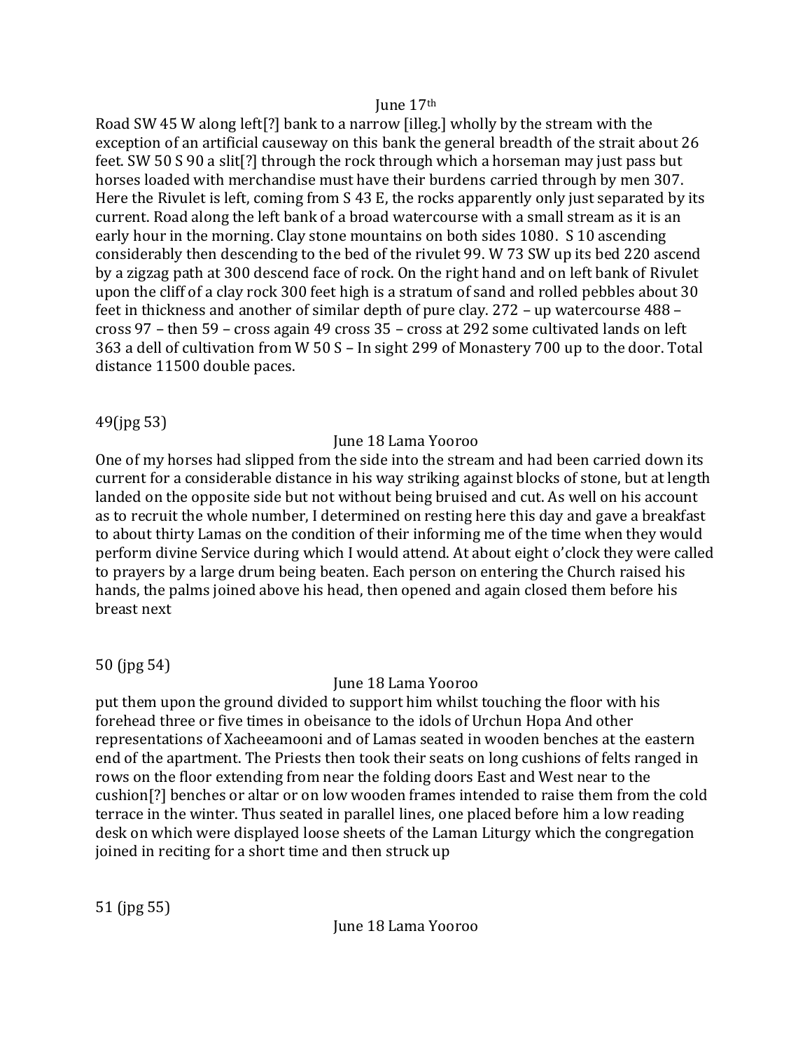June 17th

Road SW 45 W along left[?] bank to a narrow [illeg.] wholly by the stream with the exception of an artificial causeway on this bank the general breadth of the strait about 26 feet. SW 50 S 90 a slit[?] through the rock through which a horseman may just pass but horses loaded with merchandise must have their burdens carried through by men 307. Here the Rivulet is left, coming from S 43 E, the rocks apparently only just separated by its current. Road along the left bank of a broad watercourse with a small stream as it is an early hour in the morning. Clay stone mountains on both sides 1080. S 10 ascending considerably then descending to the bed of the rivulet 99. W 73 SW up its bed 220 ascend by a zigzag path at 300 descend face of rock. On the right hand and on left bank of Rivulet upon the cliff of a clay rock 300 feet high is a stratum of sand and rolled pebbles about 30 feet in thickness and another of similar depth of pure clay. 272 – up watercourse 488 – cross 97 – then 59 – cross again 49 cross 35 – cross at 292 some cultivated lands on left 363 a dell of cultivation from W 50 S – In sight 299 of Monastery 700 up to the door. Total distance 11500 double paces.

49(jpg 53)

June 18 Lama Yooroo

One of my horses had slipped from the side into the stream and had been carried down its current for a considerable distance in his way striking against blocks of stone, but at length landed on the opposite side but not without being bruised and cut. As well on his account as to recruit the whole number, I determined on resting here this day and gave a breakfast to about thirty Lamas on the condition of their informing me of the time when they would perform divine Service during which I would attend. At about eight o'clock they were called to prayers by a large drum being beaten. Each person on entering the Church raised his hands, the palms joined above his head, then opened and again closed them before his breast next

50 (jpg 54)

June 18 Lama Yooroo

put them upon the ground divided to support him whilst touching the floor with his forehead three or five times in obeisance to the idols of Urchun Hopa And other representations of Xacheeamooni and of Lamas seated in wooden benches at the eastern end of the apartment. The Priests then took their seats on long cushions of felts ranged in rows on the floor extending from near the folding doors East and West near to the cushion[?] benches or altar or on low wooden frames intended to raise them from the cold terrace in the winter. Thus seated in parallel lines, one placed before him a low reading desk on which were displayed loose sheets of the Laman Liturgy which the congregation joined in reciting for a short time and then struck up

51 (jpg 55)

June 18 Lama Yooroo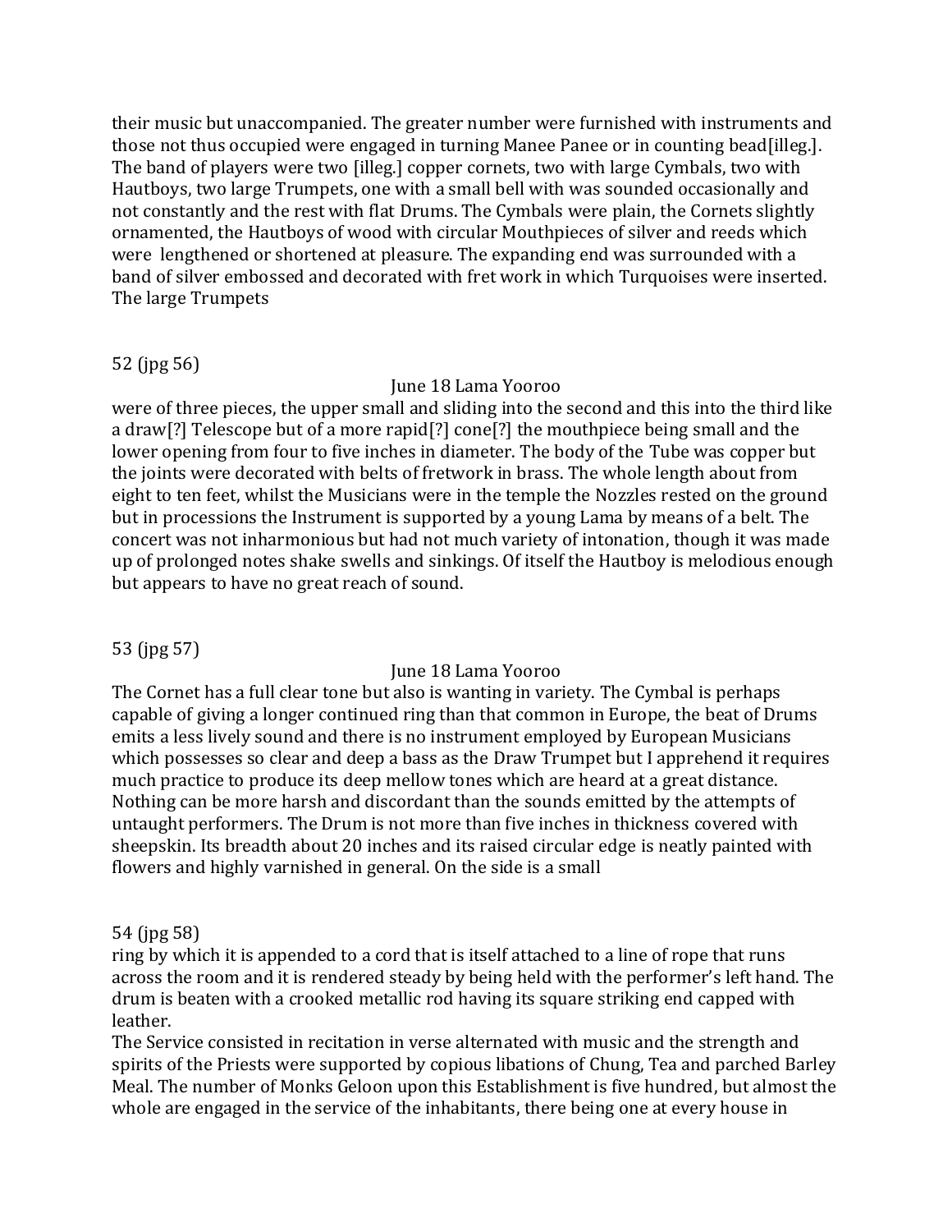their music but unaccompanied. The greater number were furnished with instruments and those not thus occupied were engaged in turning Manee Panee or in counting bead[illeg.]. The band of players were two [illeg.] copper cornets, two with large Cymbals, two with Hautboys, two large Trumpets, one with a small bell with was sounded occasionally and not constantly and the rest with flat Drums. The Cymbals were plain, the Cornets slightly ornamented, the Hautboys of wood with circular Mouthpieces of silver and reeds which were lengthened or shortened at pleasure. The expanding end was surrounded with a band of silver embossed and decorated with fret work in which Turquoises were inserted. The large Trumpets

52 (jpg 56)

June 18 Lama Yooroo

were of three pieces, the upper small and sliding into the second and this into the third like a draw[?] Telescope but of a more rapid[?] cone[?] the mouthpiece being small and the lower opening from four to five inches in diameter. The body of the Tube was copper but the joints were decorated with belts of fretwork in brass. The whole length about from eight to ten feet, whilst the Musicians were in the temple the Nozzles rested on the ground but in processions the Instrument is supported by a young Lama by means of a belt. The concert was not inharmonious but had not much variety of intonation, though it was made up of prolonged notes shake swells and sinkings. Of itself the Hautboy is melodious enough but appears to have no great reach of sound.

53 (jpg 57)

June 18 Lama Yooroo

The Cornet has a full clear tone but also is wanting in variety. The Cymbal is perhaps capable of giving a longer continued ring than that common in Europe, the beat of Drums emits a less lively sound and there is no instrument employed by European Musicians which possesses so clear and deep a bass as the Draw Trumpet but I apprehend it requires much practice to produce its deep mellow tones which are heard at a great distance. Nothing can be more harsh and discordant than the sounds emitted by the attempts of untaught performers. The Drum is not more than five inches in thickness covered with sheepskin. Its breadth about 20 inches and its raised circular edge is neatly painted with flowers and highly varnished in general. On the side is a small

54 (jpg 58)

ring by which it is appended to a cord that is itself attached to a line of rope that runs across the room and it is rendered steady by being held with the performer's left hand. The drum is beaten with a crooked metallic rod having its square striking end capped with leather.

The Service consisted in recitation in verse alternated with music and the strength and spirits of the Priests were supported by copious libations of Chung, Tea and parched Barley Meal. The number of Monks Geloon upon this Establishment is five hundred, but almost the whole are engaged in the service of the inhabitants, there being one at every house in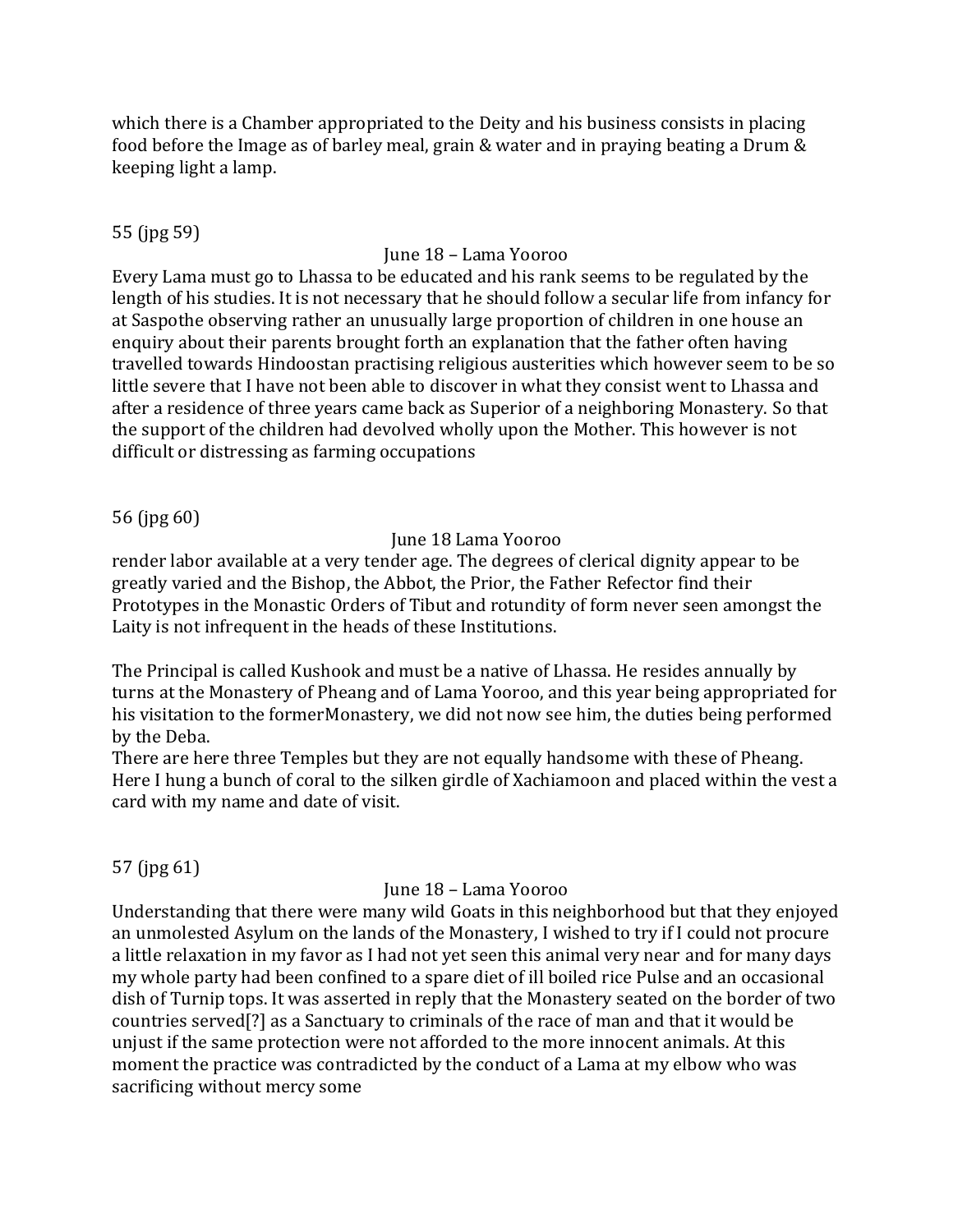which there is a Chamber appropriated to the Deity and his business consists in placing food before the Image as of barley meal, grain & water and in praying beating a Drum & keeping light a lamp.

55 (jpg 59)

June 18 – Lama Yooroo

Every Lama must go to Lhassa to be educated and his rank seems to be regulated by the length of his studies. It is not necessary that he should follow a secular life from infancy for at Saspothe observing rather an unusually large proportion of children in one house an enquiry about their parents brought forth an explanation that the father often having travelled towards Hindoostan practising religious austerities which however seem to be so little severe that I have not been able to discover in what they consist went to Lhassa and after a residence of three years came back as Superior of a neighboring Monastery. So that the support of the children had devolved wholly upon the Mother. This however is not difficult or distressing as farming occupations

56 (jpg 60)

June 18 Lama Yooroo

render labor available at a very tender age. The degrees of clerical dignity appear to be greatly varied and the Bishop, the Abbot, the Prior, the Father Refector find their Prototypes in the Monastic Orders of Tibut and rotundity of form never seen amongst the Laity is not infrequent in the heads of these Institutions.

The Principal is called Kushook and must be a native of Lhassa. He resides annually by turns at the Monastery of Pheang and of Lama Yooroo, and this year being appropriated for his visitation to the formerMonastery, we did not now see him, the duties being performed by the Deba.

There are here three Temples but they are not equally handsome with these of Pheang. Here I hung a bunch of coral to the silken girdle of Xachiamoon and placed within the vest a card with my name and date of visit.

57 (jpg 61)

June 18 – Lama Yooroo

Understanding that there were many wild Goats in this neighborhood but that they enjoyed an unmolested Asylum on the lands of the Monastery, I wished to try if I could not procure a little relaxation in my favor as I had not yet seen this animal very near and for many days my whole party had been confined to a spare diet of ill boiled rice Pulse and an occasional dish of Turnip tops. It was asserted in reply that the Monastery seated on the border of two countries served[?] as a Sanctuary to criminals of the race of man and that it would be unjust if the same protection were not afforded to the more innocent animals. At this moment the practice was contradicted by the conduct of a Lama at my elbow who was sacrificing without mercy some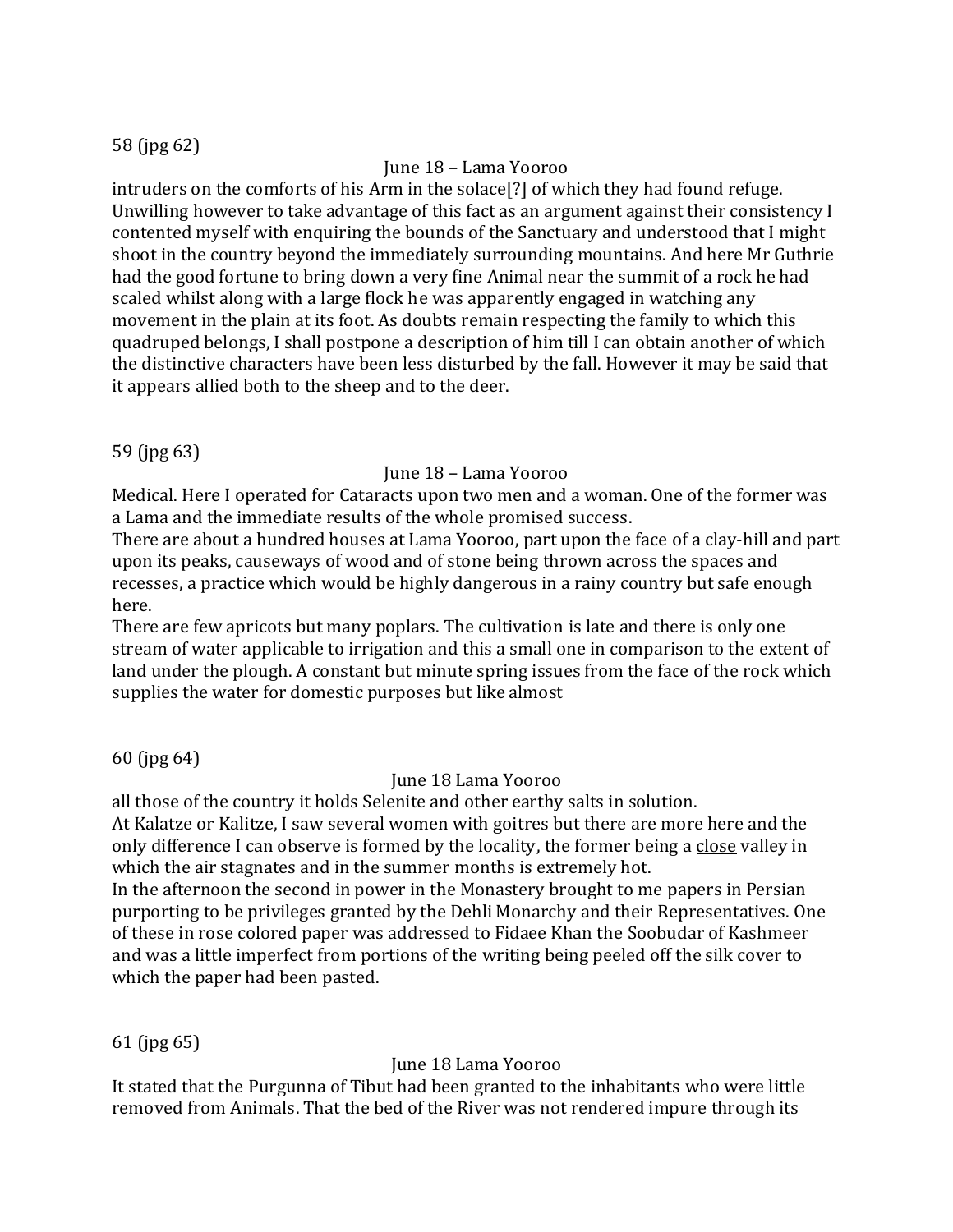58 (jpg 62)

June 18 – Lama Yooroo

intruders on the comforts of his Arm in the solace[?] of which they had found refuge. Unwilling however to take advantage of this fact as an argument against their consistency I contented myself with enquiring the bounds of the Sanctuary and understood that I might shoot in the country beyond the immediately surrounding mountains. And here Mr Guthrie had the good fortune to bring down a very fine Animal near the summit of a rock he had scaled whilst along with a large flock he was apparently engaged in watching any movement in the plain at its foot. As doubts remain respecting the family to which this quadruped belongs, I shall postpone a description of him till I can obtain another of which the distinctive characters have been less disturbed by the fall. However it may be said that it appears allied both to the sheep and to the deer.

59 (jpg 63)

June 18 – Lama Yooroo

Medical. Here I operated for Cataracts upon two men and a woman. One of the former was a Lama and the immediate results of the whole promised success.

There are about a hundred houses at Lama Yooroo, part upon the face of a clay-hill and part upon its peaks, causeways of wood and of stone being thrown across the spaces and recesses, a practice which would be highly dangerous in a rainy country but safe enough here.

There are few apricots but many poplars. The cultivation is late and there is only one stream of water applicable to irrigation and this a small one in comparison to the extent of land under the plough. A constant but minute spring issues from the face of the rock which supplies the water for domestic purposes but like almost

60 (jpg 64)

June 18 Lama Yooroo

all those of the country it holds Selenite and other earthy salts in solution.

At Kalatze or Kalitze, I saw several women with goitres but there are more here and the only difference I can observe is formed by the locality, the former being a <u>close</u> valley in which the air stagnates and in the summer months is extremely hot.

In the afternoon the second in power in the Monastery brought to me papers in Persian purporting to be privileges granted by the Dehli Monarchy and their Representatives. One of these in rose colored paper was addressed to Fidaee Khan the Soobudar of Kashmeer and was a little imperfect from portions of the writing being peeled off the silk cover to which the paper had been pasted.

61 (jpg 65)

June 18 Lama Yooroo

It stated that the Purgunna of Tibut had been granted to the inhabitants who were little removed from Animals. That the bed of the River was not rendered impure through its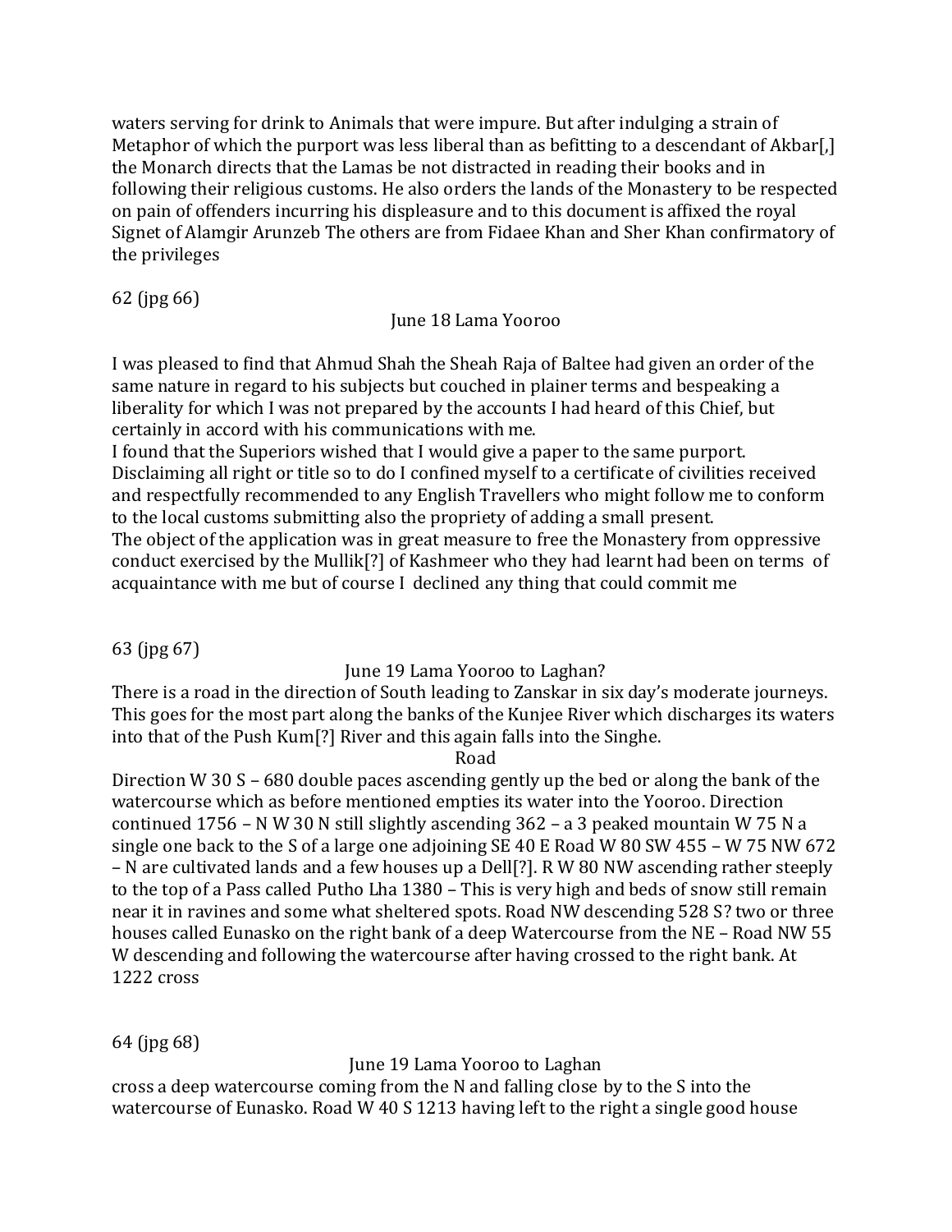waters serving for drink to Animals that were impure. But after indulging a strain of Metaphor of which the purport was less liberal than as befitting to a descendant of Akbar[,] the Monarch directs that the Lamas be not distracted in reading their books and in following their religious customs. He also orders the lands of the Monastery to be respected on pain of offenders incurring his displeasure and to this document is affixed the royal Signet of Alamgir Arunzeb The others are from Fidaee Khan and Sher Khan confirmatory of the privileges

62 (jpg 66)

June 18 Lama Yooroo

I was pleased to find that Ahmud Shah the Sheah Raja of Baltee had given an order of the same nature in regard to his subjects but couched in plainer terms and bespeaking a liberality for which I was not prepared by the accounts I had heard of this Chief, but certainly in accord with his communications with me.
I found that the Superiors wished that I would give a paper to the same purport. Disclaiming all right or title so to do I confined myself to a certificate of civilities received and respectfully recommended to any English Travellers who might follow me to conform to the local customs submitting also the propriety of adding a small present.
The object of the application was in great measure to free the Monastery from oppressive conduct exercised by the Mullik[?] of Kashmeer who they had learnt had been on terms of acquaintance with me but of course I declined any thing that could commit me

63 (jpg 67)

June 19 Lama Yooroo to Laghan?

There is a road in the direction of South leading to Zanskar in six day's moderate journeys. This goes for the most part along the banks of the Kunjee River which discharges its waters into that of the Push Kum[?] River and this again falls into the Singhe.

Road

Direction W 30 S – 680 double paces ascending gently up the bed or along the bank of the watercourse which as before mentioned empties its water into the Yooroo. Direction continued 1756 – N W 30 N still slightly ascending 362 – a 3 peaked mountain W 75 N a single one back to the S of a large one adjoining SE 40 E Road W 80 SW 455 – W 75 NW 672 – N are cultivated lands and a few houses up a Dell[?]. R W 80 NW ascending rather steeply to the top of a Pass called Putho Lha 1380 – This is very high and beds of snow still remain near it in ravines and some what sheltered spots. Road NW descending 528 S? two or three houses called Eunasko on the right bank of a deep Watercourse from the NE – Road NW 55 W descending and following the watercourse after having crossed to the right bank. At 1222 cross

64 (jpg 68)

June 19 Lama Yooroo to Laghan

cross a deep watercourse coming from the N and falling close by to the S into the watercourse of Eunasko. Road W 40 S 1213 having left to the right a single good house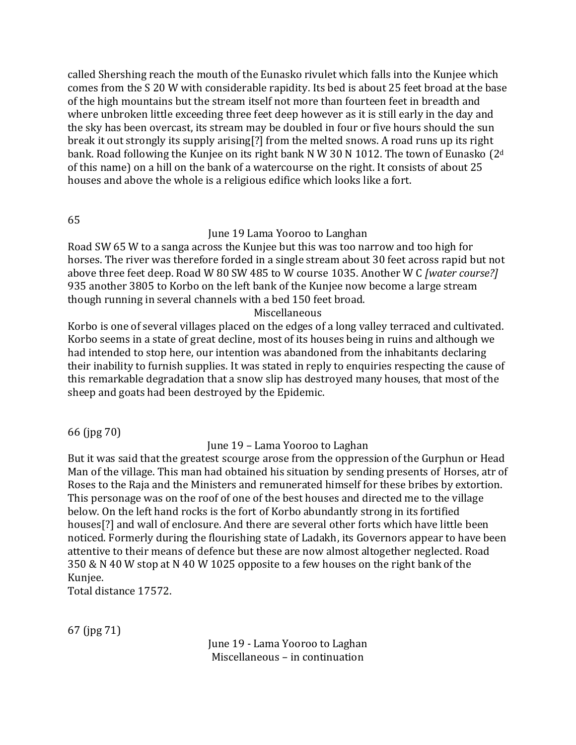called Shershing reach the mouth of the Eunasko rivulet which falls into the Kunjee which comes from the S 20 W with considerable rapidity. Its bed is about 25 feet broad at the base of the high mountains but the stream itself not more than fourteen feet in breadth and where unbroken little exceeding three feet deep however as it is still early in the day and the sky has been overcast, its stream may be doubled in four or five hours should the sun break it out strongly its supply arising[?] from the melted snows. A road runs up its right bank. Road following the Kunjee on its right bank N W 30 N 1012. The town of Eunasko (2[d] of this name) on a hill on the bank of a watercourse on the right. It consists of about 25 houses and above the whole is a religious edifice which looks like a fort.

65

June 19 Lama Yooroo to Langhan

Road SW 65 W to a sanga across the Kunjee but this was too narrow and too high for horses. The river was therefore forded in a single stream about 30 feet across rapid but not above three feet deep. Road W 80 SW 485 to W course 1035. Another W C *[water course?]* 935 another 3805 to Korbo on the left bank of the Kunjee now become a large stream though running in several channels with a bed 150 feet broad.

Miscellaneous

Korbo is one of several villages placed on the edges of a long valley terraced and cultivated. Korbo seems in a state of great decline, most of its houses being in ruins and although we had intended to stop here, our intention was abandoned from the inhabitants declaring their inability to furnish supplies. It was stated in reply to enquiries respecting the cause of this remarkable degradation that a snow slip has destroyed many houses, that most of the sheep and goats had been destroyed by the Epidemic.

66 (jpg 70)

June 19 – Lama Yooroo to Laghan

But it was said that the greatest scourge arose from the oppression of the Gurphun or Head Man of the village. This man had obtained his situation by sending presents of Horses, atr of Roses to the Raja and the Ministers and remunerated himself for these bribes by extortion. This personage was on the roof of one of the best houses and directed me to the village below. On the left hand rocks is the fort of Korbo abundantly strong in its fortified houses[?] and wall of enclosure. And there are several other forts which have little been noticed. Formerly during the flourishing state of Ladakh, its Governors appear to have been attentive to their means of defence but these are now almost altogether neglected. Road 350 & N 40 W stop at N 40 W 1025 opposite to a few houses on the right bank of the Kunjee.

Total distance 17572.

67 (jpg 71)

June 19 - Lama Yooroo to Laghan

Miscellaneous – in continuation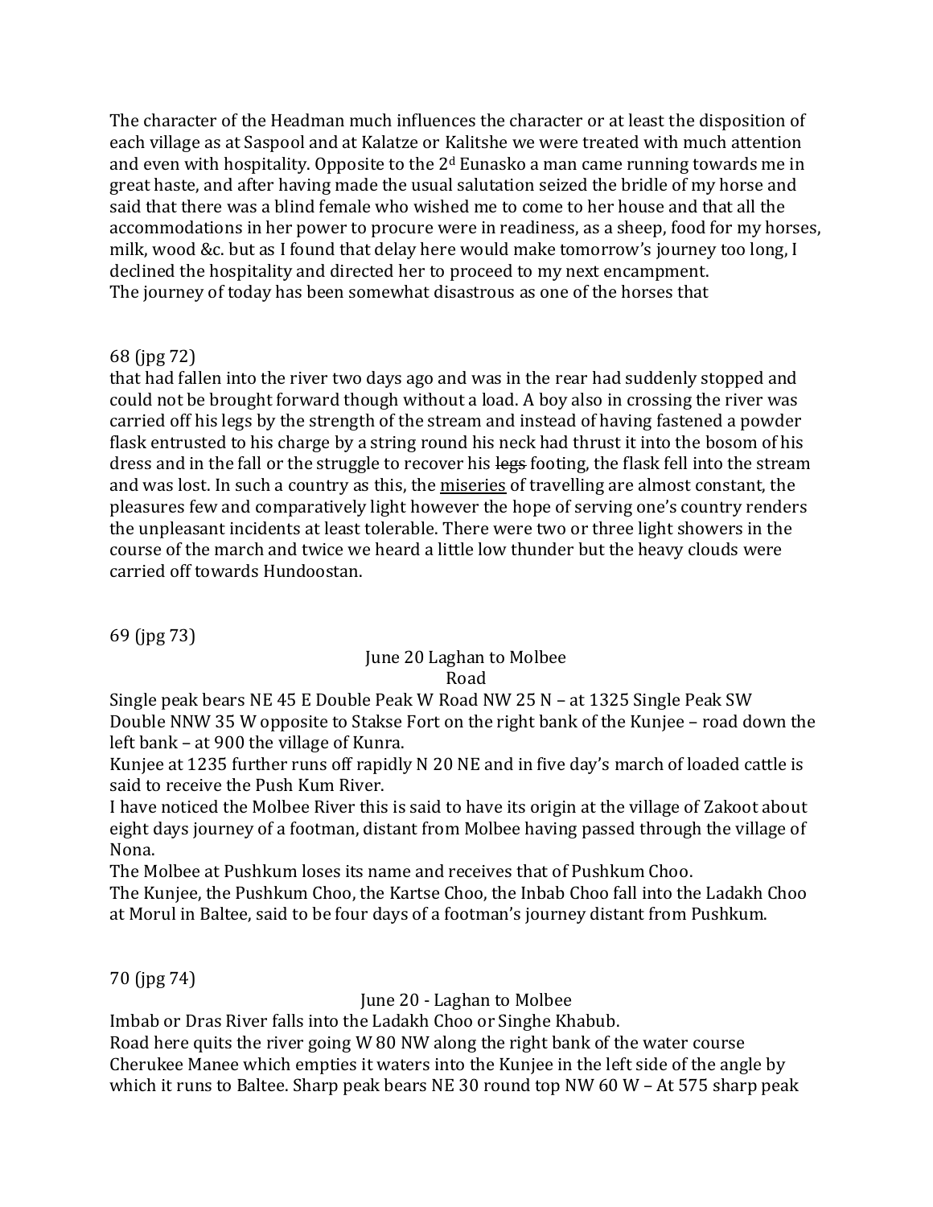The character of the Headman much influences the character or at least the disposition of each village as at Saspool and at Kalatze or Kalitshe we were treated with much attention and even with hospitality. Opposite to the 2[d] Eunasko a man came running towards me in great haste, and after having made the usual salutation seized the bridle of my horse and said that there was a blind female who wished me to come to her house and that all the accommodations in her power to procure were in readiness, as a sheep, food for my horses, milk, wood &c. but as I found that delay here would make tomorrow's journey too long, I declined the hospitality and directed her to proceed to my next encampment.
The journey of today has been somewhat disastrous as one of the horses that

68 (jpg 72)
that had fallen into the river two days ago and was in the rear had suddenly stopped and could not be brought forward though without a load. A boy also in crossing the river was carried off his legs by the strength of the stream and instead of having fastened a powder flask entrusted to his charge by a string round his neck had thrust it into the bosom of his dress and in the fall or the struggle to recover his ~~legs~~ footing, the flask fell into the stream and was lost. In such a country as this, the <u>miseries</u> of travelling are almost constant, the pleasures few and comparatively light however the hope of serving one's country renders the unpleasant incidents at least tolerable. There were two or three light showers in the course of the march and twice we heard a little low thunder but the heavy clouds were carried off towards Hundoostan.

69 (jpg 73)

June 20 Laghan to Molbee
Road

Single peak bears NE 45 E Double Peak W Road NW 25 N – at 1325 Single Peak SW Double NNW 35 W opposite to Stakse Fort on the right bank of the Kunjee – road down the left bank – at 900 the village of Kunra.
Kunjee at 1235 further runs off rapidly N 20 NE and in five day's march of loaded cattle is said to receive the Push Kum River.
I have noticed the Molbee River this is said to have its origin at the village of Zakoot about eight days journey of a footman, distant from Molbee having passed through the village of Nona.
The Molbee at Pushkum loses its name and receives that of Pushkum Choo.
The Kunjee, the Pushkum Choo, the Kartse Choo, the Inbab Choo fall into the Ladakh Choo at Morul in Baltee, said to be four days of a footman's journey distant from Pushkum.

70 (jpg 74)

June 20 - Laghan to Molbee

Imbab or Dras River falls into the Ladakh Choo or Singhe Khabub.
Road here quits the river going W 80 NW along the right bank of the water course Cherukee Manee which empties it waters into the Kunjee in the left side of the angle by which it runs to Baltee. Sharp peak bears NE 30 round top NW 60 W – At 575 sharp peak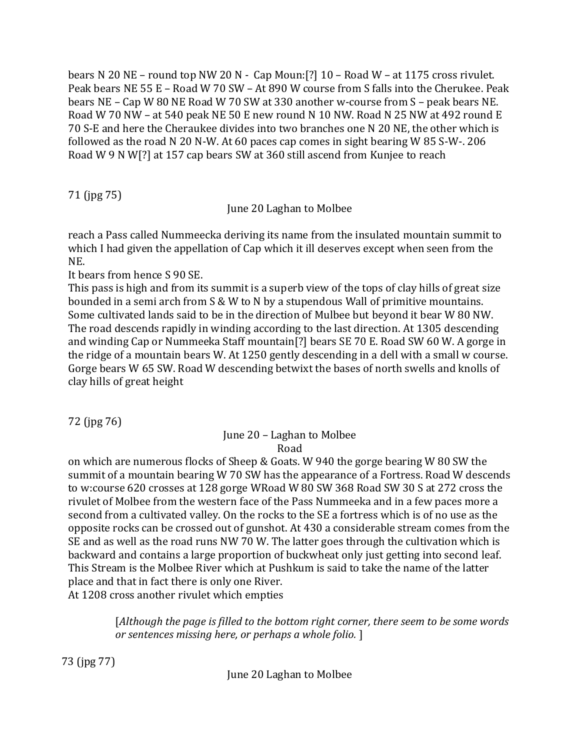bears N 20 NE – round top NW 20 N - Cap Moun:[?] 10 – Road W – at 1175 cross rivulet. Peak bears NE 55 E – Road W 70 SW – At 890 W course from S falls into the Cherukee. Peak bears NE – Cap W 80 NE Road W 70 SW at 330 another w-course from S – peak bears NE. Road W 70 NW – at 540 peak NE 50 E new round N 10 NW. Road N 25 NW at 492 round E 70 S-E and here the Cheraukee divides into two branches one N 20 NE, the other which is followed as the road N 20 N-W. At 60 paces cap comes in sight bearing W 85 S-W-. 206 Road W 9 N W[?] at 157 cap bears SW at 360 still ascend from Kunjee to reach

71 (jpg 75)

June 20 Laghan to Molbee

reach a Pass called Nummeecka deriving its name from the insulated mountain summit to which I had given the appellation of Cap which it ill deserves except when seen from the NE.

It bears from hence S 90 SE.

This pass is high and from its summit is a superb view of the tops of clay hills of great size bounded in a semi arch from S & W to N by a stupendous Wall of primitive mountains. Some cultivated lands said to be in the direction of Mulbee but beyond it bear W 80 NW. The road descends rapidly in winding according to the last direction. At 1305 descending and winding Cap or Nummeeka Staff mountain[?] bears SE 70 E. Road SW 60 W. A gorge in the ridge of a mountain bears W. At 1250 gently descending in a dell with a small w course. Gorge bears W 65 SW. Road W descending betwixt the bases of north swells and knolls of clay hills of great height

72 (jpg 76)

June 20 – Laghan to Molbee

Road

on which are numerous flocks of Sheep & Goats. W 940 the gorge bearing W 80 SW the summit of a mountain bearing W 70 SW has the appearance of a Fortress. Road W descends to w:course 620 crosses at 128 gorge WRoad W 80 SW 368 Road SW 30 S at 272 cross the rivulet of Molbee from the western face of the Pass Nummeeka and in a few paces more a second from a cultivated valley. On the rocks to the SE a fortress which is of no use as the opposite rocks can be crossed out of gunshot. At 430 a considerable stream comes from the SE and as well as the road runs NW 70 W. The latter goes through the cultivation which is backward and contains a large proportion of buckwheat only just getting into second leaf. This Stream is the Molbee River which at Pushkum is said to take the name of the latter place and that in fact there is only one River.

At 1208 cross another rivulet which empties

[*Although the page is filled to the bottom right corner, there seem to be some words or sentences missing here, or perhaps a whole folio.* ]

73 (jpg 77)

June 20 Laghan to Molbee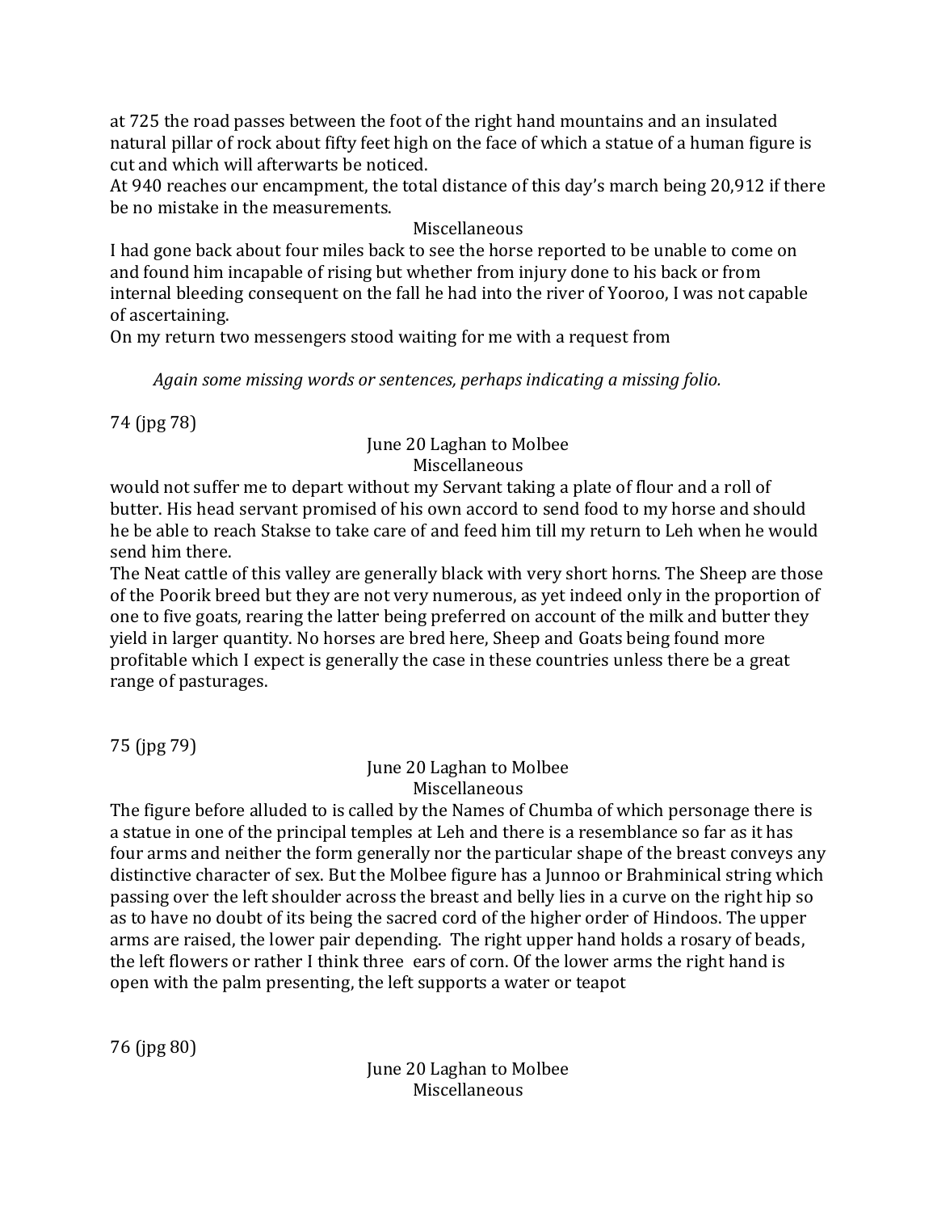at 725 the road passes between the foot of the right hand mountains and an insulated natural pillar of rock about fifty feet high on the face of which a statue of a human figure is cut and which will afterwarts be noticed.
At 940 reaches our encampment, the total distance of this day's march being 20,912 if there be no mistake in the measurements.

Miscellaneous

I had gone back about four miles back to see the horse reported to be unable to come on and found him incapable of rising but whether from injury done to his back or from internal bleeding consequent on the fall he had into the river of Yooroo, I was not capable of ascertaining.
On my return two messengers stood waiting for me with a request from

*Again some missing words or sentences, perhaps indicating a missing folio.*

74 (jpg 78)

June 20 Laghan to Molbee
Miscellaneous

would not suffer me to depart without my Servant taking a plate of flour and a roll of butter. His head servant promised of his own accord to send food to my horse and should he be able to reach Stakse to take care of and feed him till my return to Leh when he would send him there.
The Neat cattle of this valley are generally black with very short horns. The Sheep are those of the Poorik breed but they are not very numerous, as yet indeed only in the proportion of one to five goats, rearing the latter being preferred on account of the milk and butter they yield in larger quantity. No horses are bred here, Sheep and Goats being found more profitable which I expect is generally the case in these countries unless there be a great range of pasturages.

75 (jpg 79)

June 20 Laghan to Molbee
Miscellaneous

The figure before alluded to is called by the Names of Chumba of which personage there is a statue in one of the principal temples at Leh and there is a resemblance so far as it has four arms and neither the form generally nor the particular shape of the breast conveys any distinctive character of sex. But the Molbee figure has a Junnoo or Brahminical string which passing over the left shoulder across the breast and belly lies in a curve on the right hip so as to have no doubt of its being the sacred cord of the higher order of Hindoos. The upper arms are raised, the lower pair depending. The right upper hand holds a rosary of beads, the left flowers or rather I think three ears of corn. Of the lower arms the right hand is open with the palm presenting, the left supports a water or teapot

76 (jpg 80)

June 20 Laghan to Molbee
Miscellaneous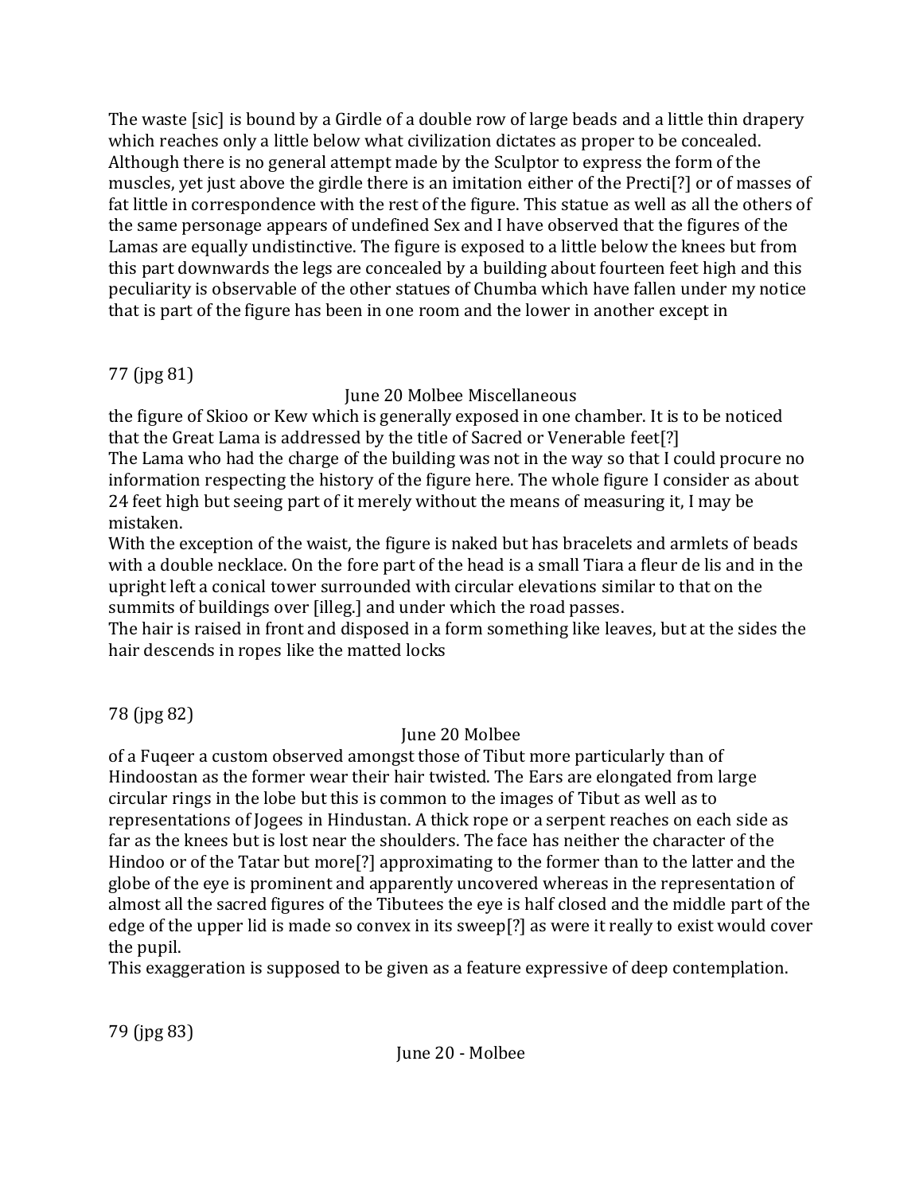The waste [sic] is bound by a Girdle of a double row of large beads and a little thin drapery which reaches only a little below what civilization dictates as proper to be concealed. Although there is no general attempt made by the Sculptor to express the form of the muscles, yet just above the girdle there is an imitation either of the Precti[?] or of masses of fat little in correspondence with the rest of the figure. This statue as well as all the others of the same personage appears of undefined Sex and I have observed that the figures of the Lamas are equally undistinctive. The figure is exposed to a little below the knees but from this part downwards the legs are concealed by a building about fourteen feet high and this peculiarity is observable of the other statues of Chumba which have fallen under my notice that is part of the figure has been in one room and the lower in another except in

77 (jpg 81)

June 20 Molbee Miscellaneous

the figure of Skioo or Kew which is generally exposed in one chamber. It is to be noticed that the Great Lama is addressed by the title of Sacred or Venerable feet[?]
The Lama who had the charge of the building was not in the way so that I could procure no information respecting the history of the figure here. The whole figure I consider as about 24 feet high but seeing part of it merely without the means of measuring it, I may be mistaken.
With the exception of the waist, the figure is naked but has bracelets and armlets of beads with a double necklace. On the fore part of the head is a small Tiara a fleur de lis and in the upright left a conical tower surrounded with circular elevations similar to that on the summits of buildings over [illeg.] and under which the road passes.
The hair is raised in front and disposed in a form something like leaves, but at the sides the hair descends in ropes like the matted locks

78 (jpg 82)

June 20 Molbee

of a Fuqeer a custom observed amongst those of Tibut more particularly than of Hindoostan as the former wear their hair twisted. The Ears are elongated from large circular rings in the lobe but this is common to the images of Tibut as well as to representations of Jogees in Hindustan. A thick rope or a serpent reaches on each side as far as the knees but is lost near the shoulders. The face has neither the character of the Hindoo or of the Tatar but more[?] approximating to the former than to the latter and the globe of the eye is prominent and apparently uncovered whereas in the representation of almost all the sacred figures of the Tibutees the eye is half closed and the middle part of the edge of the upper lid is made so convex in its sweep[?] as were it really to exist would cover the pupil.
This exaggeration is supposed to be given as a feature expressive of deep contemplation.

79 (jpg 83)

June 20 - Molbee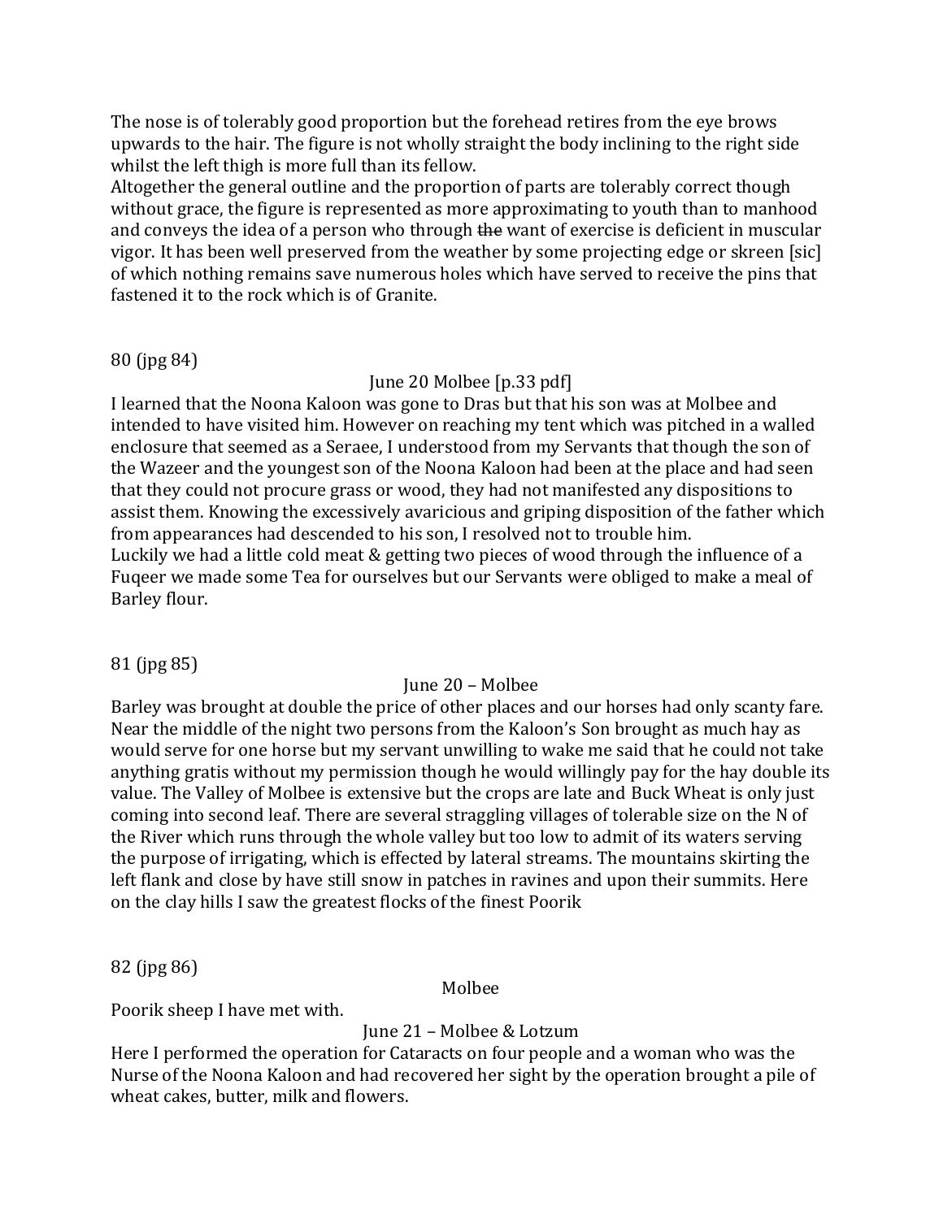The nose is of tolerably good proportion but the forehead retires from the eye brows upwards to the hair. The figure is not wholly straight the body inclining to the right side whilst the left thigh is more full than its fellow.
Altogether the general outline and the proportion of parts are tolerably correct though without grace, the figure is represented as more approximating to youth than to manhood and conveys the idea of a person who through ~~the~~ want of exercise is deficient in muscular vigor. It has been well preserved from the weather by some projecting edge or skreen [sic] of which nothing remains save numerous holes which have served to receive the pins that fastened it to the rock which is of Granite.

80 (jpg 84)

June 20 Molbee [p.33 pdf]

I learned that the Noona Kaloon was gone to Dras but that his son was at Molbee and intended to have visited him. However on reaching my tent which was pitched in a walled enclosure that seemed as a Seraee, I understood from my Servants that though the son of the Wazeer and the youngest son of the Noona Kaloon had been at the place and had seen that they could not procure grass or wood, they had not manifested any dispositions to assist them. Knowing the excessively avaricious and griping disposition of the father which from appearances had descended to his son, I resolved not to trouble him.
Luckily we had a little cold meat & getting two pieces of wood through the influence of a Fuqeer we made some Tea for ourselves but our Servants were obliged to make a meal of Barley flour.

81 (jpg 85)

June 20 – Molbee

Barley was brought at double the price of other places and our horses had only scanty fare. Near the middle of the night two persons from the Kaloon's Son brought as much hay as would serve for one horse but my servant unwilling to wake me said that he could not take anything gratis without my permission though he would willingly pay for the hay double its value. The Valley of Molbee is extensive but the crops are late and Buck Wheat is only just coming into second leaf. There are several straggling villages of tolerable size on the N of the River which runs through the whole valley but too low to admit of its waters serving the purpose of irrigating, which is effected by lateral streams. The mountains skirting the left flank and close by have still snow in patches in ravines and upon their summits. Here on the clay hills I saw the greatest flocks of the finest Poorik

82 (jpg 86)

Molbee

Poorik sheep I have met with.

June 21 – Molbee & Lotzum

Here I performed the operation for Cataracts on four people and a woman who was the Nurse of the Noona Kaloon and had recovered her sight by the operation brought a pile of wheat cakes, butter, milk and flowers.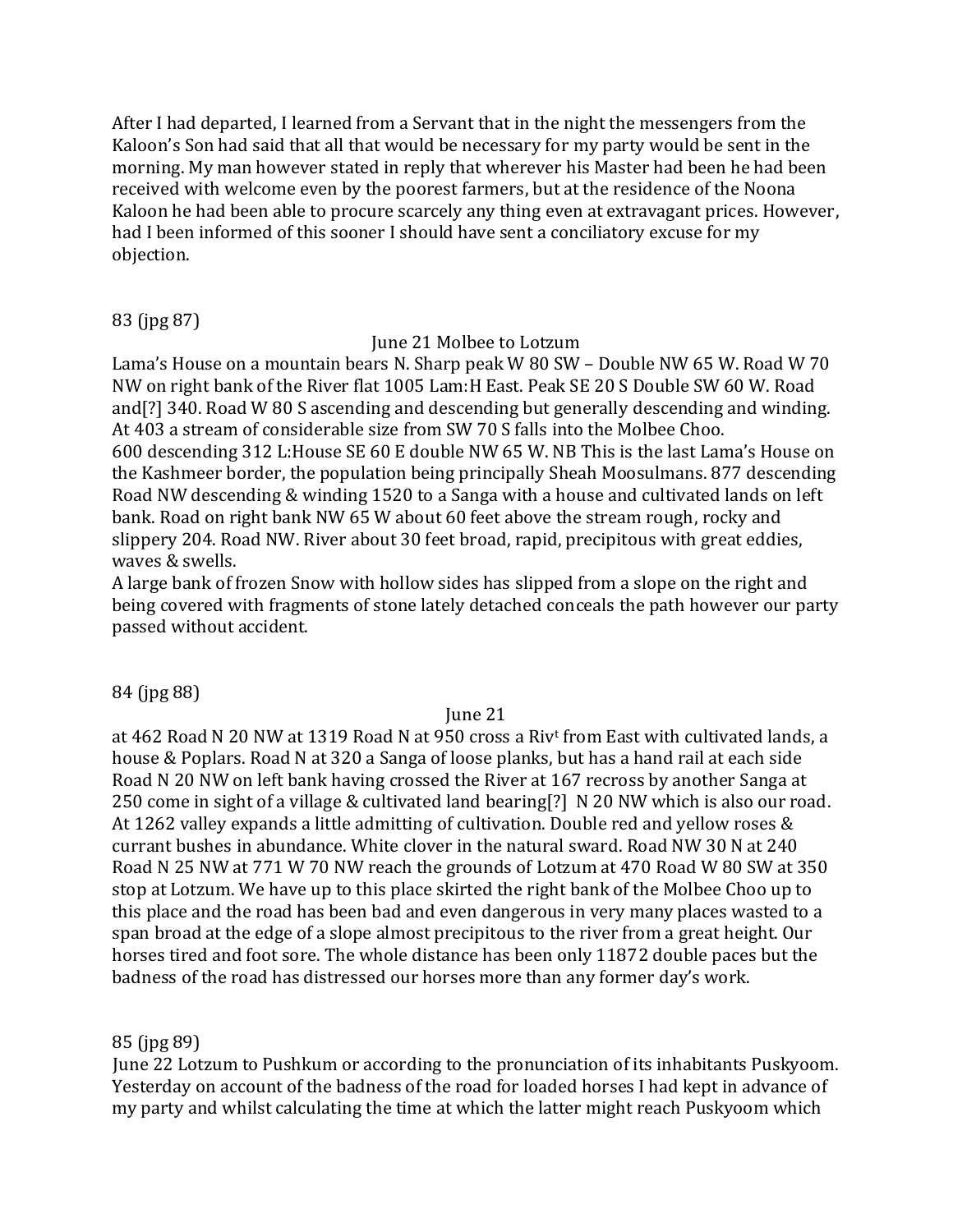After I had departed, I learned from a Servant that in the night the messengers from the Kaloon's Son had said that all that would be necessary for my party would be sent in the morning. My man however stated in reply that wherever his Master had been he had been received with welcome even by the poorest farmers, but at the residence of the Noona Kaloon he had been able to procure scarcely any thing even at extravagant prices. However, had I been informed of this sooner I should have sent a conciliatory excuse for my objection.

83 (jpg 87)

June 21 Molbee to Lotzum

Lama's House on a mountain bears N. Sharp peak W 80 SW – Double NW 65 W. Road W 70 NW on right bank of the River flat 1005 Lam:H East. Peak SE 20 S Double SW 60 W. Road and[?] 340. Road W 80 S ascending and descending but generally descending and winding. At 403 a stream of considerable size from SW 70 S falls into the Molbee Choo.
600 descending 312 L:House SE 60 E double NW 65 W. NB This is the last Lama's House on the Kashmeer border, the population being principally Sheah Moosulmans. 877 descending Road NW descending & winding 1520 to a Sanga with a house and cultivated lands on left bank. Road on right bank NW 65 W about 60 feet above the stream rough, rocky and slippery 204. Road NW. River about 30 feet broad, rapid, precipitous with great eddies, waves & swells.
A large bank of frozen Snow with hollow sides has slipped from a slope on the right and being covered with fragments of stone lately detached conceals the path however our party passed without accident.

84 (jpg 88)

June 21

at 462 Road N 20 NW at 1319 Road N at 950 cross a Riv^t from East with cultivated lands, a house & Poplars. Road N at 320 a Sanga of loose planks, but has a hand rail at each side Road N 20 NW on left bank having crossed the River at 167 recross by another Sanga at 250 come in sight of a village & cultivated land bearing[?] N 20 NW which is also our road. At 1262 valley expands a little admitting of cultivation. Double red and yellow roses & currant bushes in abundance. White clover in the natural sward. Road NW 30 N at 240 Road N 25 NW at 771 W 70 NW reach the grounds of Lotzum at 470 Road W 80 SW at 350 stop at Lotzum. We have up to this place skirted the right bank of the Molbee Choo up to this place and the road has been bad and even dangerous in very many places wasted to a span broad at the edge of a slope almost precipitous to the river from a great height. Our horses tired and foot sore. The whole distance has been only 11872 double paces but the badness of the road has distressed our horses more than any former day's work.

85 (jpg 89)

June 22 Lotzum to Pushkum or according to the pronunciation of its inhabitants Puskyoom. Yesterday on account of the badness of the road for loaded horses I had kept in advance of my party and whilst calculating the time at which the latter might reach Puskyoom which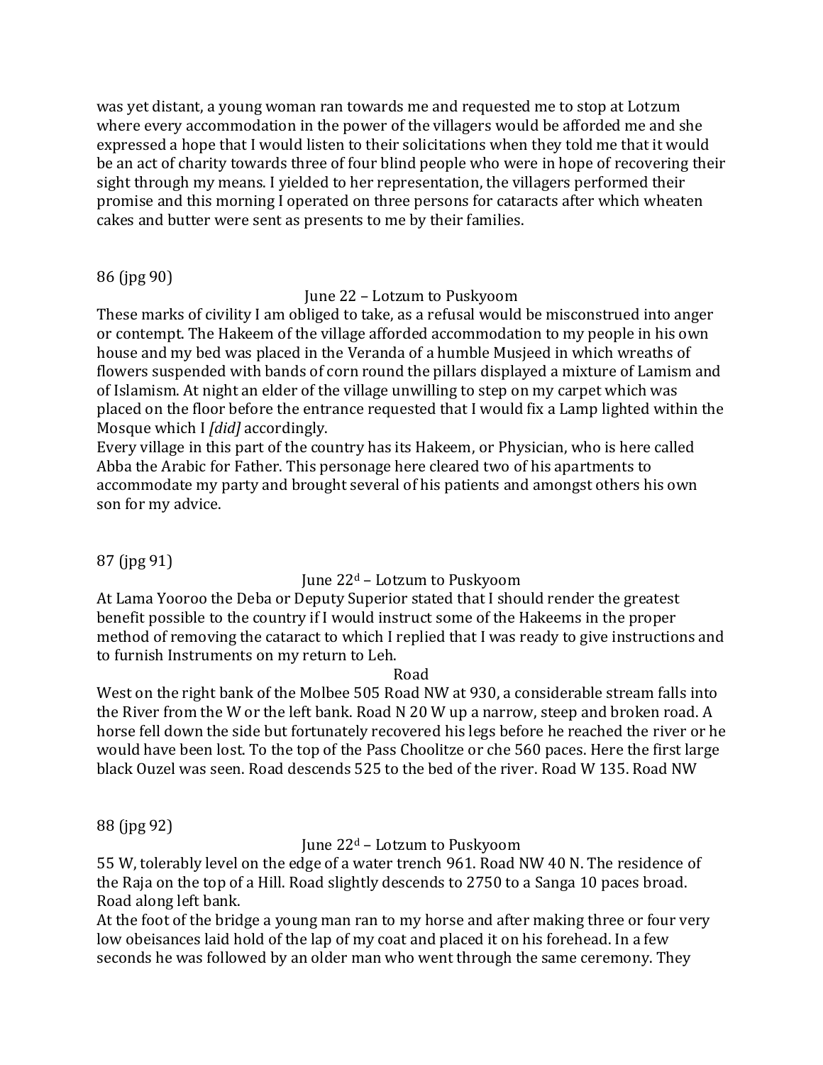was yet distant, a young woman ran towards me and requested me to stop at Lotzum where every accommodation in the power of the villagers would be afforded me and she expressed a hope that I would listen to their solicitations when they told me that it would be an act of charity towards three of four blind people who were in hope of recovering their sight through my means. I yielded to her representation, the villagers performed their promise and this morning I operated on three persons for cataracts after which wheaten cakes and butter were sent as presents to me by their families.

86 (jpg 90)

June 22 – Lotzum to Puskyoom

These marks of civility I am obliged to take, as a refusal would be misconstrued into anger or contempt. The Hakeem of the village afforded accommodation to my people in his own house and my bed was placed in the Veranda of a humble Musjeed in which wreaths of flowers suspended with bands of corn round the pillars displayed a mixture of Lamism and of Islamism. At night an elder of the village unwilling to step on my carpet which was placed on the floor before the entrance requested that I would fix a Lamp lighted within the Mosque which I *[did]* accordingly.

Every village in this part of the country has its Hakeem, or Physician, who is here called Abba the Arabic for Father. This personage here cleared two of his apartments to accommodate my party and brought several of his patients and amongst others his own son for my advice.

87 (jpg 91)

June 22d – Lotzum to Puskyoom

At Lama Yooroo the Deba or Deputy Superior stated that I should render the greatest benefit possible to the country if I would instruct some of the Hakeems in the proper method of removing the cataract to which I replied that I was ready to give instructions and to furnish Instruments on my return to Leh.

Road

West on the right bank of the Molbee 505 Road NW at 930, a considerable stream falls into the River from the W or the left bank. Road N 20 W up a narrow, steep and broken road. A horse fell down the side but fortunately recovered his legs before he reached the river or he would have been lost. To the top of the Pass Choolitze or che 560 paces. Here the first large black Ouzel was seen. Road descends 525 to the bed of the river. Road W 135. Road NW

88 (jpg 92)

June 22d – Lotzum to Puskyoom

55 W, tolerably level on the edge of a water trench 961. Road NW 40 N. The residence of the Raja on the top of a Hill. Road slightly descends to 2750 to a Sanga 10 paces broad. Road along left bank.

At the foot of the bridge a young man ran to my horse and after making three or four very low obeisances laid hold of the lap of my coat and placed it on his forehead. In a few seconds he was followed by an older man who went through the same ceremony. They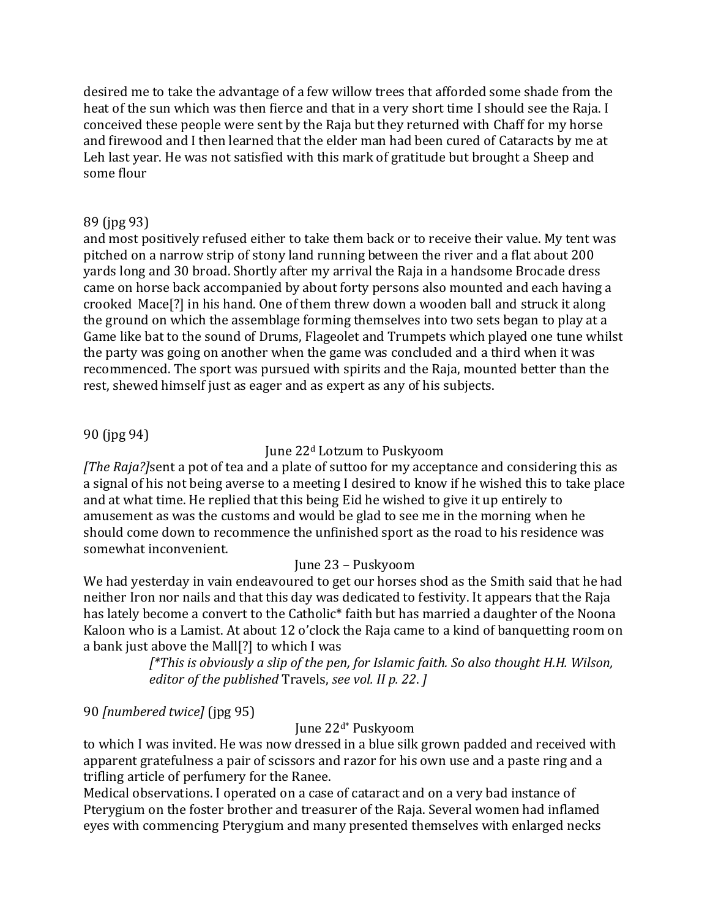desired me to take the advantage of a few willow trees that afforded some shade from the heat of the sun which was then fierce and that in a very short time I should see the Raja. I conceived these people were sent by the Raja but they returned with Chaff for my horse and firewood and I then learned that the elder man had been cured of Cataracts by me at Leh last year. He was not satisfied with this mark of gratitude but brought a Sheep and some flour

89 (jpg 93)

and most positively refused either to take them back or to receive their value. My tent was pitched on a narrow strip of stony land running between the river and a flat about 200 yards long and 30 broad. Shortly after my arrival the Raja in a handsome Brocade dress came on horse back accompanied by about forty persons also mounted and each having a crooked Mace[?] in his hand. One of them threw down a wooden ball and struck it along the ground on which the assemblage forming themselves into two sets began to play at a Game like bat to the sound of Drums, Flageolet and Trumpets which played one tune whilst the party was going on another when the game was concluded and a third when it was recommenced. The sport was pursued with spirits and the Raja, mounted better than the rest, shewed himself just as eager and as expert as any of his subjects.

90 (jpg 94)

June 22[d] Lotzum to Puskyoom

*[The Raja?]*sent a pot of tea and a plate of suttoo for my acceptance and considering this as a signal of his not being averse to a meeting I desired to know if he wished this to take place and at what time. He replied that this being Eid he wished to give it up entirely to amusement as was the customs and would be glad to see me in the morning when he should come down to recommence the unfinished sport as the road to his residence was somewhat inconvenient.

June 23 – Puskyoom

We had yesterday in vain endeavoured to get our horses shod as the Smith said that he had neither Iron nor nails and that this day was dedicated to festivity. It appears that the Raja has lately become a convert to the Catholic* faith but has married a daughter of the Noona Kaloon who is a Lamist. At about 12 o'clock the Raja came to a kind of banquetting room on a bank just above the Mall[?] to which I was

*[*This is obviously a slip of the pen, for Islamic faith. So also thought H.H. Wilson, editor of the published* Travels, *see vol. II p. 22. ]*

90 *[numbered twice]* (jpg 95)

June 22[d*] Puskyoom

to which I was invited. He was now dressed in a blue silk grown padded and received with apparent gratefulness a pair of scissors and razor for his own use and a paste ring and a trifling article of perfumery for the Ranee.

Medical observations. I operated on a case of cataract and on a very bad instance of Pterygium on the foster brother and treasurer of the Raja. Several women had inflamed eyes with commencing Pterygium and many presented themselves with enlarged necks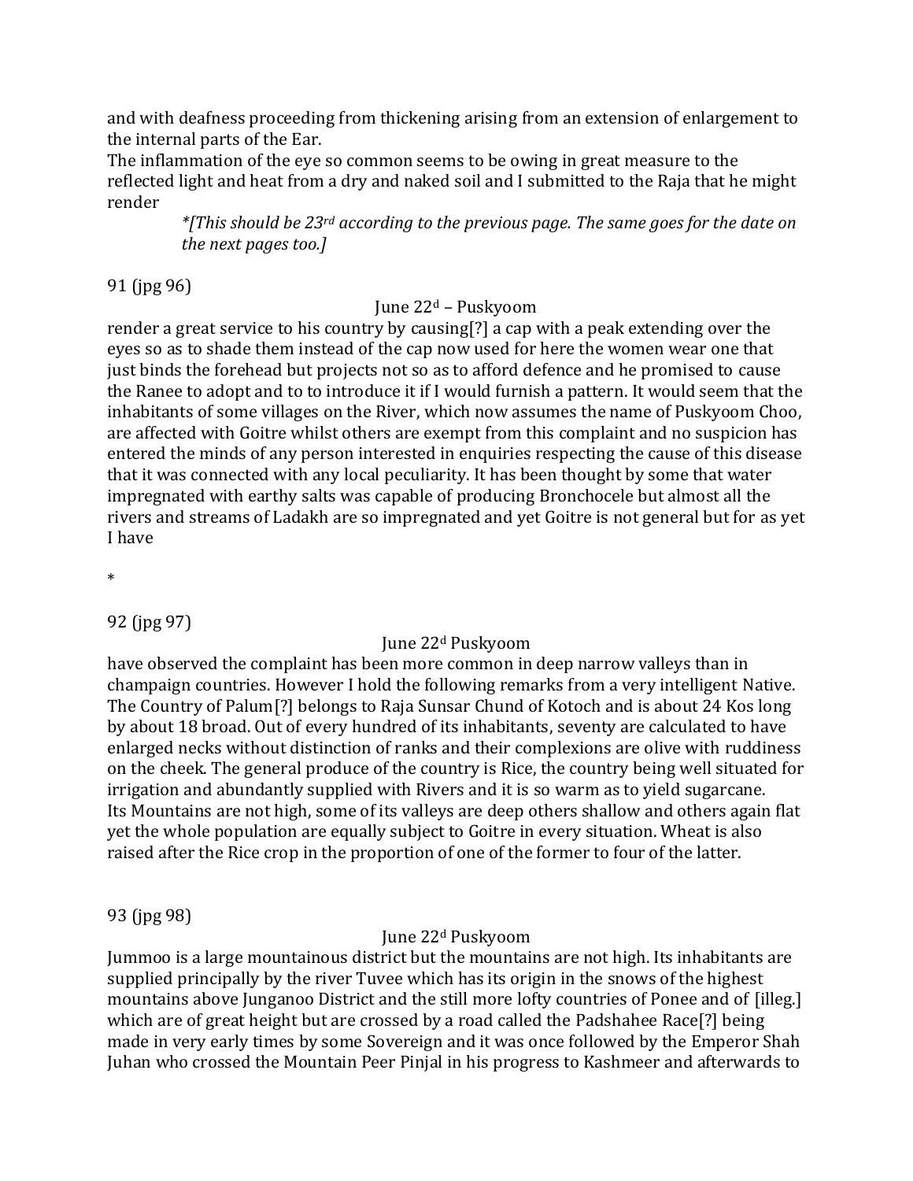and with deafness proceeding from thickening arising from an extension of enlargement to the internal parts of the Ear.

The inflammation of the eye so common seems to be owing in great measure to the reflected light and heat from a dry and naked soil and I submitted to the Raja that he might render

*[This should be 23rd according to the previous page. The same goes for the date on the next pages too.]*

91 (jpg 96)

June 22d – Puskyoom

render a great service to his country by causing[?] a cap with a peak extending over the eyes so as to shade them instead of the cap now used for here the women wear one that just binds the forehead but projects not so as to afford defence and he promised to cause the Ranee to adopt and to to introduce it if I would furnish a pattern. It would seem that the inhabitants of some villages on the River, which now assumes the name of Puskyoom Choo, are affected with Goitre whilst others are exempt from this complaint and no suspicion has entered the minds of any person interested in enquiries respecting the cause of this disease that it was connected with any local peculiarity. It has been thought by some that water impregnated with earthy salts was capable of producing Bronchocele but almost all the rivers and streams of Ladakh are so impregnated and yet Goitre is not general but for as yet I have

*

92 (jpg 97)

June 22d Puskyoom

have observed the complaint has been more common in deep narrow valleys than in champaign countries. However I hold the following remarks from a very intelligent Native. The Country of Palum[?] belongs to Raja Sunsar Chund of Kotoch and is about 24 Kos long by about 18 broad. Out of every hundred of its inhabitants, seventy are calculated to have enlarged necks without distinction of ranks and their complexions are olive with ruddiness on the cheek. The general produce of the country is Rice, the country being well situated for irrigation and abundantly supplied with Rivers and it is so warm as to yield sugarcane. Its Mountains are not high, some of its valleys are deep others shallow and others again flat yet the whole population are equally subject to Goitre in every situation. Wheat is also raised after the Rice crop in the proportion of one of the former to four of the latter.

93 (jpg 98)

June 22d Puskyoom

Jummoo is a large mountainous district but the mountains are not high. Its inhabitants are supplied principally by the river Tuvee which has its origin in the snows of the highest mountains above Junganoo District and the still more lofty countries of Ponee and of [illeg.] which are of great height but are crossed by a road called the Padshahee Race[?] being made in very early times by some Sovereign and it was once followed by the Emperor Shah Juhan who crossed the Mountain Peer Pinjal in his progress to Kashmeer and afterwards to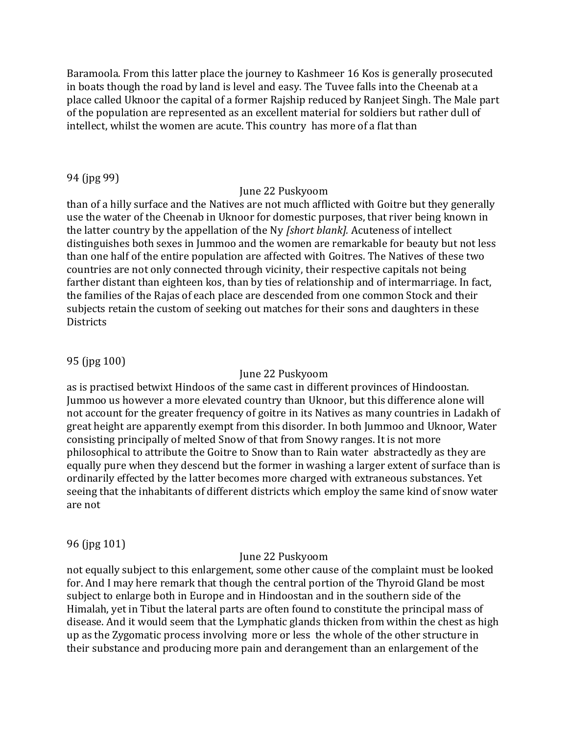Baramoola. From this latter place the journey to Kashmeer 16 Kos is generally prosecuted in boats though the road by land is level and easy. The Tuvee falls into the Cheenab at a place called Uknoor the capital of a former Rajship reduced by Ranjeet Singh. The Male part of the population are represented as an excellent material for soldiers but rather dull of intellect, whilst the women are acute. This country has more of a flat than

94 (jpg 99)

June 22 Puskyoom

than of a hilly surface and the Natives are not much afflicted with Goitre but they generally use the water of the Cheenab in Uknoor for domestic purposes, that river being known in the latter country by the appellation of the Ny *[short blank].* Acuteness of intellect distinguishes both sexes in Jummoo and the women are remarkable for beauty but not less than one half of the entire population are affected with Goitres. The Natives of these two countries are not only connected through vicinity, their respective capitals not being farther distant than eighteen kos, than by ties of relationship and of intermarriage. In fact, the families of the Rajas of each place are descended from one common Stock and their subjects retain the custom of seeking out matches for their sons and daughters in these Districts

95 (jpg 100)

June 22 Puskyoom

as is practised betwixt Hindoos of the same cast in different provinces of Hindoostan. Jummoo us however a more elevated country than Uknoor, but this difference alone will not account for the greater frequency of goitre in its Natives as many countries in Ladakh of great height are apparently exempt from this disorder. In both Jummoo and Uknoor, Water consisting principally of melted Snow of that from Snowy ranges. It is not more philosophical to attribute the Goitre to Snow than to Rain water abstractedly as they are equally pure when they descend but the former in washing a larger extent of surface than is ordinarily effected by the latter becomes more charged with extraneous substances. Yet seeing that the inhabitants of different districts which employ the same kind of snow water are not

96 (jpg 101)

June 22 Puskyoom

not equally subject to this enlargement, some other cause of the complaint must be looked for. And I may here remark that though the central portion of the Thyroid Gland be most subject to enlarge both in Europe and in Hindoostan and in the southern side of the Himalah, yet in Tibut the lateral parts are often found to constitute the principal mass of disease. And it would seem that the Lymphatic glands thicken from within the chest as high up as the Zygomatic process involving more or less the whole of the other structure in their substance and producing more pain and derangement than an enlargement of the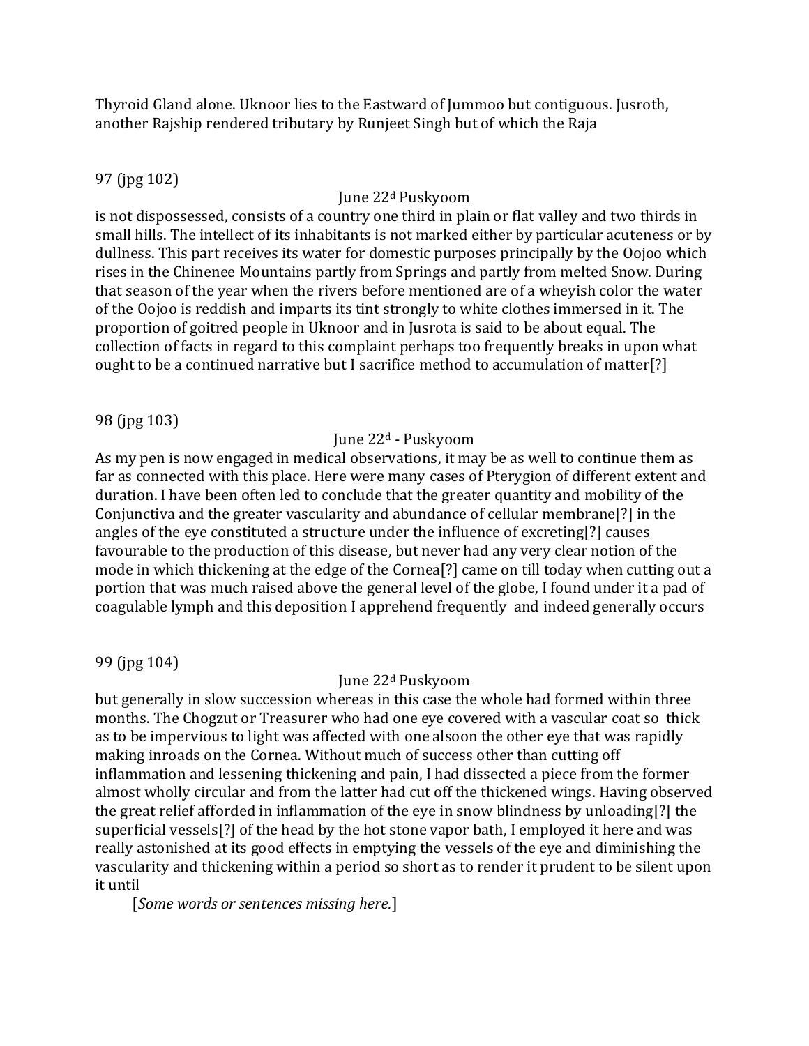Thyroid Gland alone. Uknoor lies to the Eastward of Jummoo but contiguous. Jusroth, another Rajship rendered tributary by Runjeet Singh but of which the Raja

97 (jpg 102)

June 22d Puskyoom

is not dispossessed, consists of a country one third in plain or flat valley and two thirds in small hills. The intellect of its inhabitants is not marked either by particular acuteness or by dullness. This part receives its water for domestic purposes principally by the Oojoo which rises in the Chinenee Mountains partly from Springs and partly from melted Snow. During that season of the year when the rivers before mentioned are of a wheyish color the water of the Oojoo is reddish and imparts its tint strongly to white clothes immersed in it. The proportion of goitred people in Uknoor and in Jusrota is said to be about equal. The collection of facts in regard to this complaint perhaps too frequently breaks in upon what ought to be a continued narrative but I sacrifice method to accumulation of matter[?]

98 (jpg 103)

June 22d - Puskyoom

As my pen is now engaged in medical observations, it may be as well to continue them as far as connected with this place. Here were many cases of Pterygion of different extent and duration. I have been often led to conclude that the greater quantity and mobility of the Conjunctiva and the greater vascularity and abundance of cellular membrane[?] in the angles of the eye constituted a structure under the influence of excreting[?] causes favourable to the production of this disease, but never had any very clear notion of the mode in which thickening at the edge of the Cornea[?] came on till today when cutting out a portion that was much raised above the general level of the globe, I found under it a pad of coagulable lymph and this deposition I apprehend frequently and indeed generally occurs

99 (jpg 104)

June 22d Puskyoom

but generally in slow succession whereas in this case the whole had formed within three months. The Chogzut or Treasurer who had one eye covered with a vascular coat so thick as to be impervious to light was affected with one alsoon the other eye that was rapidly making inroads on the Cornea. Without much of success other than cutting off inflammation and lessening thickening and pain, I had dissected a piece from the former almost wholly circular and from the latter had cut off the thickened wings. Having observed the great relief afforded in inflammation of the eye in snow blindness by unloading[?] the superficial vessels[?] of the head by the hot stone vapor bath, I employed it here and was really astonished at its good effects in emptying the vessels of the eye and diminishing the vascularity and thickening within a period so short as to render it prudent to be silent upon it until

[*Some words or sentences missing here.*]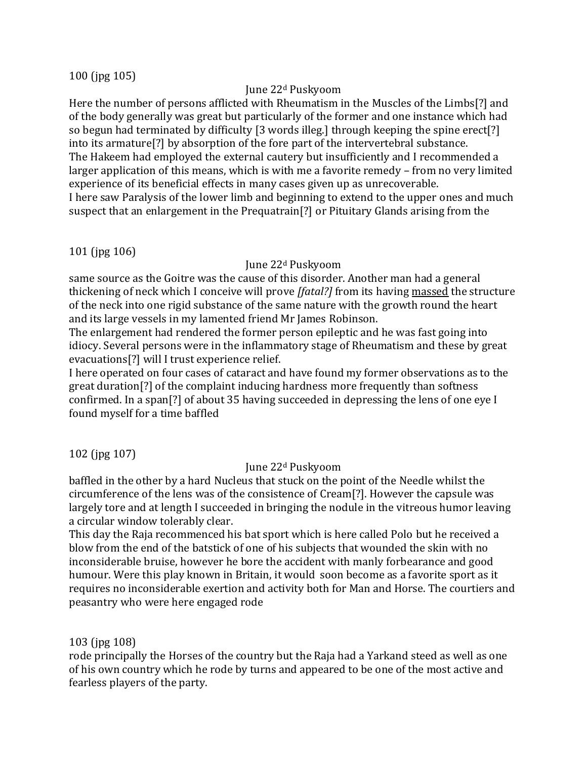100 (jpg 105)

June 22d Puskyoom

Here the number of persons afflicted with Rheumatism in the Muscles of the Limbs[?] and of the body generally was great but particularly of the former and one instance which had so begun had terminated by difficulty [3 words illeg.] through keeping the spine erect[?] into its armature[?] by absorption of the fore part of the intervertebral substance.
The Hakeem had employed the external cautery but insufficiently and I recommended a larger application of this means, which is with me a favorite remedy – from no very limited experience of its beneficial effects in many cases given up as unrecoverable.
I here saw Paralysis of the lower limb and beginning to extend to the upper ones and much suspect that an enlargement in the Prequatrain[?] or Pituitary Glands arising from the

101 (jpg 106)

June 22d Puskyoom

same source as the Goitre was the cause of this disorder. Another man had a general thickening of neck which I conceive will prove *[fatal?]* from its having <u>massed</u> the structure of the neck into one rigid substance of the same nature with the growth round the heart and its large vessels in my lamented friend Mr James Robinson.
The enlargement had rendered the former person epileptic and he was fast going into idiocy. Several persons were in the inflammatory stage of Rheumatism and these by great evacuations[?] will I trust experience relief.
I here operated on four cases of cataract and have found my former observations as to the great duration[?] of the complaint inducing hardness more frequently than softness confirmed. In a span[?] of about 35 having succeeded in depressing the lens of one eye I found myself for a time baffled

102 (jpg 107)

June 22d Puskyoom

baffled in the other by a hard Nucleus that stuck on the point of the Needle whilst the circumference of the lens was of the consistence of Cream[?]. However the capsule was largely tore and at length I succeeded in bringing the nodule in the vitreous humor leaving a circular window tolerably clear.
This day the Raja recommenced his bat sport which is here called Polo but he received a blow from the end of the batstick of one of his subjects that wounded the skin with no inconsiderable bruise, however he bore the accident with manly forbearance and good humour. Were this play known in Britain, it would soon become as a favorite sport as it requires no inconsiderable exertion and activity both for Man and Horse. The courtiers and peasantry who were here engaged rode

103 (jpg 108)

rode principally the Horses of the country but the Raja had a Yarkand steed as well as one of his own country which he rode by turns and appeared to be one of the most active and fearless players of the party.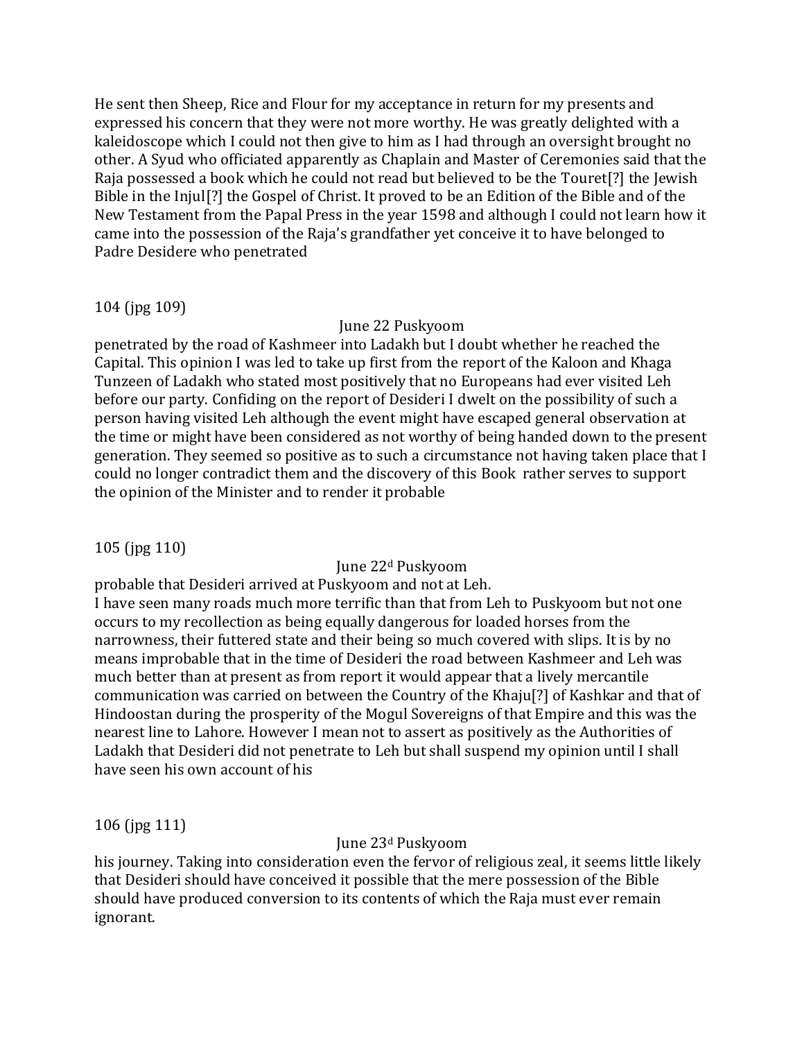He sent then Sheep, Rice and Flour for my acceptance in return for my presents and expressed his concern that they were not more worthy. He was greatly delighted with a kaleidoscope which I could not then give to him as I had through an oversight brought no other. A Syud who officiated apparently as Chaplain and Master of Ceremonies said that the Raja possessed a book which he could not read but believed to be the Touret[?] the Jewish Bible in the Injul[?] the Gospel of Christ. It proved to be an Edition of the Bible and of the New Testament from the Papal Press in the year 1598 and although I could not learn how it came into the possession of the Raja's grandfather yet conceive it to have belonged to Padre Desidere who penetrated

104 (jpg 109)

June 22 Puskyoom

penetrated by the road of Kashmeer into Ladakh but I doubt whether he reached the Capital. This opinion I was led to take up first from the report of the Kaloon and Khaga Tunzeen of Ladakh who stated most positively that no Europeans had ever visited Leh before our party. Confiding on the report of Desideri I dwelt on the possibility of such a person having visited Leh although the event might have escaped general observation at the time or might have been considered as not worthy of being handed down to the present generation. They seemed so positive as to such a circumstance not having taken place that I could no longer contradict them and the discovery of this Book rather serves to support the opinion of the Minister and to render it probable

105 (jpg 110)

June 22d Puskyoom

probable that Desideri arrived at Puskyoom and not at Leh.
I have seen many roads much more terrific than that from Leh to Puskyoom but not one occurs to my recollection as being equally dangerous for loaded horses from the narrowness, their futtered state and their being so much covered with slips. It is by no means improbable that in the time of Desideri the road between Kashmeer and Leh was much better than at present as from report it would appear that a lively mercantile communication was carried on between the Country of the Khaju[?] of Kashkar and that of Hindoostan during the prosperity of the Mogul Sovereigns of that Empire and this was the nearest line to Lahore. However I mean not to assert as positively as the Authorities of Ladakh that Desideri did not penetrate to Leh but shall suspend my opinion until I shall have seen his own account of his

106 (jpg 111)

June 23d Puskyoom

his journey. Taking into consideration even the fervor of religious zeal, it seems little likely that Desideri should have conceived it possible that the mere possession of the Bible should have produced conversion to its contents of which the Raja must ever remain ignorant.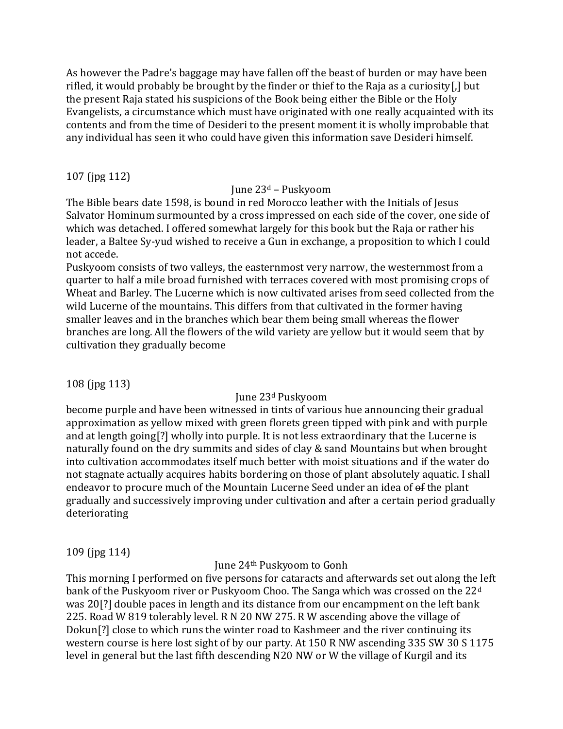As however the Padre's baggage may have fallen off the beast of burden or may have been rifled, it would probably be brought by the finder or thief to the Raja as a curiosity[,] but the present Raja stated his suspicions of the Book being either the Bible or the Holy Evangelists, a circumstance which must have originated with one really acquainted with its contents and from the time of Desideri to the present moment it is wholly improbable that any individual has seen it who could have given this information save Desideri himself.

107 (jpg 112)

June 23d – Puskyoom

The Bible bears date 1598, is bound in red Morocco leather with the Initials of Jesus Salvator Hominum surmounted by a cross impressed on each side of the cover, one side of which was detached. I offered somewhat largely for this book but the Raja or rather his leader, a Baltee Sy-yud wished to receive a Gun in exchange, a proposition to which I could not accede.

Puskyoom consists of two valleys, the easternmost very narrow, the westernmost from a quarter to half a mile broad furnished with terraces covered with most promising crops of Wheat and Barley. The Lucerne which is now cultivated arises from seed collected from the wild Lucerne of the mountains. This differs from that cultivated in the former having smaller leaves and in the branches which bear them being small whereas the flower branches are long. All the flowers of the wild variety are yellow but it would seem that by cultivation they gradually become

108 (jpg 113)

June 23d Puskyoom

become purple and have been witnessed in tints of various hue announcing their gradual approximation as yellow mixed with green florets green tipped with pink and with purple and at length going[?] wholly into purple. It is not less extraordinary that the Lucerne is naturally found on the dry summits and sides of clay & sand Mountains but when brought into cultivation accommodates itself much better with moist situations and if the water do not stagnate actually acquires habits bordering on those of plant absolutely aquatic. I shall endeavor to procure much of the Mountain Lucerne Seed under an idea of ~~of~~ the plant gradually and successively improving under cultivation and after a certain period gradually deteriorating

109 (jpg 114)

June 24th Puskyoom to Gonh

This morning I performed on five persons for cataracts and afterwards set out along the left bank of the Puskyoom river or Puskyoom Choo. The Sanga which was crossed on the 22d was 20[?] double paces in length and its distance from our encampment on the left bank 225. Road W 819 tolerably level. R N 20 NW 275. R W ascending above the village of Dokun[?] close to which runs the winter road to Kashmeer and the river continuing its western course is here lost sight of by our party. At 150 R NW ascending 335 SW 30 S 1175 level in general but the last fifth descending N20 NW or W the village of Kurgil and its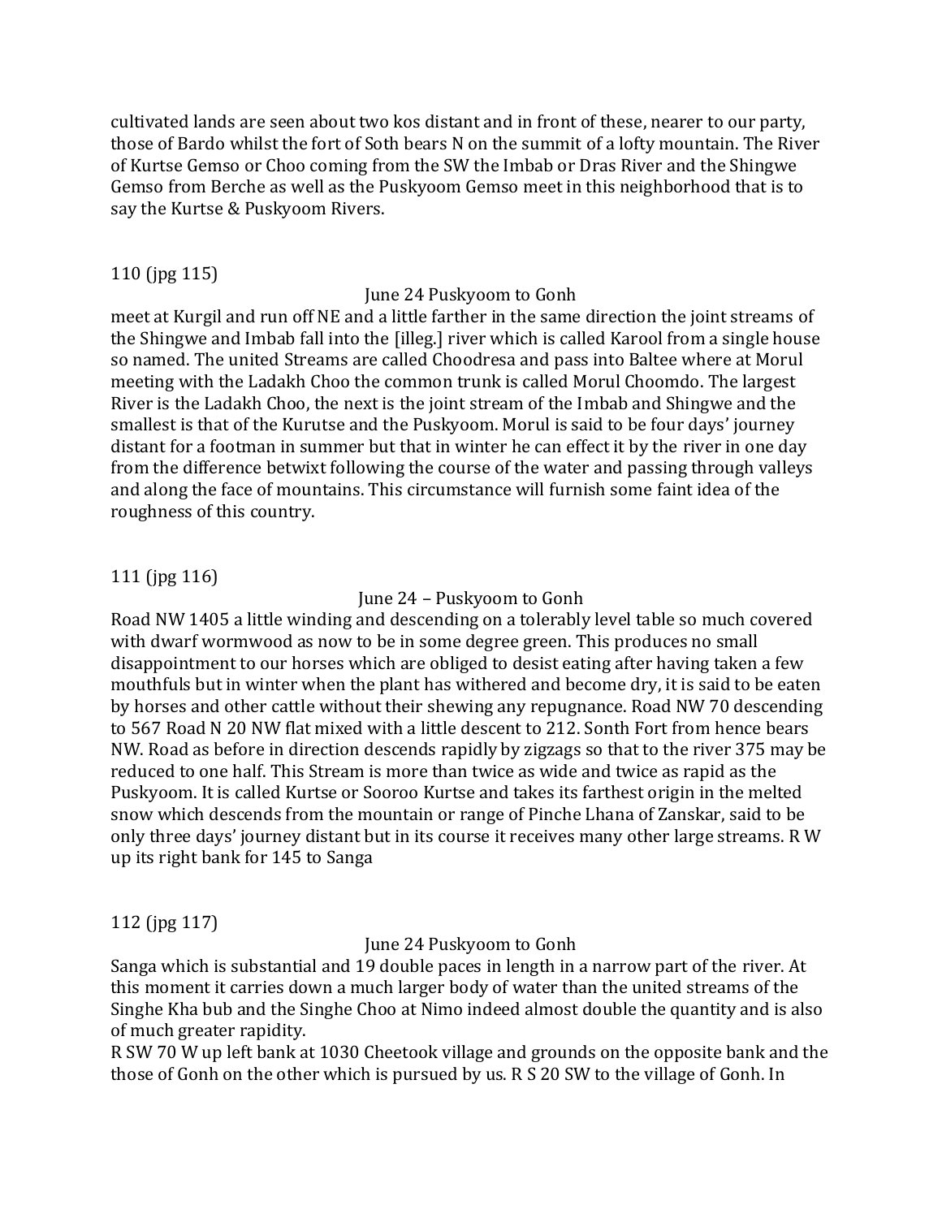cultivated lands are seen about two kos distant and in front of these, nearer to our party, those of Bardo whilst the fort of Soth bears N on the summit of a lofty mountain. The River of Kurtse Gemso or Choo coming from the SW the Imbab or Dras River and the Shingwe Gemso from Berche as well as the Puskyoom Gemso meet in this neighborhood that is to say the Kurtse & Puskyoom Rivers.

110 (jpg 115)

June 24 Puskyoom to Gonh

meet at Kurgil and run off NE and a little farther in the same direction the joint streams of the Shingwe and Imbab fall into the [illeg.] river which is called Karool from a single house so named. The united Streams are called Choodresa and pass into Baltee where at Morul meeting with the Ladakh Choo the common trunk is called Morul Choomdo. The largest River is the Ladakh Choo, the next is the joint stream of the Imbab and Shingwe and the smallest is that of the Kurutse and the Puskyoom. Morul is said to be four days' journey distant for a footman in summer but that in winter he can effect it by the river in one day from the difference betwixt following the course of the water and passing through valleys and along the face of mountains. This circumstance will furnish some faint idea of the roughness of this country.

111 (jpg 116)

June 24 – Puskyoom to Gonh

Road NW 1405 a little winding and descending on a tolerably level table so much covered with dwarf wormwood as now to be in some degree green. This produces no small disappointment to our horses which are obliged to desist eating after having taken a few mouthfuls but in winter when the plant has withered and become dry, it is said to be eaten by horses and other cattle without their shewing any repugnance. Road NW 70 descending to 567 Road N 20 NW flat mixed with a little descent to 212. Sonth Fort from hence bears NW. Road as before in direction descends rapidly by zigzags so that to the river 375 may be reduced to one half. This Stream is more than twice as wide and twice as rapid as the Puskyoom. It is called Kurtse or Sooroo Kurtse and takes its farthest origin in the melted snow which descends from the mountain or range of Pinche Lhana of Zanskar, said to be only three days' journey distant but in its course it receives many other large streams. R W up its right bank for 145 to Sanga

112 (jpg 117)

June 24 Puskyoom to Gonh

Sanga which is substantial and 19 double paces in length in a narrow part of the river. At this moment it carries down a much larger body of water than the united streams of the Singhe Kha bub and the Singhe Choo at Nimo indeed almost double the quantity and is also of much greater rapidity.

R SW 70 W up left bank at 1030 Cheetook village and grounds on the opposite bank and the those of Gonh on the other which is pursued by us. R S 20 SW to the village of Gonh. In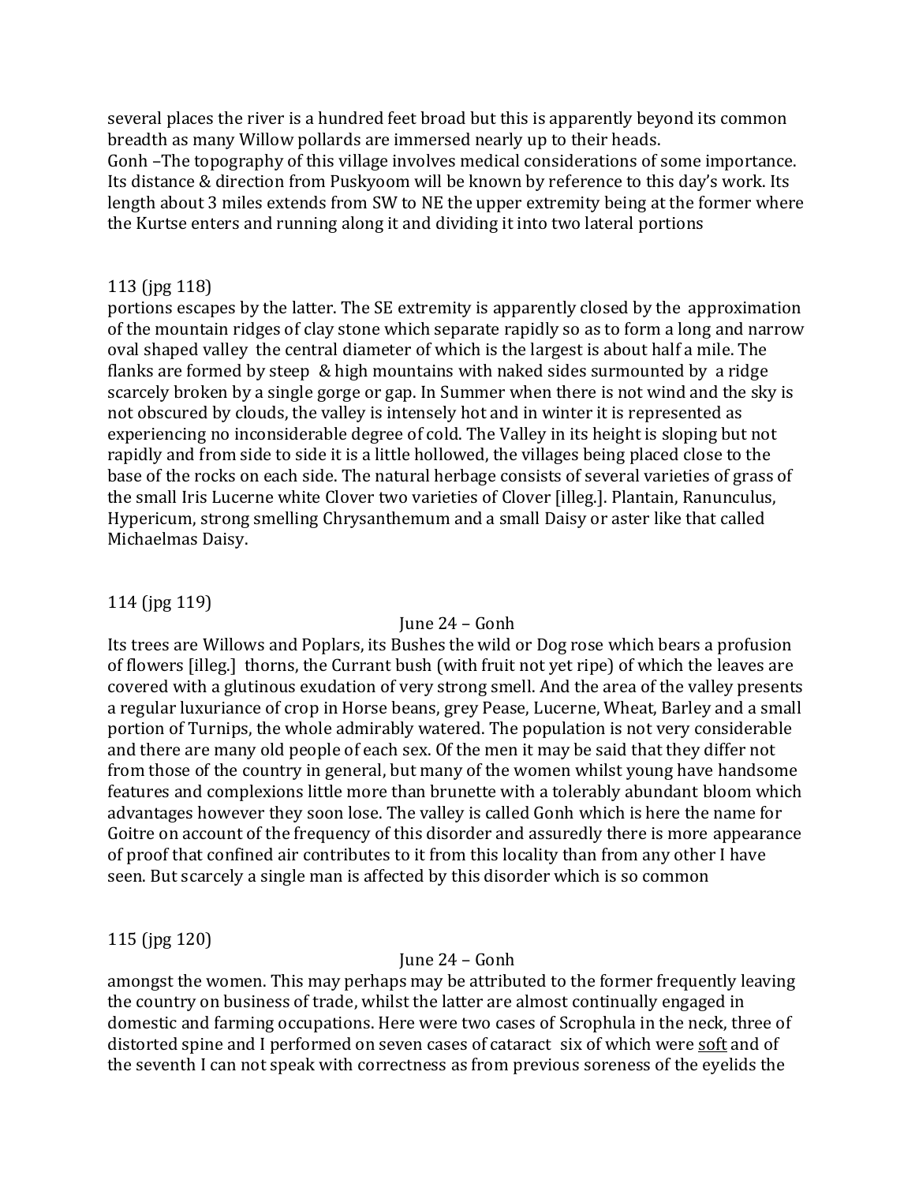several places the river is a hundred feet broad but this is apparently beyond its common breadth as many Willow pollards are immersed nearly up to their heads.
Gonh –The topography of this village involves medical considerations of some importance. Its distance & direction from Puskyoom will be known by reference to this day's work. Its length about 3 miles extends from SW to NE the upper extremity being at the former where the Kurtse enters and running along it and dividing it into two lateral portions

113 (jpg 118)
portions escapes by the latter. The SE extremity is apparently closed by the approximation of the mountain ridges of clay stone which separate rapidly so as to form a long and narrow oval shaped valley the central diameter of which is the largest is about half a mile. The flanks are formed by steep & high mountains with naked sides surmounted by a ridge scarcely broken by a single gorge or gap. In Summer when there is not wind and the sky is not obscured by clouds, the valley is intensely hot and in winter it is represented as experiencing no inconsiderable degree of cold. The Valley in its height is sloping but not rapidly and from side to side it is a little hollowed, the villages being placed close to the base of the rocks on each side. The natural herbage consists of several varieties of grass of the small Iris Lucerne white Clover two varieties of Clover [illeg.]. Plantain, Ranunculus, Hypericum, strong smelling Chrysanthemum and a small Daisy or aster like that called Michaelmas Daisy.

114 (jpg 119)

June 24 – Gonh

Its trees are Willows and Poplars, its Bushes the wild or Dog rose which bears a profusion of flowers [illeg.] thorns, the Currant bush (with fruit not yet ripe) of which the leaves are covered with a glutinous exudation of very strong smell. And the area of the valley presents a regular luxuriance of crop in Horse beans, grey Pease, Lucerne, Wheat, Barley and a small portion of Turnips, the whole admirably watered. The population is not very considerable and there are many old people of each sex. Of the men it may be said that they differ not from those of the country in general, but many of the women whilst young have handsome features and complexions little more than brunette with a tolerably abundant bloom which advantages however they soon lose. The valley is called Gonh which is here the name for Goitre on account of the frequency of this disorder and assuredly there is more appearance of proof that confined air contributes to it from this locality than from any other I have seen. But scarcely a single man is affected by this disorder which is so common

115 (jpg 120)

June 24 – Gonh

amongst the women. This may perhaps may be attributed to the former frequently leaving the country on business of trade, whilst the latter are almost continually engaged in domestic and farming occupations. Here were two cases of Scrophula in the neck, three of distorted spine and I performed on seven cases of cataract six of which were <u>soft</u> and of the seventh I can not speak with correctness as from previous soreness of the eyelids the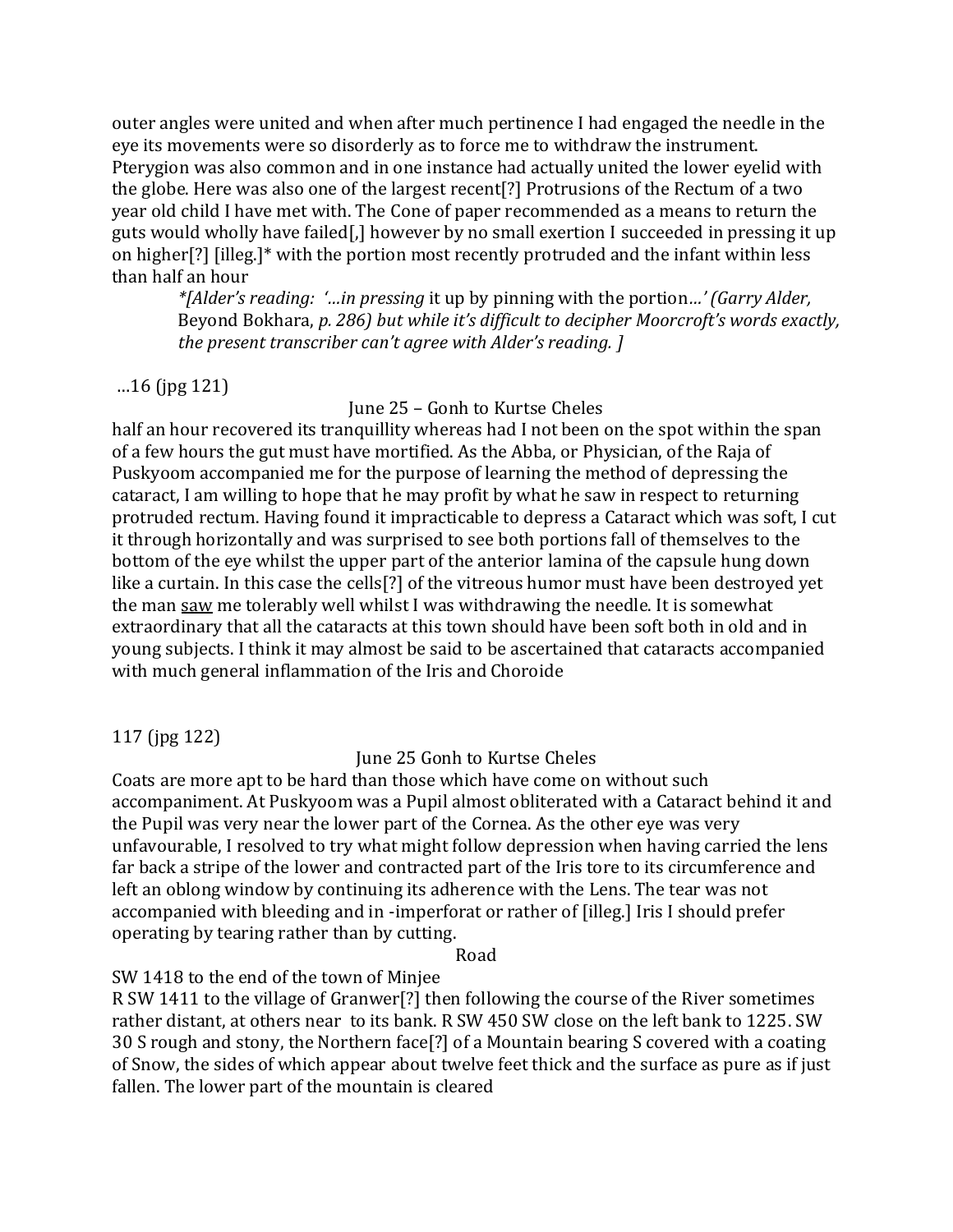outer angles were united and when after much pertinence I had engaged the needle in the eye its movements were so disorderly as to force me to withdraw the instrument. Pterygion was also common and in one instance had actually united the lower eyelid with the globe. Here was also one of the largest recent[?] Protrusions of the Rectum of a two year old child I have met with. The Cone of paper recommended as a means to return the guts would wholly have failed[,] however by no small exertion I succeeded in pressing it up on higher[?] [illeg.]* with the portion most recently protruded and the infant within less than half an hour

> *[Alder's reading: '...in pressing it up by pinning with the portion...' (Garry Alder, Beyond Bokhara, p. 286) but while it's difficult to decipher Moorcroft's words exactly, the present transcriber can't agree with Alder's reading. ]*

…16 (jpg 121)

June 25 – Gonh to Kurtse Cheles

half an hour recovered its tranquillity whereas had I not been on the spot within the span of a few hours the gut must have mortified. As the Abba, or Physician, of the Raja of Puskyoom accompanied me for the purpose of learning the method of depressing the cataract, I am willing to hope that he may profit by what he saw in respect to returning protruded rectum. Having found it impracticable to depress a Cataract which was soft, I cut it through horizontally and was surprised to see both portions fall of themselves to the bottom of the eye whilst the upper part of the anterior lamina of the capsule hung down like a curtain. In this case the cells[?] of the vitreous humor must have been destroyed yet the man <u>saw</u> me tolerably well whilst I was withdrawing the needle. It is somewhat extraordinary that all the cataracts at this town should have been soft both in old and in young subjects. I think it may almost be said to be ascertained that cataracts accompanied with much general inflammation of the Iris and Choroide

117 (jpg 122)

June 25 Gonh to Kurtse Cheles

Coats are more apt to be hard than those which have come on without such accompaniment. At Puskyoom was a Pupil almost obliterated with a Cataract behind it and the Pupil was very near the lower part of the Cornea. As the other eye was very unfavourable, I resolved to try what might follow depression when having carried the lens far back a stripe of the lower and contracted part of the Iris tore to its circumference and left an oblong window by continuing its adherence with the Lens. The tear was not accompanied with bleeding and in -imperforat or rather of [illeg.] Iris I should prefer operating by tearing rather than by cutting.

Road

SW 1418 to the end of the town of Minjee

R SW 1411 to the village of Granwer[?] then following the course of the River sometimes rather distant, at others near to its bank. R SW 450 SW close on the left bank to 1225. SW 30 S rough and stony, the Northern face[?] of a Mountain bearing S covered with a coating of Snow, the sides of which appear about twelve feet thick and the surface as pure as if just fallen. The lower part of the mountain is cleared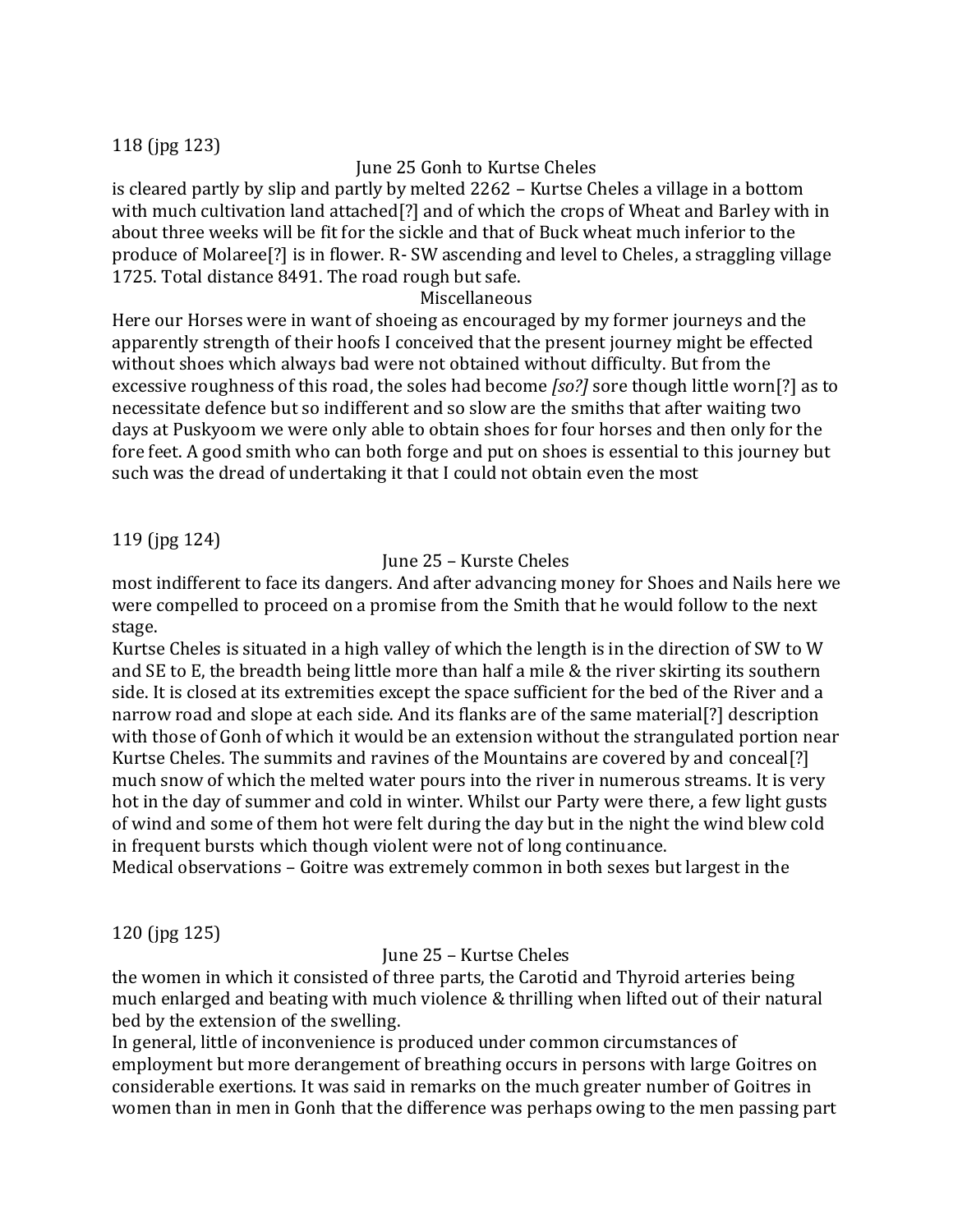118 (jpg 123)

June 25 Gonh to Kurtse Cheles

is cleared partly by slip and partly by melted 2262 – Kurtse Cheles a village in a bottom with much cultivation land attached[?] and of which the crops of Wheat and Barley with in about three weeks will be fit for the sickle and that of Buck wheat much inferior to the produce of Molaree[?] is in flower. R- SW ascending and level to Cheles, a straggling village 1725. Total distance 8491. The road rough but safe.

Miscellaneous

Here our Horses were in want of shoeing as encouraged by my former journeys and the apparently strength of their hoofs I conceived that the present journey might be effected without shoes which always bad were not obtained without difficulty. But from the excessive roughness of this road, the soles had become *[so?]* sore though little worn[?] as to necessitate defence but so indifferent and so slow are the smiths that after waiting two days at Puskyoom we were only able to obtain shoes for four horses and then only for the fore feet. A good smith who can both forge and put on shoes is essential to this journey but such was the dread of undertaking it that I could not obtain even the most

119 (jpg 124)

June 25 – Kurste Cheles

most indifferent to face its dangers. And after advancing money for Shoes and Nails here we were compelled to proceed on a promise from the Smith that he would follow to the next stage.

Kurtse Cheles is situated in a high valley of which the length is in the direction of SW to W and SE to E, the breadth being little more than half a mile & the river skirting its southern side. It is closed at its extremities except the space sufficient for the bed of the River and a narrow road and slope at each side. And its flanks are of the same material[?] description with those of Gonh of which it would be an extension without the strangulated portion near Kurtse Cheles. The summits and ravines of the Mountains are covered by and conceal[?] much snow of which the melted water pours into the river in numerous streams. It is very hot in the day of summer and cold in winter. Whilst our Party were there, a few light gusts of wind and some of them hot were felt during the day but in the night the wind blew cold in frequent bursts which though violent were not of long continuance.

Medical observations – Goitre was extremely common in both sexes but largest in the

120 (jpg 125)

June 25 – Kurtse Cheles

the women in which it consisted of three parts, the Carotid and Thyroid arteries being much enlarged and beating with much violence & thrilling when lifted out of their natural bed by the extension of the swelling.

In general, little of inconvenience is produced under common circumstances of employment but more derangement of breathing occurs in persons with large Goitres on considerable exertions. It was said in remarks on the much greater number of Goitres in women than in men in Gonh that the difference was perhaps owing to the men passing part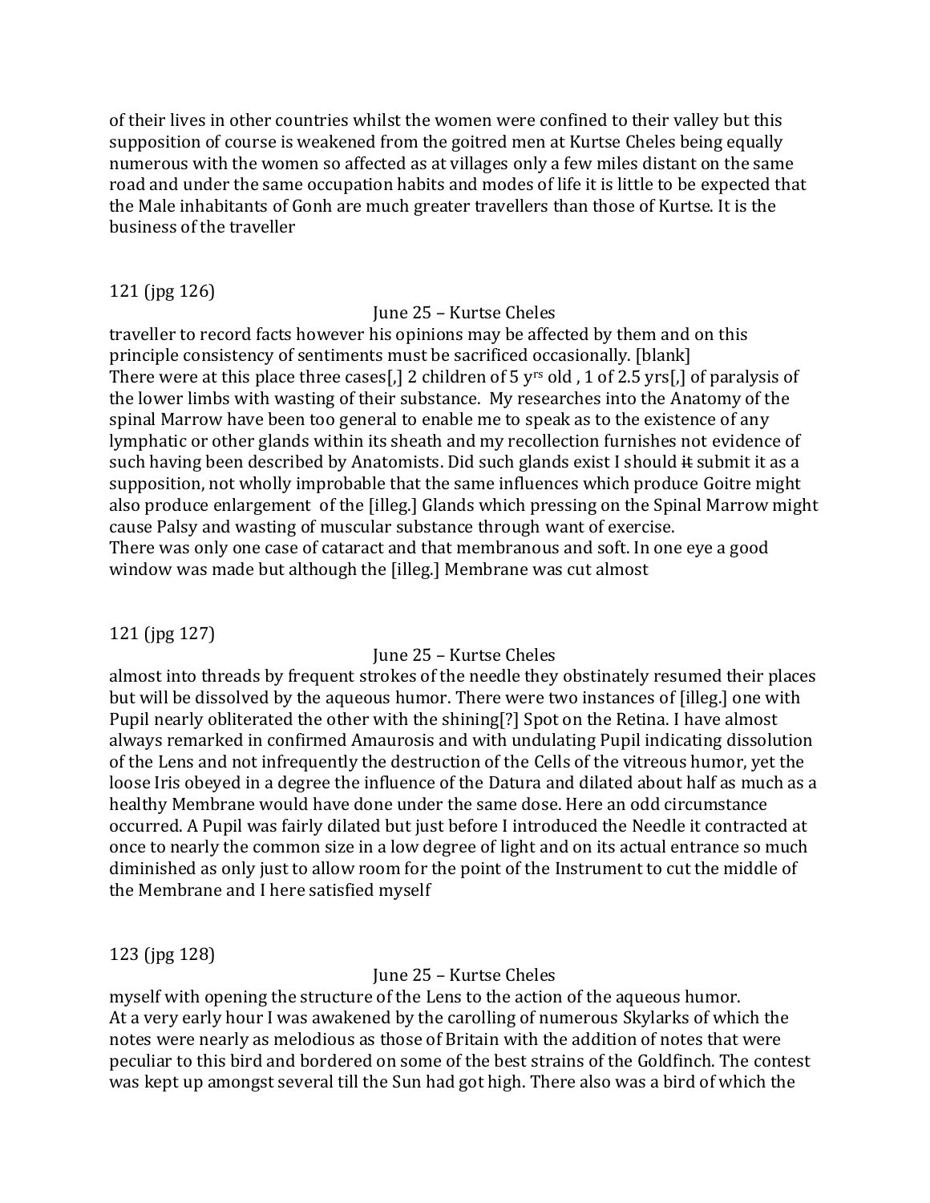of their lives in other countries whilst the women were confined to their valley but this supposition of course is weakened from the goitred men at Kurtse Cheles being equally numerous with the women so affected as at villages only a few miles distant on the same road and under the same occupation habits and modes of life it is little to be expected that the Male inhabitants of Gonh are much greater travellers than those of Kurtse. It is the business of the traveller

121 (jpg 126)

June 25 – Kurtse Cheles

traveller to record facts however his opinions may be affected by them and on this principle consistency of sentiments must be sacrificed occasionally. [blank]

There were at this place three cases[,] 2 children of 5 y^rs old , 1 of 2.5 yrs[,] of paralysis of the lower limbs with wasting of their substance. My researches into the Anatomy of the spinal Marrow have been too general to enable me to speak as to the existence of any lymphatic or other glands within its sheath and my recollection furnishes not evidence of such having been described by Anatomists. Did such glands exist I should ~~it~~ submit it as a supposition, not wholly improbable that the same influences which produce Goitre might also produce enlargement of the [illeg.] Glands which pressing on the Spinal Marrow might cause Palsy and wasting of muscular substance through want of exercise.

There was only one case of cataract and that membranous and soft. In one eye a good window was made but although the [illeg.] Membrane was cut almost

121 (jpg 127)

June 25 – Kurtse Cheles

almost into threads by frequent strokes of the needle they obstinately resumed their places but will be dissolved by the aqueous humor. There were two instances of [illeg.] one with Pupil nearly obliterated the other with the shining[?] Spot on the Retina. I have almost always remarked in confirmed Amaurosis and with undulating Pupil indicating dissolution of the Lens and not infrequently the destruction of the Cells of the vitreous humor, yet the loose Iris obeyed in a degree the influence of the Datura and dilated about half as much as a healthy Membrane would have done under the same dose. Here an odd circumstance occurred. A Pupil was fairly dilated but just before I introduced the Needle it contracted at once to nearly the common size in a low degree of light and on its actual entrance so much diminished as only just to allow room for the point of the Instrument to cut the middle of the Membrane and I here satisfied myself

123 (jpg 128)

June 25 – Kurtse Cheles

myself with opening the structure of the Lens to the action of the aqueous humor.

At a very early hour I was awakened by the carolling of numerous Skylarks of which the notes were nearly as melodious as those of Britain with the addition of notes that were peculiar to this bird and bordered on some of the best strains of the Goldfinch. The contest was kept up amongst several till the Sun had got high. There also was a bird of which the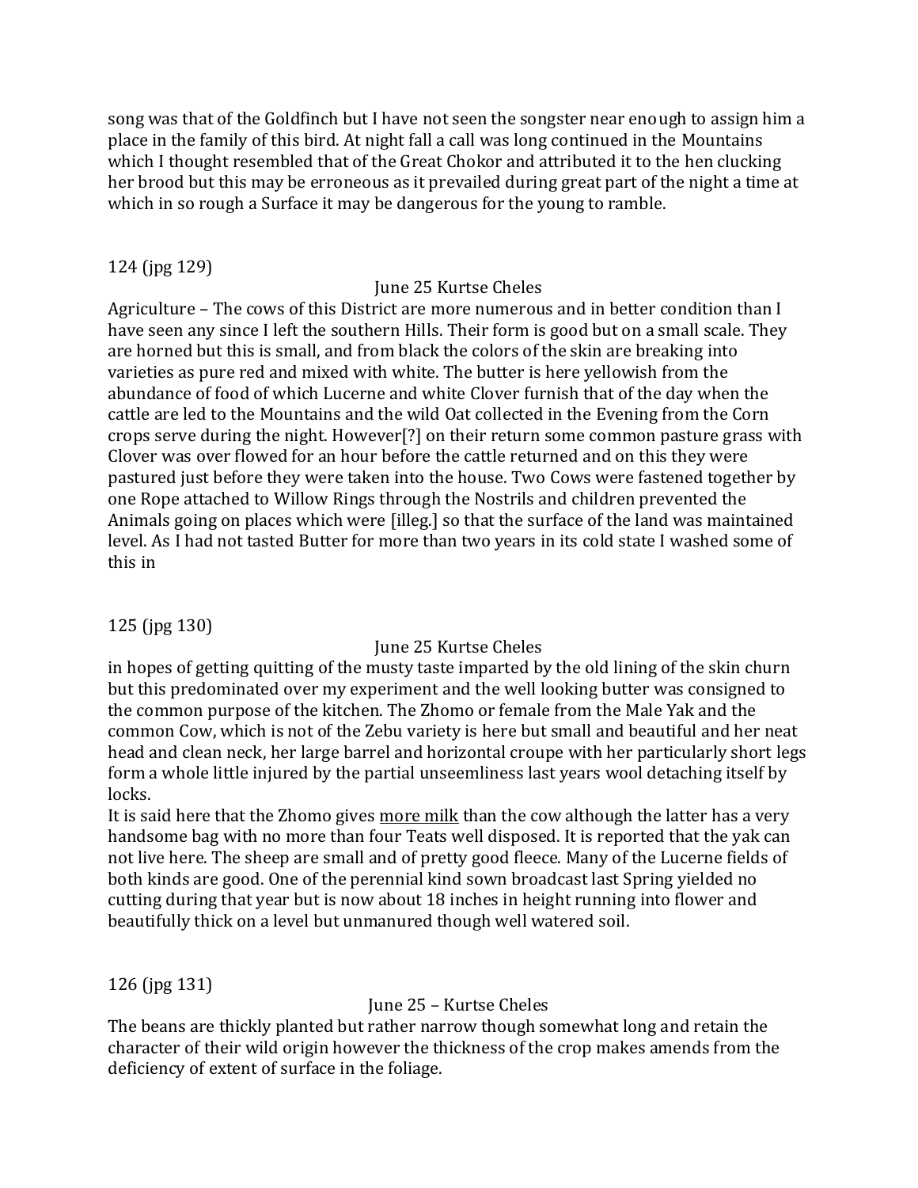song was that of the Goldfinch but I have not seen the songster near enough to assign him a place in the family of this bird. At night fall a call was long continued in the Mountains which I thought resembled that of the Great Chokor and attributed it to the hen clucking her brood but this may be erroneous as it prevailed during great part of the night a time at which in so rough a Surface it may be dangerous for the young to ramble.

124 (jpg 129)

June 25 Kurtse Cheles

Agriculture – The cows of this District are more numerous and in better condition than I have seen any since I left the southern Hills. Their form is good but on a small scale. They are horned but this is small, and from black the colors of the skin are breaking into varieties as pure red and mixed with white. The butter is here yellowish from the abundance of food of which Lucerne and white Clover furnish that of the day when the cattle are led to the Mountains and the wild Oat collected in the Evening from the Corn crops serve during the night. However[?] on their return some common pasture grass with Clover was over flowed for an hour before the cattle returned and on this they were pastured just before they were taken into the house. Two Cows were fastened together by one Rope attached to Willow Rings through the Nostrils and children prevented the Animals going on places which were [illeg.] so that the surface of the land was maintained level. As I had not tasted Butter for more than two years in its cold state I washed some of this in

125 (jpg 130)

June 25 Kurtse Cheles

in hopes of getting quitting of the musty taste imparted by the old lining of the skin churn but this predominated over my experiment and the well looking butter was consigned to the common purpose of the kitchen. The Zhomo or female from the Male Yak and the common Cow, which is not of the Zebu variety is here but small and beautiful and her neat head and clean neck, her large barrel and horizontal croupe with her particularly short legs form a whole little injured by the partial unseemliness last years wool detaching itself by locks.

It is said here that the Zhomo gives <u>more milk</u> than the cow although the latter has a very handsome bag with no more than four Teats well disposed. It is reported that the yak can not live here. The sheep are small and of pretty good fleece. Many of the Lucerne fields of both kinds are good. One of the perennial kind sown broadcast last Spring yielded no cutting during that year but is now about 18 inches in height running into flower and beautifully thick on a level but unmanured though well watered soil.

126 (jpg 131)

June 25 – Kurtse Cheles

The beans are thickly planted but rather narrow though somewhat long and retain the character of their wild origin however the thickness of the crop makes amends from the deficiency of extent of surface in the foliage.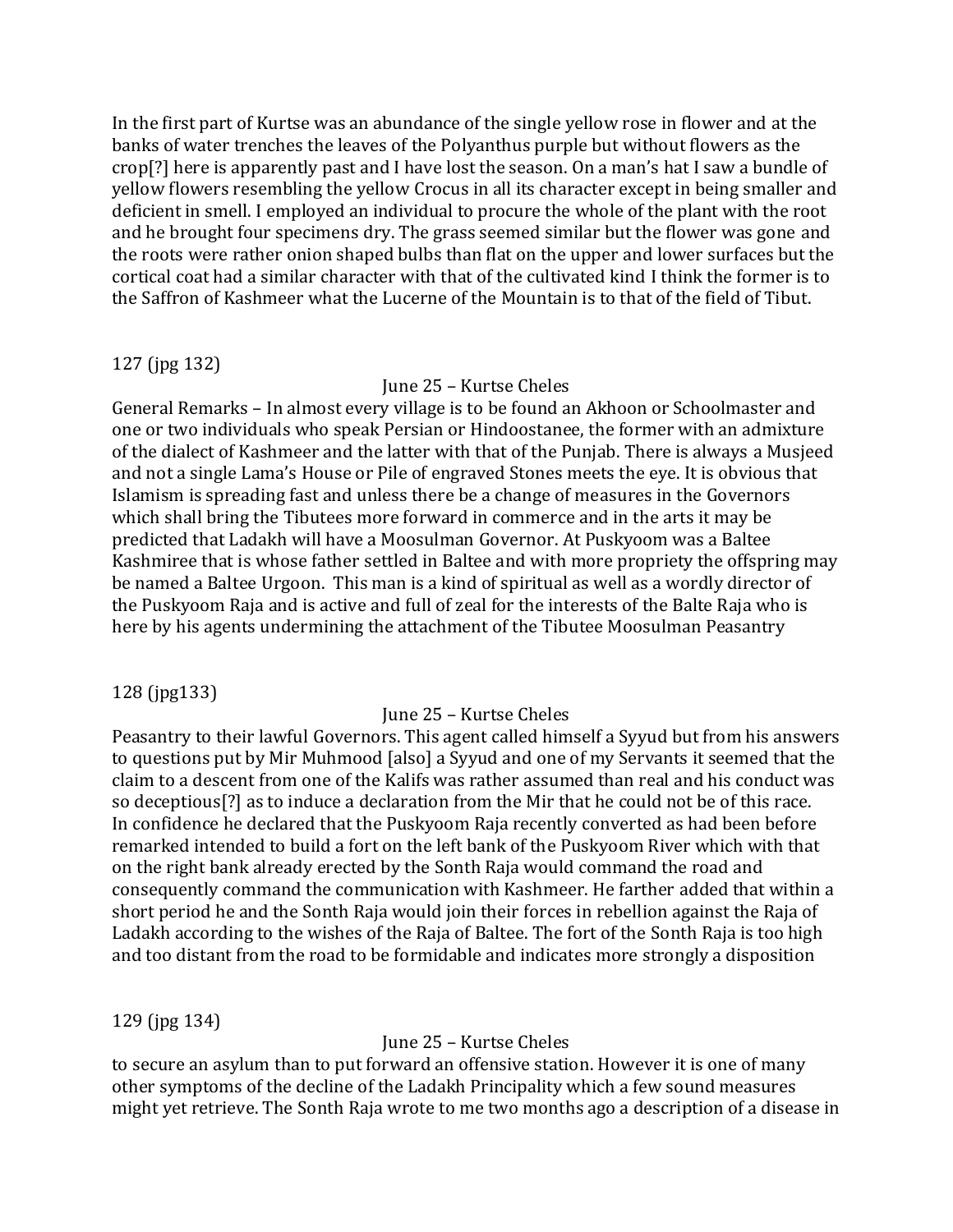In the first part of Kurtse was an abundance of the single yellow rose in flower and at the banks of water trenches the leaves of the Polyanthus purple but without flowers as the crop[?] here is apparently past and I have lost the season. On a man's hat I saw a bundle of yellow flowers resembling the yellow Crocus in all its character except in being smaller and deficient in smell. I employed an individual to procure the whole of the plant with the root and he brought four specimens dry. The grass seemed similar but the flower was gone and the roots were rather onion shaped bulbs than flat on the upper and lower surfaces but the cortical coat had a similar character with that of the cultivated kind I think the former is to the Saffron of Kashmeer what the Lucerne of the Mountain is to that of the field of Tibut.

127 (jpg 132)

June 25 – Kurtse Cheles

General Remarks – In almost every village is to be found an Akhoon or Schoolmaster and one or two individuals who speak Persian or Hindoostanee, the former with an admixture of the dialect of Kashmeer and the latter with that of the Punjab. There is always a Musjeed and not a single Lama's House or Pile of engraved Stones meets the eye. It is obvious that Islamism is spreading fast and unless there be a change of measures in the Governors which shall bring the Tibutees more forward in commerce and in the arts it may be predicted that Ladakh will have a Moosulman Governor. At Puskyoom was a Baltee Kashmiree that is whose father settled in Baltee and with more propriety the offspring may be named a Baltee Urgoon. This man is a kind of spiritual as well as a wordly director of the Puskyoom Raja and is active and full of zeal for the interests of the Balte Raja who is here by his agents undermining the attachment of the Tibutee Moosulman Peasantry

128 (jpg133)

June 25 – Kurtse Cheles

Peasantry to their lawful Governors. This agent called himself a Syyud but from his answers to questions put by Mir Muhmood [also] a Syyud and one of my Servants it seemed that the claim to a descent from one of the Kalifs was rather assumed than real and his conduct was so deceptious[?] as to induce a declaration from the Mir that he could not be of this race. In confidence he declared that the Puskyoom Raja recently converted as had been before remarked intended to build a fort on the left bank of the Puskyoom River which with that on the right bank already erected by the Sonth Raja would command the road and consequently command the communication with Kashmeer. He farther added that within a short period he and the Sonth Raja would join their forces in rebellion against the Raja of Ladakh according to the wishes of the Raja of Baltee. The fort of the Sonth Raja is too high and too distant from the road to be formidable and indicates more strongly a disposition

129 (jpg 134)

June 25 – Kurtse Cheles

to secure an asylum than to put forward an offensive station. However it is one of many other symptoms of the decline of the Ladakh Principality which a few sound measures might yet retrieve. The Sonth Raja wrote to me two months ago a description of a disease in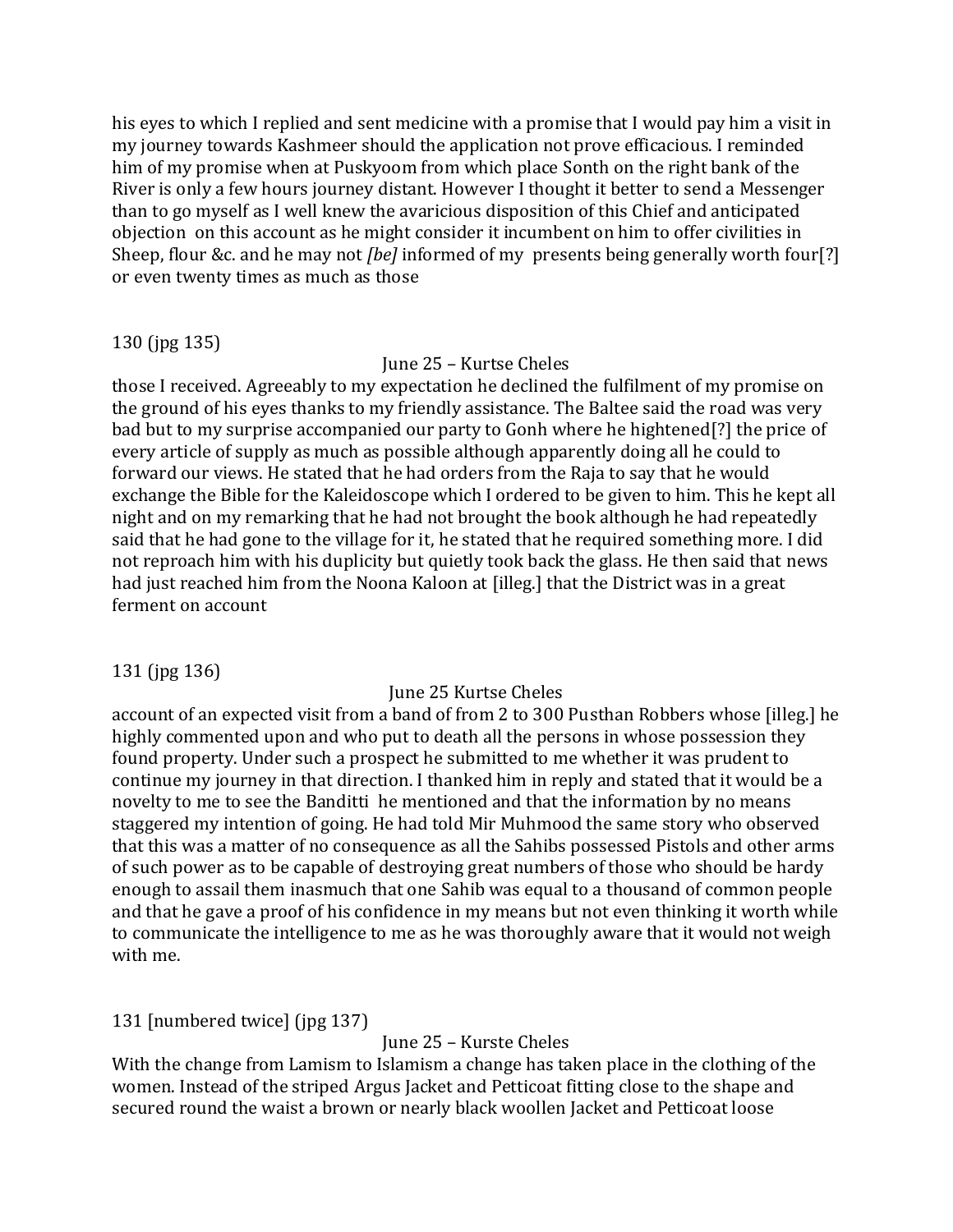his eyes to which I replied and sent medicine with a promise that I would pay him a visit in my journey towards Kashmeer should the application not prove efficacious. I reminded him of my promise when at Puskyoom from which place Sonth on the right bank of the River is only a few hours journey distant. However I thought it better to send a Messenger than to go myself as I well knew the avaricious disposition of this Chief and anticipated objection on this account as he might consider it incumbent on him to offer civilities in Sheep, flour &c. and he may not *[be]* informed of my presents being generally worth four[?] or even twenty times as much as those

130 (jpg 135)

June 25 – Kurtse Cheles

those I received. Agreeably to my expectation he declined the fulfilment of my promise on the ground of his eyes thanks to my friendly assistance. The Baltee said the road was very bad but to my surprise accompanied our party to Gonh where he hightened[?] the price of every article of supply as much as possible although apparently doing all he could to forward our views. He stated that he had orders from the Raja to say that he would exchange the Bible for the Kaleidoscope which I ordered to be given to him. This he kept all night and on my remarking that he had not brought the book although he had repeatedly said that he had gone to the village for it, he stated that he required something more. I did not reproach him with his duplicity but quietly took back the glass. He then said that news had just reached him from the Noona Kaloon at [illeg.] that the District was in a great ferment on account

131 (jpg 136)

June 25 Kurtse Cheles

account of an expected visit from a band of from 2 to 300 Pusthan Robbers whose [illeg.] he highly commented upon and who put to death all the persons in whose possession they found property. Under such a prospect he submitted to me whether it was prudent to continue my journey in that direction. I thanked him in reply and stated that it would be a novelty to me to see the Banditti he mentioned and that the information by no means staggered my intention of going. He had told Mir Muhmood the same story who observed that this was a matter of no consequence as all the Sahibs possessed Pistols and other arms of such power as to be capable of destroying great numbers of those who should be hardy enough to assail them inasmuch that one Sahib was equal to a thousand of common people and that he gave a proof of his confidence in my means but not even thinking it worth while to communicate the intelligence to me as he was thoroughly aware that it would not weigh with me.

131 [numbered twice] (jpg 137)

June 25 – Kurste Cheles

With the change from Lamism to Islamism a change has taken place in the clothing of the women. Instead of the striped Argus Jacket and Petticoat fitting close to the shape and secured round the waist a brown or nearly black woollen Jacket and Petticoat loose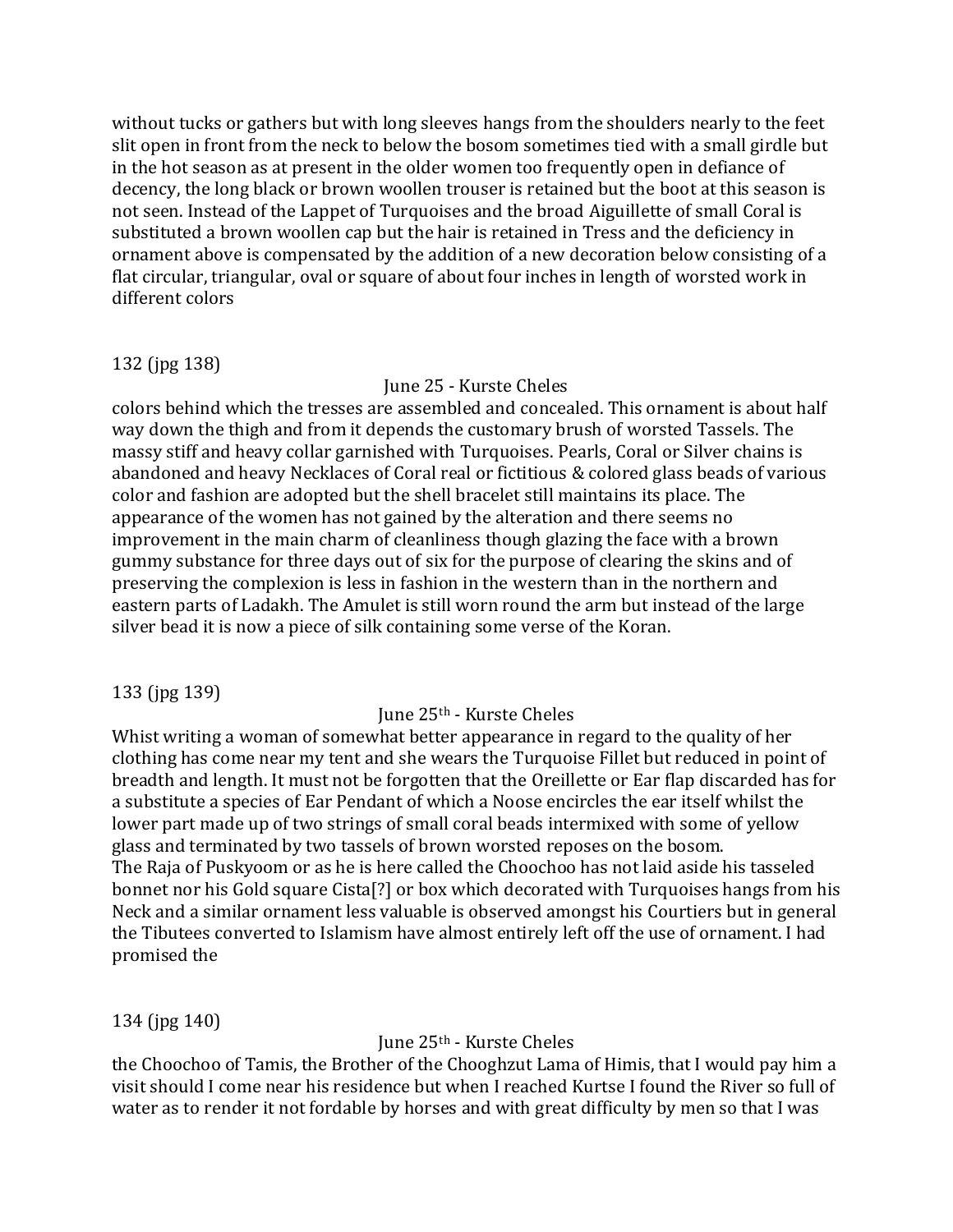without tucks or gathers but with long sleeves hangs from the shoulders nearly to the feet slit open in front from the neck to below the bosom sometimes tied with a small girdle but in the hot season as at present in the older women too frequently open in defiance of decency, the long black or brown woollen trouser is retained but the boot at this season is not seen. Instead of the Lappet of Turquoises and the broad Aiguillette of small Coral is substituted a brown woollen cap but the hair is retained in Tress and the deficiency in ornament above is compensated by the addition of a new decoration below consisting of a flat circular, triangular, oval or square of about four inches in length of worsted work in different colors

132 (jpg 138)

June 25 - Kurste Cheles

colors behind which the tresses are assembled and concealed. This ornament is about half way down the thigh and from it depends the customary brush of worsted Tassels. The massy stiff and heavy collar garnished with Turquoises. Pearls, Coral or Silver chains is abandoned and heavy Necklaces of Coral real or fictitious & colored glass beads of various color and fashion are adopted but the shell bracelet still maintains its place. The appearance of the women has not gained by the alteration and there seems no improvement in the main charm of cleanliness though glazing the face with a brown gummy substance for three days out of six for the purpose of clearing the skins and of preserving the complexion is less in fashion in the western than in the northern and eastern parts of Ladakh. The Amulet is still worn round the arm but instead of the large silver bead it is now a piece of silk containing some verse of the Koran.

133 (jpg 139)

June 25th - Kurste Cheles

Whist writing a woman of somewhat better appearance in regard to the quality of her clothing has come near my tent and she wears the Turquoise Fillet but reduced in point of breadth and length. It must not be forgotten that the Oreillette or Ear flap discarded has for a substitute a species of Ear Pendant of which a Noose encircles the ear itself whilst the lower part made up of two strings of small coral beads intermixed with some of yellow glass and terminated by two tassels of brown worsted reposes on the bosom.
The Raja of Puskyoom or as he is here called the Choochoo has not laid aside his tasseled bonnet nor his Gold square Cista[?] or box which decorated with Turquoises hangs from his Neck and a similar ornament less valuable is observed amongst his Courtiers but in general the Tibutees converted to Islamism have almost entirely left off the use of ornament. I had promised the

134 (jpg 140)

June 25th - Kurste Cheles

the Choochoo of Tamis, the Brother of the Chooghzut Lama of Himis, that I would pay him a visit should I come near his residence but when I reached Kurtse I found the River so full of water as to render it not fordable by horses and with great difficulty by men so that I was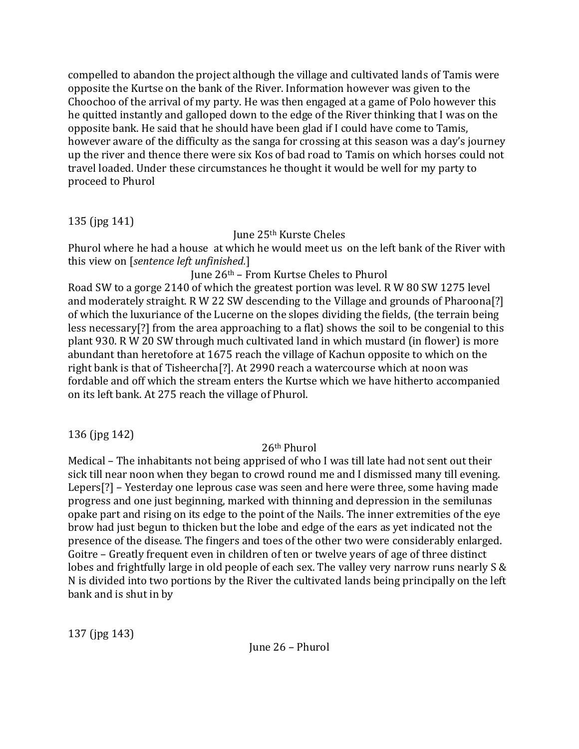compelled to abandon the project although the village and cultivated lands of Tamis were opposite the Kurtse on the bank of the River. Information however was given to the Choochoo of the arrival of my party. He was then engaged at a game of Polo however this he quitted instantly and galloped down to the edge of the River thinking that I was on the opposite bank. He said that he should have been glad if I could have come to Tamis, however aware of the difficulty as the sanga for crossing at this season was a day's journey up the river and thence there were six Kos of bad road to Tamis on which horses could not travel loaded. Under these circumstances he thought it would be well for my party to proceed to Phurol

135 (jpg 141)

June 25th Kurste Cheles

Phurol where he had a house at which he would meet us on the left bank of the River with this view on [*sentence left unfinished.*]

June 26th – From Kurtse Cheles to Phurol

Road SW to a gorge 2140 of which the greatest portion was level. R W 80 SW 1275 level and moderately straight. R W 22 SW descending to the Village and grounds of Pharoona[?] of which the luxuriance of the Lucerne on the slopes dividing the fields, (the terrain being less necessary[?] from the area approaching to a flat) shows the soil to be congenial to this plant 930. R W 20 SW through much cultivated land in which mustard (in flower) is more abundant than heretofore at 1675 reach the village of Kachun opposite to which on the right bank is that of Tisheercha[?]. At 2990 reach a watercourse which at noon was fordable and off which the stream enters the Kurtse which we have hitherto accompanied on its left bank. At 275 reach the village of Phurol.

136 (jpg 142)

26th Phurol

Medical – The inhabitants not being apprised of who I was till late had not sent out their sick till near noon when they began to crowd round me and I dismissed many till evening. Lepers[?] – Yesterday one leprous case was seen and here were three, some having made progress and one just beginning, marked with thinning and depression in the semilunas opake part and rising on its edge to the point of the Nails. The inner extremities of the eye brow had just begun to thicken but the lobe and edge of the ears as yet indicated not the presence of the disease. The fingers and toes of the other two were considerably enlarged. Goitre – Greatly frequent even in children of ten or twelve years of age of three distinct lobes and frightfully large in old people of each sex. The valley very narrow runs nearly S & N is divided into two portions by the River the cultivated lands being principally on the left bank and is shut in by

137 (jpg 143)

June 26 – Phurol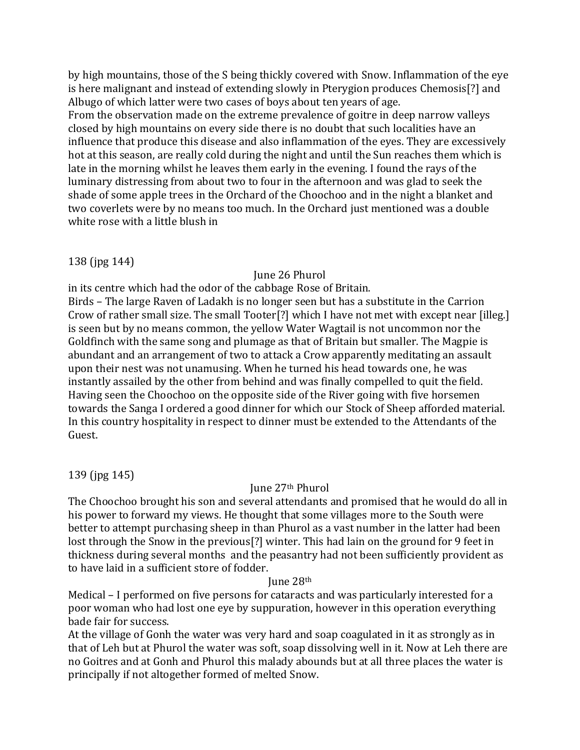by high mountains, those of the S being thickly covered with Snow. Inflammation of the eye is here malignant and instead of extending slowly in Pterygion produces Chemosis[?] and Albugo of which latter were two cases of boys about ten years of age.
From the observation made on the extreme prevalence of goitre in deep narrow valleys closed by high mountains on every side there is no doubt that such localities have an influence that produce this disease and also inflammation of the eyes. They are excessively hot at this season, are really cold during the night and until the Sun reaches them which is late in the morning whilst he leaves them early in the evening. I found the rays of the luminary distressing from about two to four in the afternoon and was glad to seek the shade of some apple trees in the Orchard of the Choochoo and in the night a blanket and two coverlets were by no means too much. In the Orchard just mentioned was a double white rose with a little blush in

138 (jpg 144)

June 26 Phurol

in its centre which had the odor of the cabbage Rose of Britain.
Birds – The large Raven of Ladakh is no longer seen but has a substitute in the Carrion Crow of rather small size. The small Tooter[?] which I have not met with except near [illeg.] is seen but by no means common, the yellow Water Wagtail is not uncommon nor the Goldfinch with the same song and plumage as that of Britain but smaller. The Magpie is abundant and an arrangement of two to attack a Crow apparently meditating an assault upon their nest was not unamusing. When he turned his head towards one, he was instantly assailed by the other from behind and was finally compelled to quit the field.
Having seen the Choochoo on the opposite side of the River going with five horsemen towards the Sanga I ordered a good dinner for which our Stock of Sheep afforded material.
In this country hospitality in respect to dinner must be extended to the Attendants of the Guest.

139 (jpg 145)

June 27th Phurol

The Choochoo brought his son and several attendants and promised that he would do all in his power to forward my views. He thought that some villages more to the South were better to attempt purchasing sheep in than Phurol as a vast number in the latter had been lost through the Snow in the previous[?] winter. This had lain on the ground for 9 feet in thickness during several months and the peasantry had not been sufficiently provident as to have laid in a sufficient store of fodder.

June 28th

Medical – I performed on five persons for cataracts and was particularly interested for a poor woman who had lost one eye by suppuration, however in this operation everything bade fair for success.
At the village of Gonh the water was very hard and soap coagulated in it as strongly as in that of Leh but at Phurol the water was soft, soap dissolving well in it. Now at Leh there are no Goitres and at Gonh and Phurol this malady abounds but at all three places the water is principally if not altogether formed of melted Snow.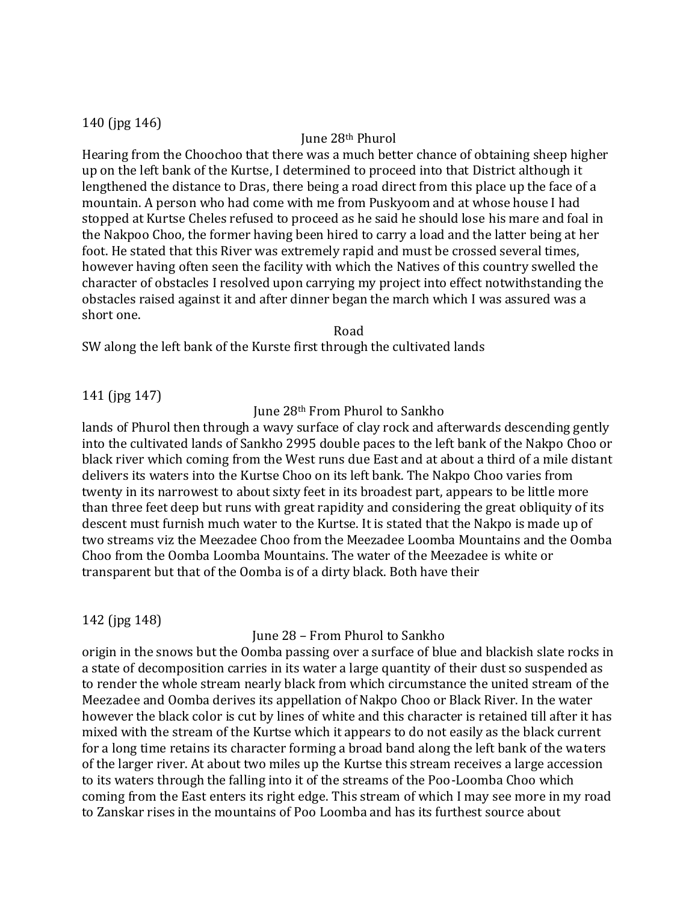140 (jpg 146)

June 28th Phurol

Hearing from the Choochoo that there was a much better chance of obtaining sheep higher up on the left bank of the Kurtse, I determined to proceed into that District although it lengthened the distance to Dras, there being a road direct from this place up the face of a mountain. A person who had come with me from Puskyoom and at whose house I had stopped at Kurtse Cheles refused to proceed as he said he should lose his mare and foal in the Nakpoo Choo, the former having been hired to carry a load and the latter being at her foot. He stated that this River was extremely rapid and must be crossed several times, however having often seen the facility with which the Natives of this country swelled the character of obstacles I resolved upon carrying my project into effect notwithstanding the obstacles raised against it and after dinner began the march which I was assured was a short one.

Road

SW along the left bank of the Kurste first through the cultivated lands

141 (jpg 147)

June 28th From Phurol to Sankho

lands of Phurol then through a wavy surface of clay rock and afterwards descending gently into the cultivated lands of Sankho 2995 double paces to the left bank of the Nakpo Choo or black river which coming from the West runs due East and at about a third of a mile distant delivers its waters into the Kurtse Choo on its left bank. The Nakpo Choo varies from twenty in its narrowest to about sixty feet in its broadest part, appears to be little more than three feet deep but runs with great rapidity and considering the great obliquity of its descent must furnish much water to the Kurtse. It is stated that the Nakpo is made up of two streams viz the Meezadee Choo from the Meezadee Loomba Mountains and the Oomba Choo from the Oomba Loomba Mountains. The water of the Meezadee is white or transparent but that of the Oomba is of a dirty black. Both have their

142 (jpg 148)

June 28 – From Phurol to Sankho

origin in the snows but the Oomba passing over a surface of blue and blackish slate rocks in a state of decomposition carries in its water a large quantity of their dust so suspended as to render the whole stream nearly black from which circumstance the united stream of the Meezadee and Oomba derives its appellation of Nakpo Choo or Black River. In the water however the black color is cut by lines of white and this character is retained till after it has mixed with the stream of the Kurtse which it appears to do not easily as the black current for a long time retains its character forming a broad band along the left bank of the waters of the larger river. At about two miles up the Kurtse this stream receives a large accession to its waters through the falling into it of the streams of the Poo-Loomba Choo which coming from the East enters its right edge. This stream of which I may see more in my road to Zanskar rises in the mountains of Poo Loomba and has its furthest source about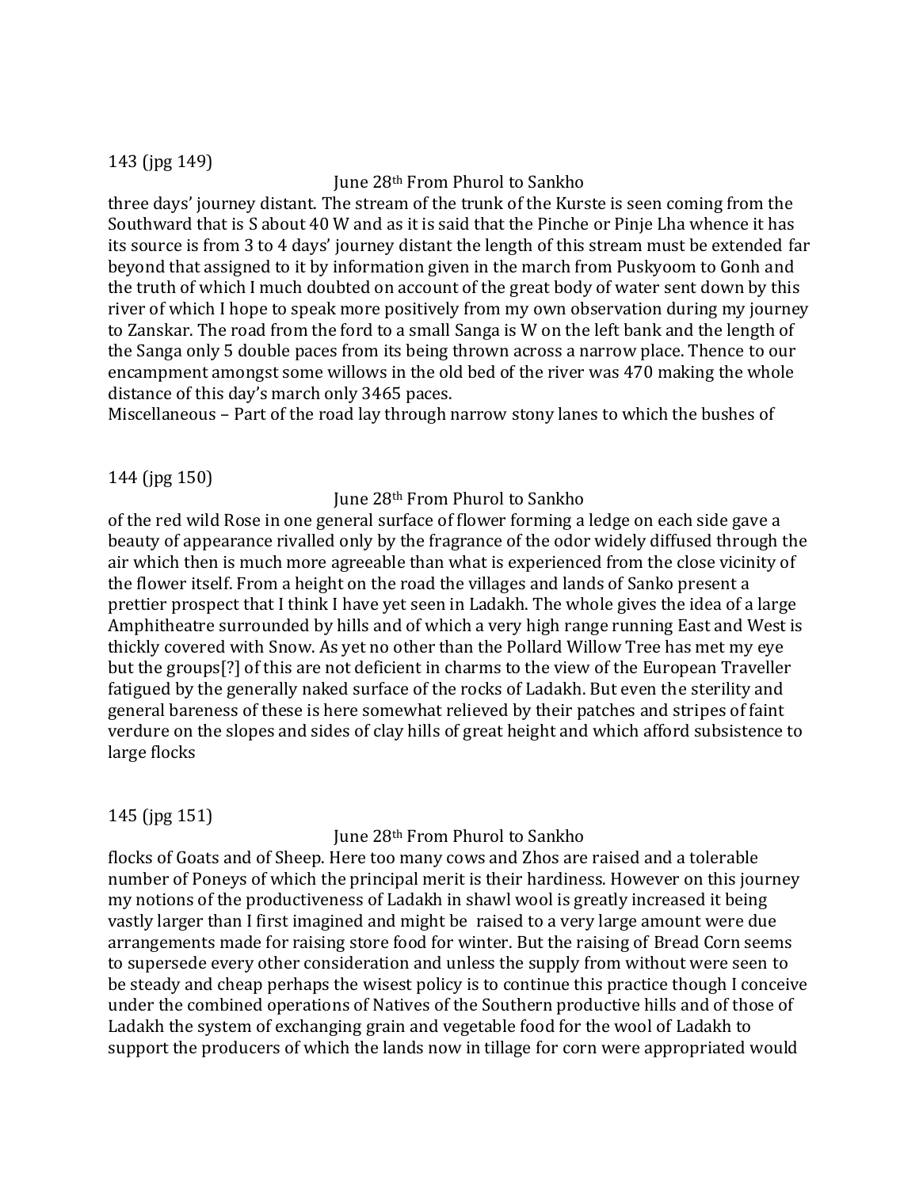143 (jpg 149)

June 28th From Phurol to Sankho

three days' journey distant. The stream of the trunk of the Kurste is seen coming from the Southward that is S about 40 W and as it is said that the Pinche or Pinje Lha whence it has its source is from 3 to 4 days' journey distant the length of this stream must be extended far beyond that assigned to it by information given in the march from Puskyoom to Gonh and the truth of which I much doubted on account of the great body of water sent down by this river of which I hope to speak more positively from my own observation during my journey to Zanskar. The road from the ford to a small Sanga is W on the left bank and the length of the Sanga only 5 double paces from its being thrown across a narrow place. Thence to our encampment amongst some willows in the old bed of the river was 470 making the whole distance of this day's march only 3465 paces.

Miscellaneous – Part of the road lay through narrow stony lanes to which the bushes of

144 (jpg 150)

June 28th From Phurol to Sankho

of the red wild Rose in one general surface of flower forming a ledge on each side gave a beauty of appearance rivalled only by the fragrance of the odor widely diffused through the air which then is much more agreeable than what is experienced from the close vicinity of the flower itself. From a height on the road the villages and lands of Sanko present a prettier prospect that I think I have yet seen in Ladakh. The whole gives the idea of a large Amphitheatre surrounded by hills and of which a very high range running East and West is thickly covered with Snow. As yet no other than the Pollard Willow Tree has met my eye but the groups[?] of this are not deficient in charms to the view of the European Traveller fatigued by the generally naked surface of the rocks of Ladakh. But even the sterility and general bareness of these is here somewhat relieved by their patches and stripes of faint verdure on the slopes and sides of clay hills of great height and which afford subsistence to large flocks

145 (jpg 151)

June 28th From Phurol to Sankho

flocks of Goats and of Sheep. Here too many cows and Zhos are raised and a tolerable number of Poneys of which the principal merit is their hardiness. However on this journey my notions of the productiveness of Ladakh in shawl wool is greatly increased it being vastly larger than I first imagined and might be raised to a very large amount were due arrangements made for raising store food for winter. But the raising of Bread Corn seems to supersede every other consideration and unless the supply from without were seen to be steady and cheap perhaps the wisest policy is to continue this practice though I conceive under the combined operations of Natives of the Southern productive hills and of those of Ladakh the system of exchanging grain and vegetable food for the wool of Ladakh to support the producers of which the lands now in tillage for corn were appropriated would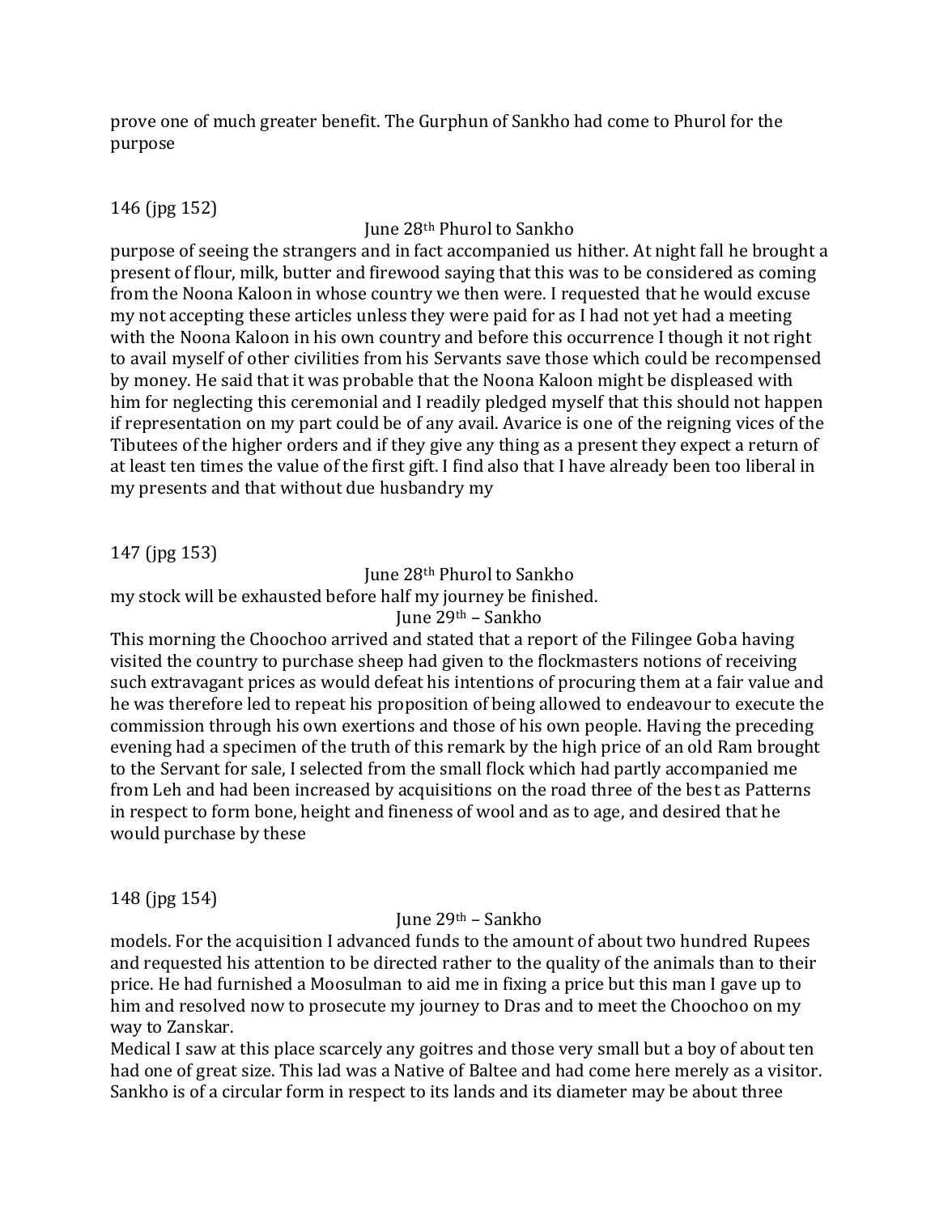prove one of much greater benefit. The Gurphun of Sankho had come to Phurol for the purpose

146 (jpg 152)

June 28th Phurol to Sankho

purpose of seeing the strangers and in fact accompanied us hither. At night fall he brought a present of flour, milk, butter and firewood saying that this was to be considered as coming from the Noona Kaloon in whose country we then were. I requested that he would excuse my not accepting these articles unless they were paid for as I had not yet had a meeting with the Noona Kaloon in his own country and before this occurrence I though it not right to avail myself of other civilities from his Servants save those which could be recompensed by money. He said that it was probable that the Noona Kaloon might be displeased with him for neglecting this ceremonial and I readily pledged myself that this should not happen if representation on my part could be of any avail. Avarice is one of the reigning vices of the Tibutees of the higher orders and if they give any thing as a present they expect a return of at least ten times the value of the first gift. I find also that I have already been too liberal in my presents and that without due husbandry my

147 (jpg 153)

June 28th Phurol to Sankho

my stock will be exhausted before half my journey be finished.

June 29th – Sankho

This morning the Choochoo arrived and stated that a report of the Filingee Goba having visited the country to purchase sheep had given to the flockmasters notions of receiving such extravagant prices as would defeat his intentions of procuring them at a fair value and he was therefore led to repeat his proposition of being allowed to endeavour to execute the commission through his own exertions and those of his own people. Having the preceding evening had a specimen of the truth of this remark by the high price of an old Ram brought to the Servant for sale, I selected from the small flock which had partly accompanied me from Leh and had been increased by acquisitions on the road three of the best as Patterns in respect to form bone, height and fineness of wool and as to age, and desired that he would purchase by these

148 (jpg 154)

June 29th – Sankho

models. For the acquisition I advanced funds to the amount of about two hundred Rupees and requested his attention to be directed rather to the quality of the animals than to their price. He had furnished a Moosulman to aid me in fixing a price but this man I gave up to him and resolved now to prosecute my journey to Dras and to meet the Choochoo on my way to Zanskar.

Medical I saw at this place scarcely any goitres and those very small but a boy of about ten had one of great size. This lad was a Native of Baltee and had come here merely as a visitor. Sankho is of a circular form in respect to its lands and its diameter may be about three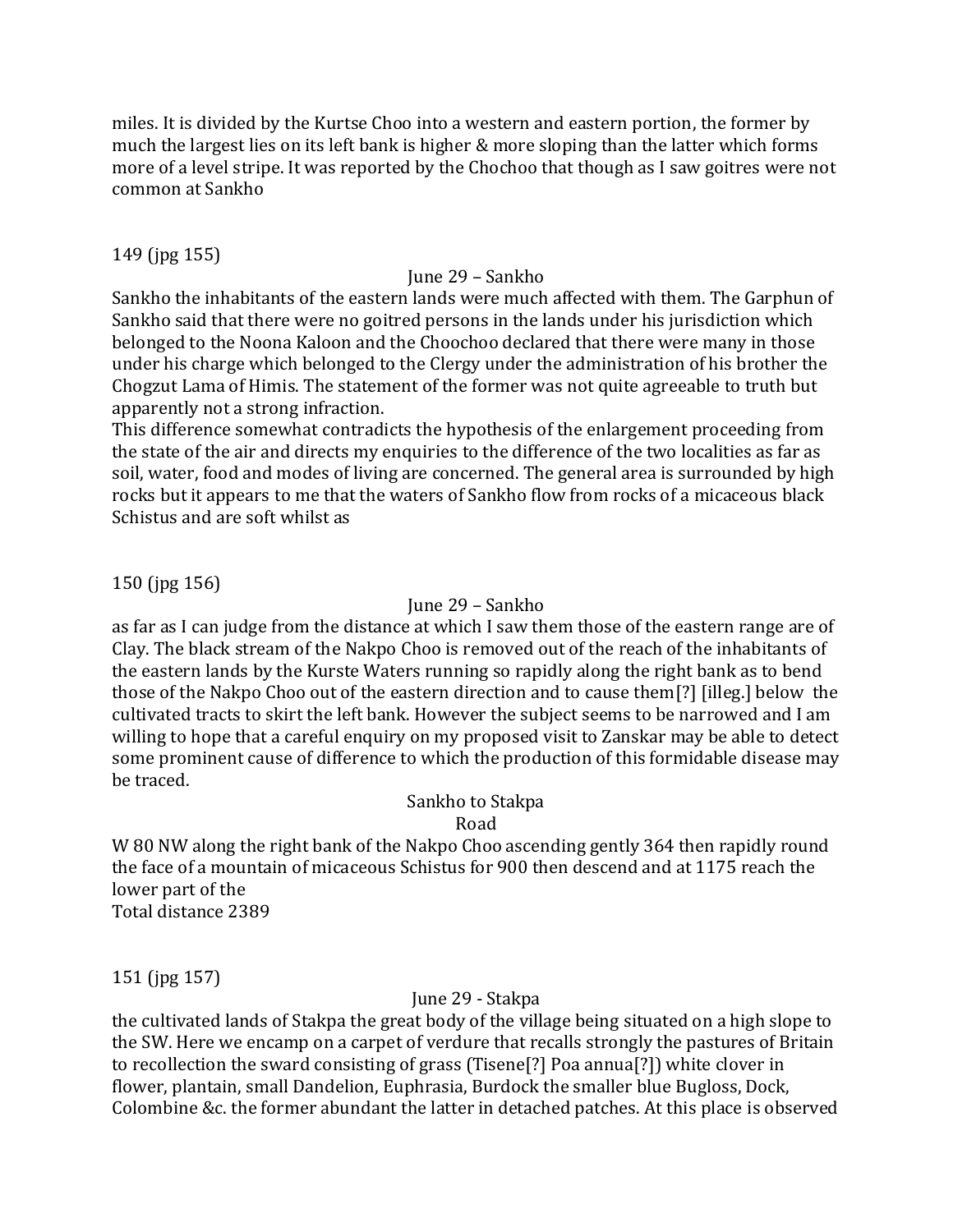miles. It is divided by the Kurtse Choo into a western and eastern portion, the former by much the largest lies on its left bank is higher & more sloping than the latter which forms more of a level stripe. It was reported by the Chochoo that though as I saw goitres were not common at Sankho

149 (jpg 155)

June 29 – Sankho

Sankho the inhabitants of the eastern lands were much affected with them. The Garphun of Sankho said that there were no goitred persons in the lands under his jurisdiction which belonged to the Noona Kaloon and the Choochoo declared that there were many in those under his charge which belonged to the Clergy under the administration of his brother the Chogzut Lama of Himis. The statement of the former was not quite agreeable to truth but apparently not a strong infraction.

This difference somewhat contradicts the hypothesis of the enlargement proceeding from the state of the air and directs my enquiries to the difference of the two localities as far as soil, water, food and modes of living are concerned. The general area is surrounded by high rocks but it appears to me that the waters of Sankho flow from rocks of a micaceous black Schistus and are soft whilst as

150 (jpg 156)

June 29 – Sankho

as far as I can judge from the distance at which I saw them those of the eastern range are of Clay. The black stream of the Nakpo Choo is removed out of the reach of the inhabitants of the eastern lands by the Kurste Waters running so rapidly along the right bank as to bend those of the Nakpo Choo out of the eastern direction and to cause them[?] [illeg.] below the cultivated tracts to skirt the left bank. However the subject seems to be narrowed and I am willing to hope that a careful enquiry on my proposed visit to Zanskar may be able to detect some prominent cause of difference to which the production of this formidable disease may be traced.

Sankho to Stakpa

Road

W 80 NW along the right bank of the Nakpo Choo ascending gently 364 then rapidly round the face of a mountain of micaceous Schistus for 900 then descend and at 1175 reach the lower part of the

Total distance 2389

151 (jpg 157)

June 29 - Stakpa

the cultivated lands of Stakpa the great body of the village being situated on a high slope to the SW. Here we encamp on a carpet of verdure that recalls strongly the pastures of Britain to recollection the sward consisting of grass (Tisene[?] Poa annua[?]) white clover in flower, plantain, small Dandelion, Euphrasia, Burdock the smaller blue Bugloss, Dock, Colombine &c. the former abundant the latter in detached patches. At this place is observed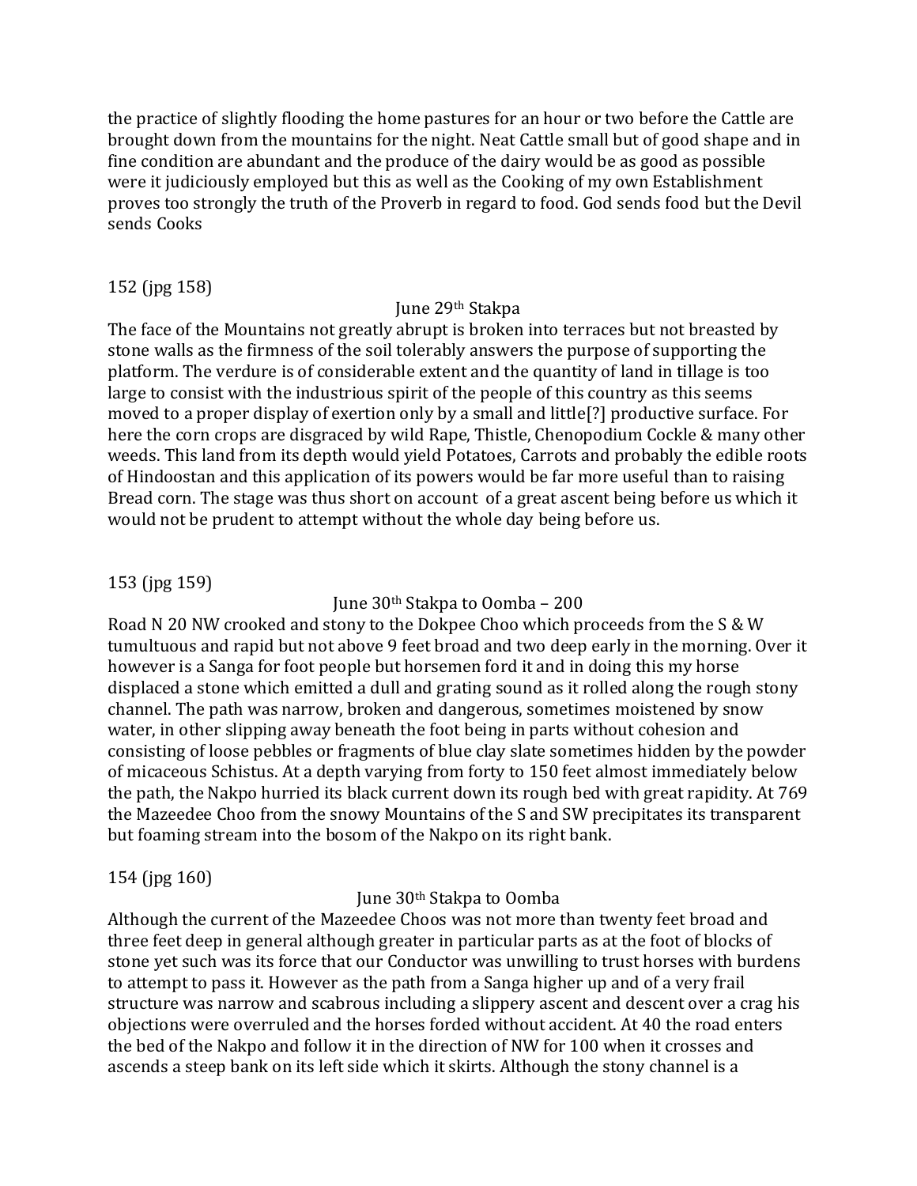the practice of slightly flooding the home pastures for an hour or two before the Cattle are brought down from the mountains for the night. Neat Cattle small but of good shape and in fine condition are abundant and the produce of the dairy would be as good as possible were it judiciously employed but this as well as the Cooking of my own Establishment proves too strongly the truth of the Proverb in regard to food. God sends food but the Devil sends Cooks

152 (jpg 158)

June 29th Stakpa

The face of the Mountains not greatly abrupt is broken into terraces but not breasted by stone walls as the firmness of the soil tolerably answers the purpose of supporting the platform. The verdure is of considerable extent and the quantity of land in tillage is too large to consist with the industrious spirit of the people of this country as this seems moved to a proper display of exertion only by a small and little[?] productive surface. For here the corn crops are disgraced by wild Rape, Thistle, Chenopodium Cockle & many other weeds. This land from its depth would yield Potatoes, Carrots and probably the edible roots of Hindoostan and this application of its powers would be far more useful than to raising Bread corn. The stage was thus short on account of a great ascent being before us which it would not be prudent to attempt without the whole day being before us.

153 (jpg 159)

June 30th Stakpa to Oomba – 200

Road N 20 NW crooked and stony to the Dokpee Choo which proceeds from the S & W tumultuous and rapid but not above 9 feet broad and two deep early in the morning. Over it however is a Sanga for foot people but horsemen ford it and in doing this my horse displaced a stone which emitted a dull and grating sound as it rolled along the rough stony channel. The path was narrow, broken and dangerous, sometimes moistened by snow water, in other slipping away beneath the foot being in parts without cohesion and consisting of loose pebbles or fragments of blue clay slate sometimes hidden by the powder of micaceous Schistus. At a depth varying from forty to 150 feet almost immediately below the path, the Nakpo hurried its black current down its rough bed with great rapidity. At 769 the Mazeedee Choo from the snowy Mountains of the S and SW precipitates its transparent but foaming stream into the bosom of the Nakpo on its right bank.

154 (jpg 160)

June 30th Stakpa to Oomba

Although the current of the Mazeedee Choos was not more than twenty feet broad and three feet deep in general although greater in particular parts as at the foot of blocks of stone yet such was its force that our Conductor was unwilling to trust horses with burdens to attempt to pass it. However as the path from a Sanga higher up and of a very frail structure was narrow and scabrous including a slippery ascent and descent over a crag his objections were overruled and the horses forded without accident. At 40 the road enters the bed of the Nakpo and follow it in the direction of NW for 100 when it crosses and ascends a steep bank on its left side which it skirts. Although the stony channel is a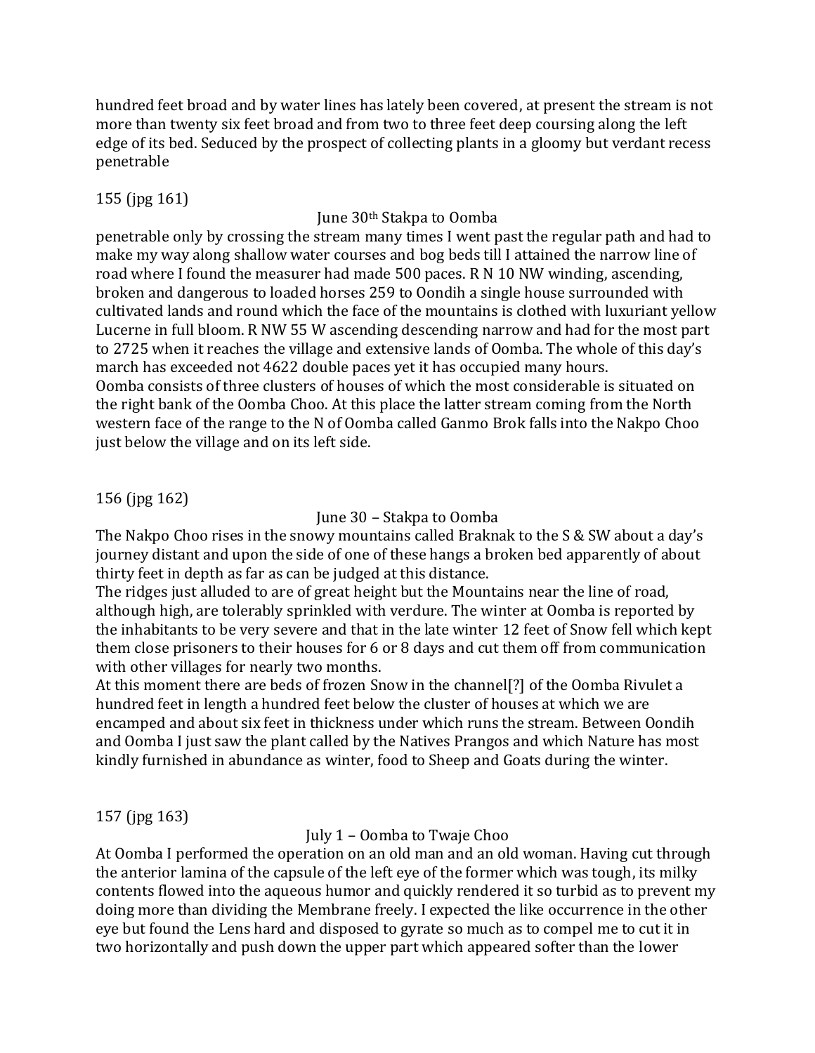hundred feet broad and by water lines has lately been covered, at present the stream is not more than twenty six feet broad and from two to three feet deep coursing along the left edge of its bed. Seduced by the prospect of collecting plants in a gloomy but verdant recess penetrable

155 (jpg 161)

June 30th Stakpa to Oomba

penetrable only by crossing the stream many times I went past the regular path and had to make my way along shallow water courses and bog beds till I attained the narrow line of road where I found the measurer had made 500 paces. R N 10 NW winding, ascending, broken and dangerous to loaded horses 259 to Oondih a single house surrounded with cultivated lands and round which the face of the mountains is clothed with luxuriant yellow Lucerne in full bloom. R NW 55 W ascending descending narrow and had for the most part to 2725 when it reaches the village and extensive lands of Oomba. The whole of this day's march has exceeded not 4622 double paces yet it has occupied many hours.
Oomba consists of three clusters of houses of which the most considerable is situated on the right bank of the Oomba Choo. At this place the latter stream coming from the North western face of the range to the N of Oomba called Ganmo Brok falls into the Nakpo Choo just below the village and on its left side.

156 (jpg 162)

June 30 – Stakpa to Oomba

The Nakpo Choo rises in the snowy mountains called Braknak to the S & SW about a day's journey distant and upon the side of one of these hangs a broken bed apparently of about thirty feet in depth as far as can be judged at this distance.
The ridges just alluded to are of great height but the Mountains near the line of road, although high, are tolerably sprinkled with verdure. The winter at Oomba is reported by the inhabitants to be very severe and that in the late winter 12 feet of Snow fell which kept them close prisoners to their houses for 6 or 8 days and cut them off from communication with other villages for nearly two months.
At this moment there are beds of frozen Snow in the channel[?] of the Oomba Rivulet a hundred feet in length a hundred feet below the cluster of houses at which we are encamped and about six feet in thickness under which runs the stream. Between Oondih and Oomba I just saw the plant called by the Natives Prangos and which Nature has most kindly furnished in abundance as winter, food to Sheep and Goats during the winter.

157 (jpg 163)

July 1 – Oomba to Twaje Choo

At Oomba I performed the operation on an old man and an old woman. Having cut through the anterior lamina of the capsule of the left eye of the former which was tough, its milky contents flowed into the aqueous humor and quickly rendered it so turbid as to prevent my doing more than dividing the Membrane freely. I expected the like occurrence in the other eye but found the Lens hard and disposed to gyrate so much as to compel me to cut it in two horizontally and push down the upper part which appeared softer than the lower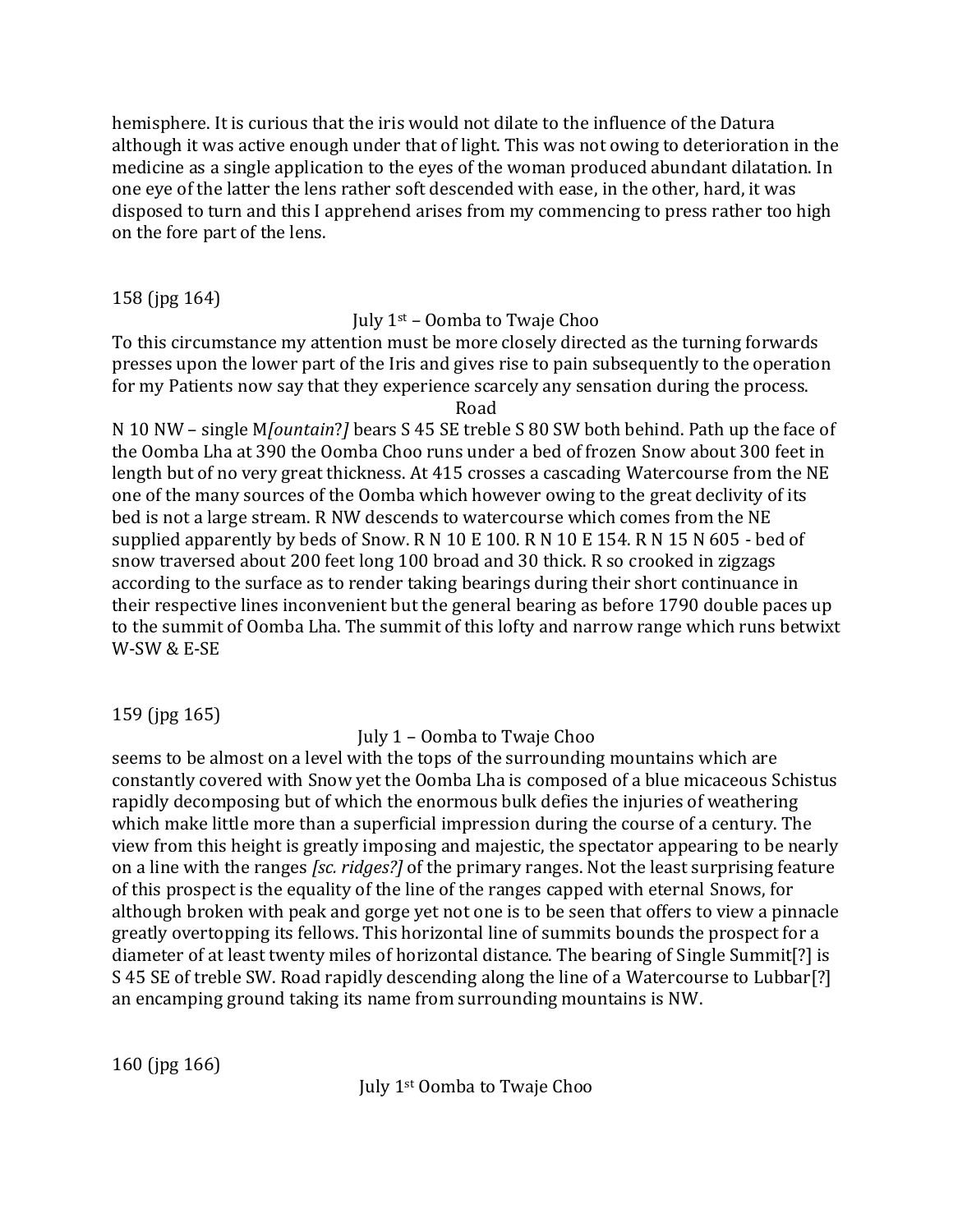hemisphere. It is curious that the iris would not dilate to the influence of the Datura although it was active enough under that of light. This was not owing to deterioration in the medicine as a single application to the eyes of the woman produced abundant dilatation. In one eye of the latter the lens rather soft descended with ease, in the other, hard, it was disposed to turn and this I apprehend arises from my commencing to press rather too high on the fore part of the lens.

158 (jpg 164)

July 1st – Oomba to Twaje Choo

To this circumstance my attention must be more closely directed as the turning forwards presses upon the lower part of the Iris and gives rise to pain subsequently to the operation for my Patients now say that they experience scarcely any sensation during the process.

Road

N 10 NW – single M*[ountain?]* bears S 45 SE treble S 80 SW both behind. Path up the face of the Oomba Lha at 390 the Oomba Choo runs under a bed of frozen Snow about 300 feet in length but of no very great thickness. At 415 crosses a cascading Watercourse from the NE one of the many sources of the Oomba which however owing to the great declivity of its bed is not a large stream. R NW descends to watercourse which comes from the NE supplied apparently by beds of Snow. R N 10 E 100. R N 10 E 154. R N 15 N 605 - bed of snow traversed about 200 feet long 100 broad and 30 thick. R so crooked in zigzags according to the surface as to render taking bearings during their short continuance in their respective lines inconvenient but the general bearing as before 1790 double paces up to the summit of Oomba Lha. The summit of this lofty and narrow range which runs betwixt W-SW & E-SE

159 (jpg 165)

July 1 – Oomba to Twaje Choo

seems to be almost on a level with the tops of the surrounding mountains which are constantly covered with Snow yet the Oomba Lha is composed of a blue micaceous Schistus rapidly decomposing but of which the enormous bulk defies the injuries of weathering which make little more than a superficial impression during the course of a century. The view from this height is greatly imposing and majestic, the spectator appearing to be nearly on a line with the ranges *[sc. ridges?]* of the primary ranges. Not the least surprising feature of this prospect is the equality of the line of the ranges capped with eternal Snows, for although broken with peak and gorge yet not one is to be seen that offers to view a pinnacle greatly overtopping its fellows. This horizontal line of summits bounds the prospect for a diameter of at least twenty miles of horizontal distance. The bearing of Single Summit[?] is S 45 SE of treble SW. Road rapidly descending along the line of a Watercourse to Lubbar[?] an encamping ground taking its name from surrounding mountains is NW.

160 (jpg 166)

July 1st Oomba to Twaje Choo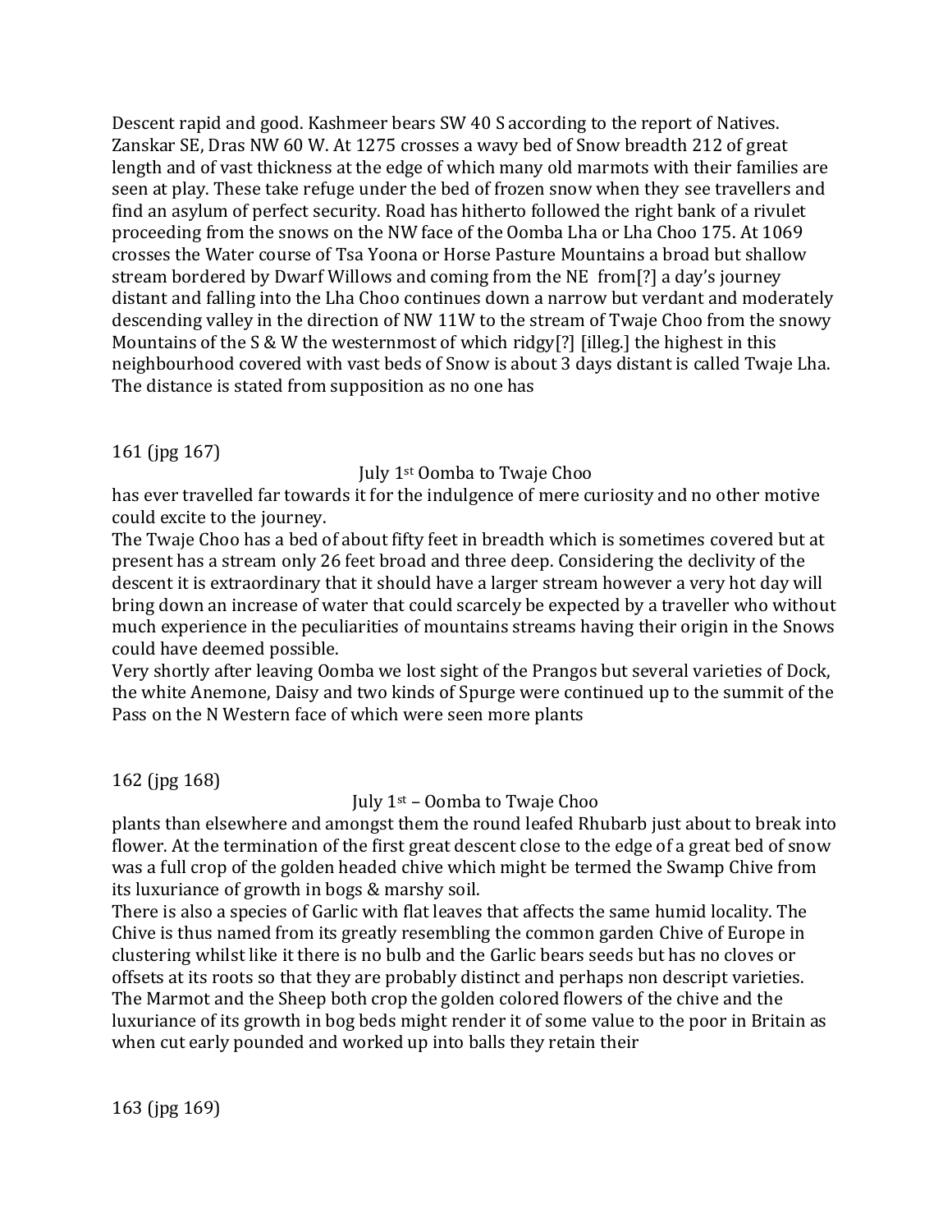Descent rapid and good. Kashmeer bears SW 40 S according to the report of Natives. Zanskar SE, Dras NW 60 W. At 1275 crosses a wavy bed of Snow breadth 212 of great length and of vast thickness at the edge of which many old marmots with their families are seen at play. These take refuge under the bed of frozen snow when they see travellers and find an asylum of perfect security. Road has hitherto followed the right bank of a rivulet proceeding from the snows on the NW face of the Oomba Lha or Lha Choo 175. At 1069 crosses the Water course of Tsa Yoona or Horse Pasture Mountains a broad but shallow stream bordered by Dwarf Willows and coming from the NE from[?] a day's journey distant and falling into the Lha Choo continues down a narrow but verdant and moderately descending valley in the direction of NW 11W to the stream of Twaje Choo from the snowy Mountains of the S & W the westernmost of which ridgy[?] [illeg.] the highest in this neighbourhood covered with vast beds of Snow is about 3 days distant is called Twaje Lha. The distance is stated from supposition as no one has

161 (jpg 167)

July 1st Oomba to Twaje Choo

has ever travelled far towards it for the indulgence of mere curiosity and no other motive could excite to the journey.

The Twaje Choo has a bed of about fifty feet in breadth which is sometimes covered but at present has a stream only 26 feet broad and three deep. Considering the declivity of the descent it is extraordinary that it should have a larger stream however a very hot day will bring down an increase of water that could scarcely be expected by a traveller who without much experience in the peculiarities of mountains streams having their origin in the Snows could have deemed possible.

Very shortly after leaving Oomba we lost sight of the Prangos but several varieties of Dock, the white Anemone, Daisy and two kinds of Spurge were continued up to the summit of the Pass on the N Western face of which were seen more plants

162 (jpg 168)

July 1st – Oomba to Twaje Choo

plants than elsewhere and amongst them the round leafed Rhubarb just about to break into flower. At the termination of the first great descent close to the edge of a great bed of snow was a full crop of the golden headed chive which might be termed the Swamp Chive from its luxuriance of growth in bogs & marshy soil.

There is also a species of Garlic with flat leaves that affects the same humid locality. The Chive is thus named from its greatly resembling the common garden Chive of Europe in clustering whilst like it there is no bulb and the Garlic bears seeds but has no cloves or offsets at its roots so that they are probably distinct and perhaps non descript varieties. The Marmot and the Sheep both crop the golden colored flowers of the chive and the luxuriance of its growth in bog beds might render it of some value to the poor in Britain as when cut early pounded and worked up into balls they retain their

163 (jpg 169)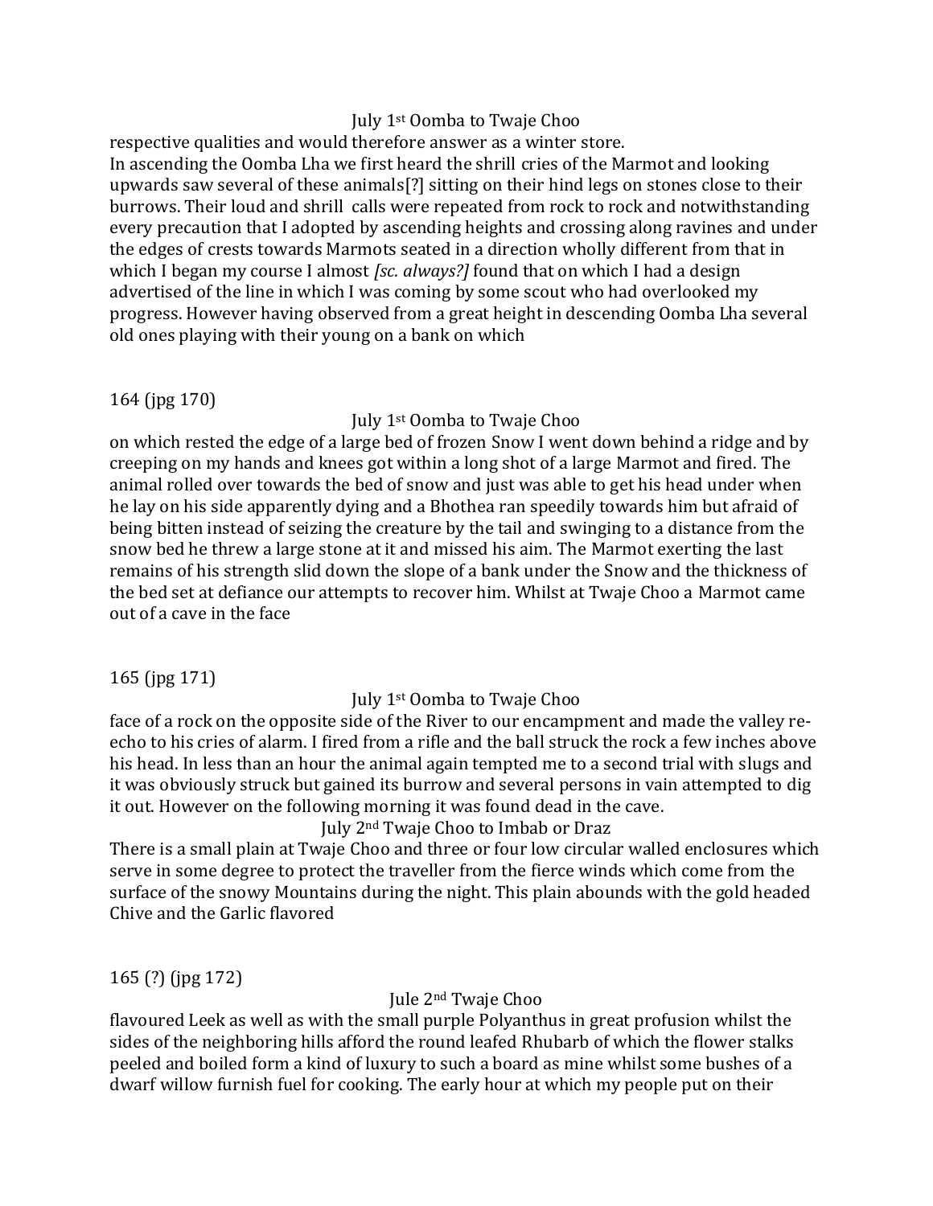July 1st Oomba to Twaje Choo

respective qualities and would therefore answer as a winter store.
In ascending the Oomba Lha we first heard the shrill cries of the Marmot and looking upwards saw several of these animals[?] sitting on their hind legs on stones close to their burrows. Their loud and shrill calls were repeated from rock to rock and notwithstanding every precaution that I adopted by ascending heights and crossing along ravines and under the edges of crests towards Marmots seated in a direction wholly different from that in which I began my course I almost *[sc. always?]* found that on which I had a design advertised of the line in which I was coming by some scout who had overlooked my progress. However having observed from a great height in descending Oomba Lha several old ones playing with their young on a bank on which

164 (jpg 170)

July 1st Oomba to Twaje Choo

on which rested the edge of a large bed of frozen Snow I went down behind a ridge and by creeping on my hands and knees got within a long shot of a large Marmot and fired. The animal rolled over towards the bed of snow and just was able to get his head under when he lay on his side apparently dying and a Bhothea ran speedily towards him but afraid of being bitten instead of seizing the creature by the tail and swinging to a distance from the snow bed he threw a large stone at it and missed his aim. The Marmot exerting the last remains of his strength slid down the slope of a bank under the Snow and the thickness of the bed set at defiance our attempts to recover him. Whilst at Twaje Choo a Marmot came out of a cave in the face

165 (jpg 171)

July 1st Oomba to Twaje Choo

face of a rock on the opposite side of the River to our encampment and made the valley re-echo to his cries of alarm. I fired from a rifle and the ball struck the rock a few inches above his head. In less than an hour the animal again tempted me to a second trial with slugs and it was obviously struck but gained its burrow and several persons in vain attempted to dig it out. However on the following morning it was found dead in the cave.

July 2nd Twaje Choo to Imbab or Draz

There is a small plain at Twaje Choo and three or four low circular walled enclosures which serve in some degree to protect the traveller from the fierce winds which come from the surface of the snowy Mountains during the night. This plain abounds with the gold headed Chive and the Garlic flavored

165 (?) (jpg 172)

Jule 2nd Twaje Choo

flavoured Leek as well as with the small purple Polyanthus in great profusion whilst the sides of the neighboring hills afford the round leafed Rhubarb of which the flower stalks peeled and boiled form a kind of luxury to such a board as mine whilst some bushes of a dwarf willow furnish fuel for cooking. The early hour at which my people put on their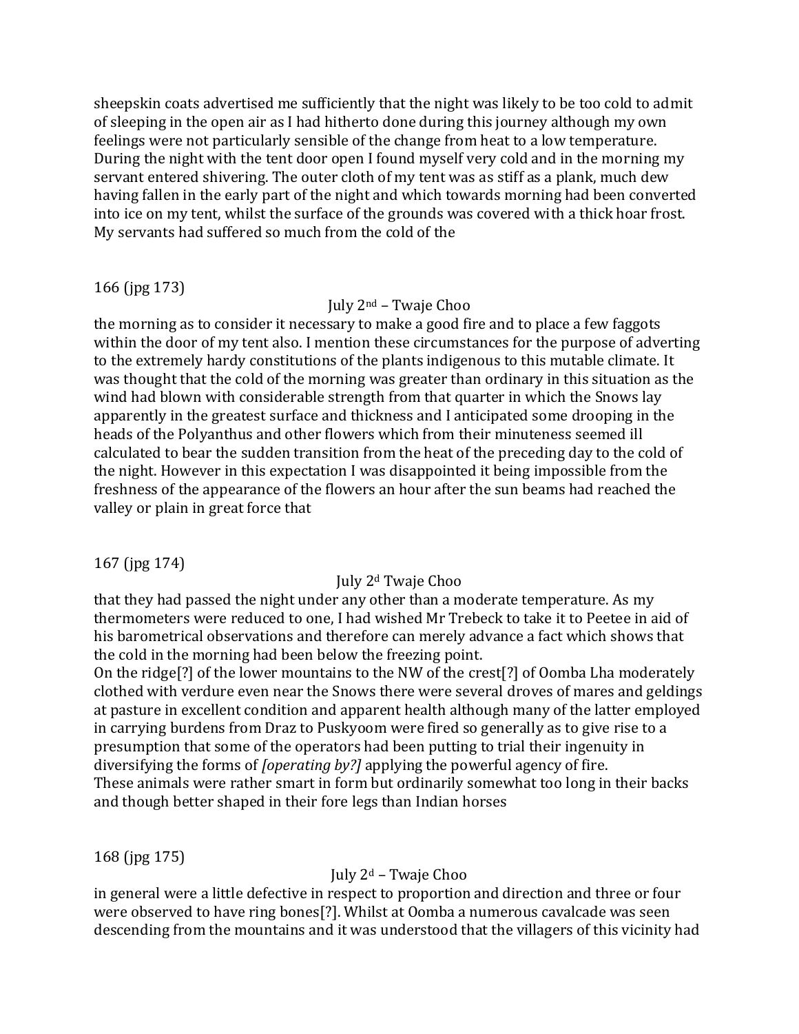sheepskin coats advertised me sufficiently that the night was likely to be too cold to admit of sleeping in the open air as I had hitherto done during this journey although my own feelings were not particularly sensible of the change from heat to a low temperature. During the night with the tent door open I found myself very cold and in the morning my servant entered shivering. The outer cloth of my tent was as stiff as a plank, much dew having fallen in the early part of the night and which towards morning had been converted into ice on my tent, whilst the surface of the grounds was covered with a thick hoar frost. My servants had suffered so much from the cold of the

166 (jpg 173)

July 2nd – Twaje Choo

the morning as to consider it necessary to make a good fire and to place a few faggots within the door of my tent also. I mention these circumstances for the purpose of adverting to the extremely hardy constitutions of the plants indigenous to this mutable climate. It was thought that the cold of the morning was greater than ordinary in this situation as the wind had blown with considerable strength from that quarter in which the Snows lay apparently in the greatest surface and thickness and I anticipated some drooping in the heads of the Polyanthus and other flowers which from their minuteness seemed ill calculated to bear the sudden transition from the heat of the preceding day to the cold of the night. However in this expectation I was disappointed it being impossible from the freshness of the appearance of the flowers an hour after the sun beams had reached the valley or plain in great force that

167 (jpg 174)

July 2d Twaje Choo

that they had passed the night under any other than a moderate temperature. As my thermometers were reduced to one, I had wished Mr Trebeck to take it to Peetee in aid of his barometrical observations and therefore can merely advance a fact which shows that the cold in the morning had been below the freezing point.

On the ridge[?] of the lower mountains to the NW of the crest[?] of Oomba Lha moderately clothed with verdure even near the Snows there were several droves of mares and geldings at pasture in excellent condition and apparent health although many of the latter employed in carrying burdens from Draz to Puskyoom were fired so generally as to give rise to a presumption that some of the operators had been putting to trial their ingenuity in diversifying the forms of *[operating by?]* applying the powerful agency of fire.

These animals were rather smart in form but ordinarily somewhat too long in their backs and though better shaped in their fore legs than Indian horses

168 (jpg 175)

July 2d – Twaje Choo

in general were a little defective in respect to proportion and direction and three or four were observed to have ring bones[?]. Whilst at Oomba a numerous cavalcade was seen descending from the mountains and it was understood that the villagers of this vicinity had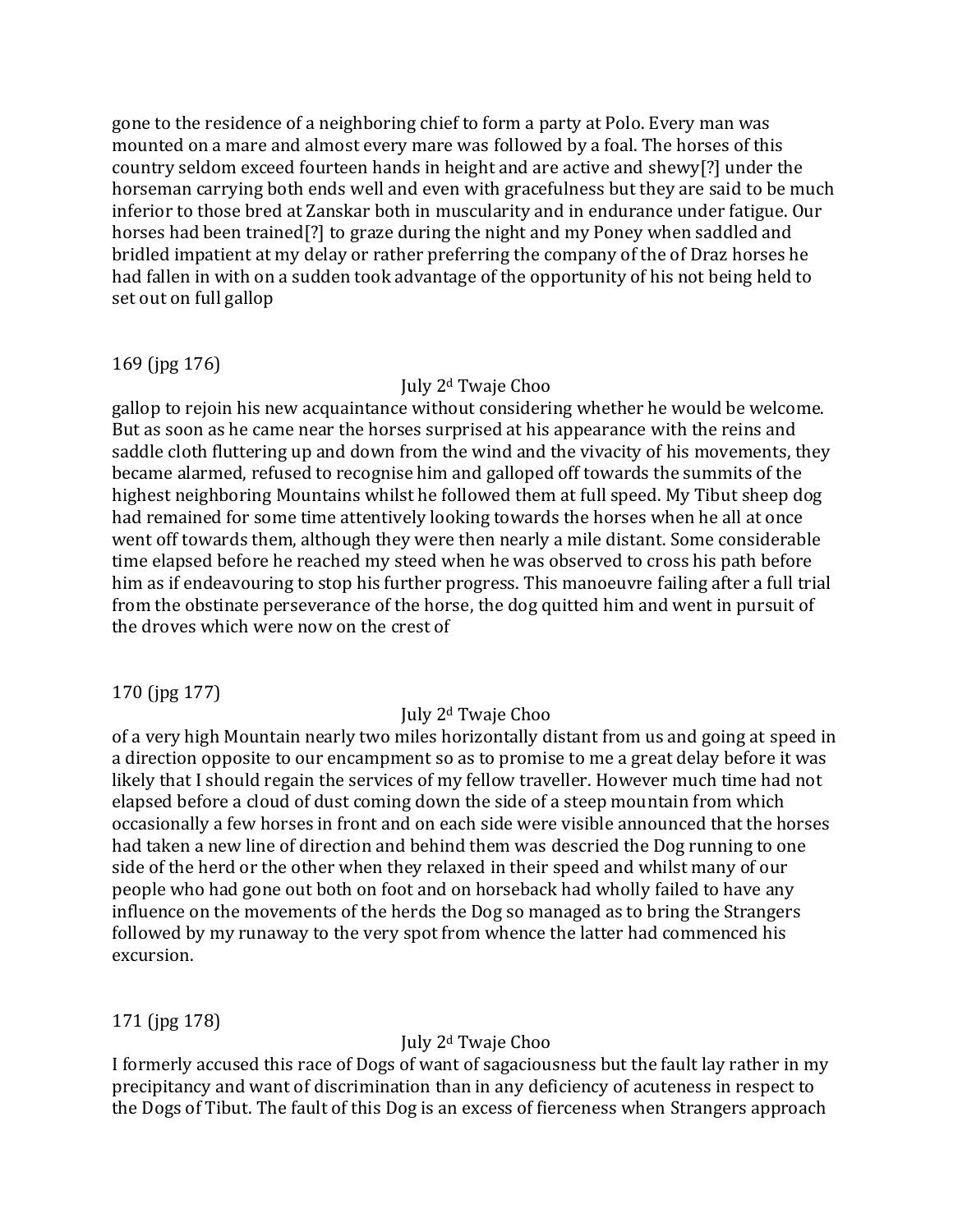gone to the residence of a neighboring chief to form a party at Polo. Every man was mounted on a mare and almost every mare was followed by a foal. The horses of this country seldom exceed fourteen hands in height and are active and shewy[?] under the horseman carrying both ends well and even with gracefulness but they are said to be much inferior to those bred at Zanskar both in muscularity and in endurance under fatigue. Our horses had been trained[?] to graze during the night and my Poney when saddled and bridled impatient at my delay or rather preferring the company of the of Draz horses he had fallen in with on a sudden took advantage of the opportunity of his not being held to set out on full gallop

169 (jpg 176)

July 2d Twaje Choo

gallop to rejoin his new acquaintance without considering whether he would be welcome. But as soon as he came near the horses surprised at his appearance with the reins and saddle cloth fluttering up and down from the wind and the vivacity of his movements, they became alarmed, refused to recognise him and galloped off towards the summits of the highest neighboring Mountains whilst he followed them at full speed. My Tibut sheep dog had remained for some time attentively looking towards the horses when he all at once went off towards them, although they were then nearly a mile distant. Some considerable time elapsed before he reached my steed when he was observed to cross his path before him as if endeavouring to stop his further progress. This manoeuvre failing after a full trial from the obstinate perseverance of the horse, the dog quitted him and went in pursuit of the droves which were now on the crest of

170 (jpg 177)

July 2d Twaje Choo

of a very high Mountain nearly two miles horizontally distant from us and going at speed in a direction opposite to our encampment so as to promise to me a great delay before it was likely that I should regain the services of my fellow traveller. However much time had not elapsed before a cloud of dust coming down the side of a steep mountain from which occasionally a few horses in front and on each side were visible announced that the horses had taken a new line of direction and behind them was descried the Dog running to one side of the herd or the other when they relaxed in their speed and whilst many of our people who had gone out both on foot and on horseback had wholly failed to have any influence on the movements of the herds the Dog so managed as to bring the Strangers followed by my runaway to the very spot from whence the latter had commenced his excursion.

171 (jpg 178)

July 2d Twaje Choo

I formerly accused this race of Dogs of want of sagaciousness but the fault lay rather in my precipitancy and want of discrimination than in any deficiency of acuteness in respect to the Dogs of Tibut. The fault of this Dog is an excess of fierceness when Strangers approach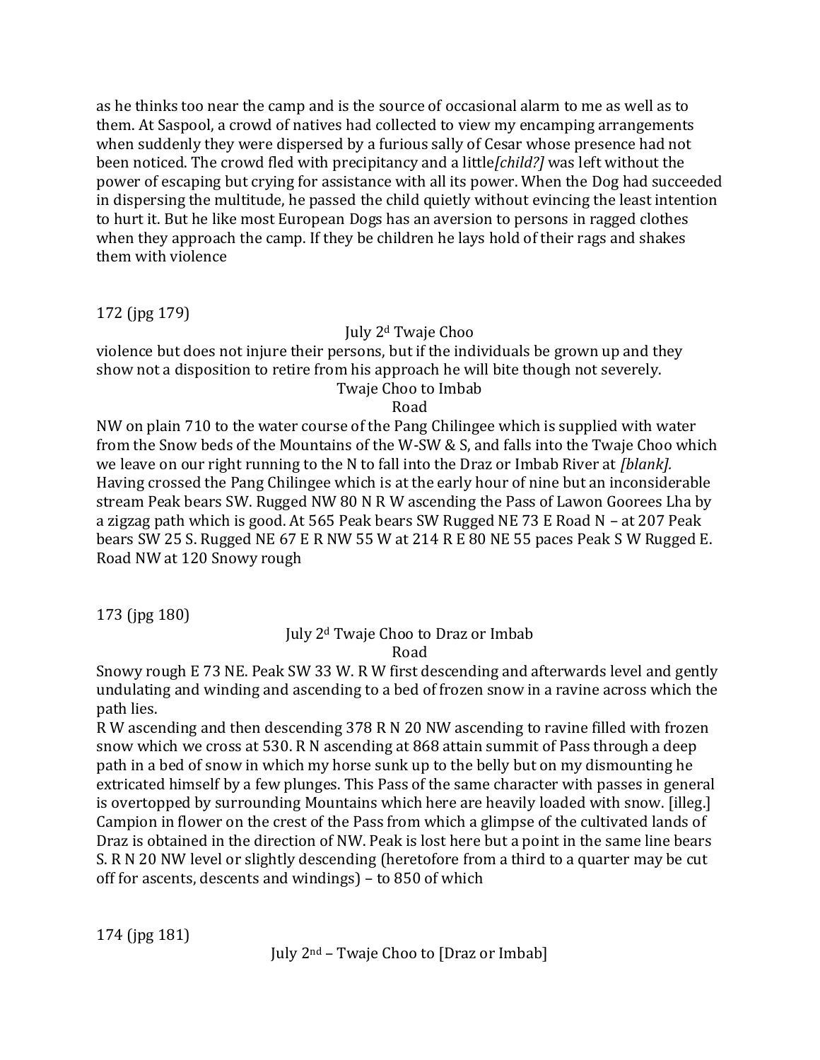as he thinks too near the camp and is the source of occasional alarm to me as well as to them. At Saspool, a crowd of natives had collected to view my encamping arrangements when suddenly they were dispersed by a furious sally of Cesar whose presence had not been noticed. The crowd fled with precipitancy and a little*[child?]* was left without the power of escaping but crying for assistance with all its power. When the Dog had succeeded in dispersing the multitude, he passed the child quietly without evincing the least intention to hurt it. But he like most European Dogs has an aversion to persons in ragged clothes when they approach the camp. If they be children he lays hold of their rags and shakes them with violence

172 (jpg 179)

July 2d Twaje Choo

violence but does not injure their persons, but if the individuals be grown up and they show not a disposition to retire from his approach he will bite though not severely.

Twaje Choo to Imbab

Road

NW on plain 710 to the water course of the Pang Chilingee which is supplied with water from the Snow beds of the Mountains of the W-SW & S, and falls into the Twaje Choo which we leave on our right running to the N to fall into the Draz or Imbab River at *[blank].* Having crossed the Pang Chilingee which is at the early hour of nine but an inconsiderable stream Peak bears SW. Rugged NW 80 N R W ascending the Pass of Lawon Goorees Lha by a zigzag path which is good. At 565 Peak bears SW Rugged NE 73 E Road N – at 207 Peak bears SW 25 S. Rugged NE 67 E R NW 55 W at 214 R E 80 NE 55 paces Peak S W Rugged E. Road NW at 120 Snowy rough

173 (jpg 180)

July 2d Twaje Choo to Draz or Imbab

Road

Snowy rough E 73 NE. Peak SW 33 W. R W first descending and afterwards level and gently undulating and winding and ascending to a bed of frozen snow in a ravine across which the path lies.

R W ascending and then descending 378 R N 20 NW ascending to ravine filled with frozen snow which we cross at 530. R N ascending at 868 attain summit of Pass through a deep path in a bed of snow in which my horse sunk up to the belly but on my dismounting he extricated himself by a few plunges. This Pass of the same character with passes in general is overtopped by surrounding Mountains which here are heavily loaded with snow. [illeg.] Campion in flower on the crest of the Pass from which a glimpse of the cultivated lands of Draz is obtained in the direction of NW. Peak is lost here but a point in the same line bears S. R N 20 NW level or slightly descending (heretofore from a third to a quarter may be cut off for ascents, descents and windings) – to 850 of which

174 (jpg 181)

July 2nd – Twaje Choo to [Draz or Imbab]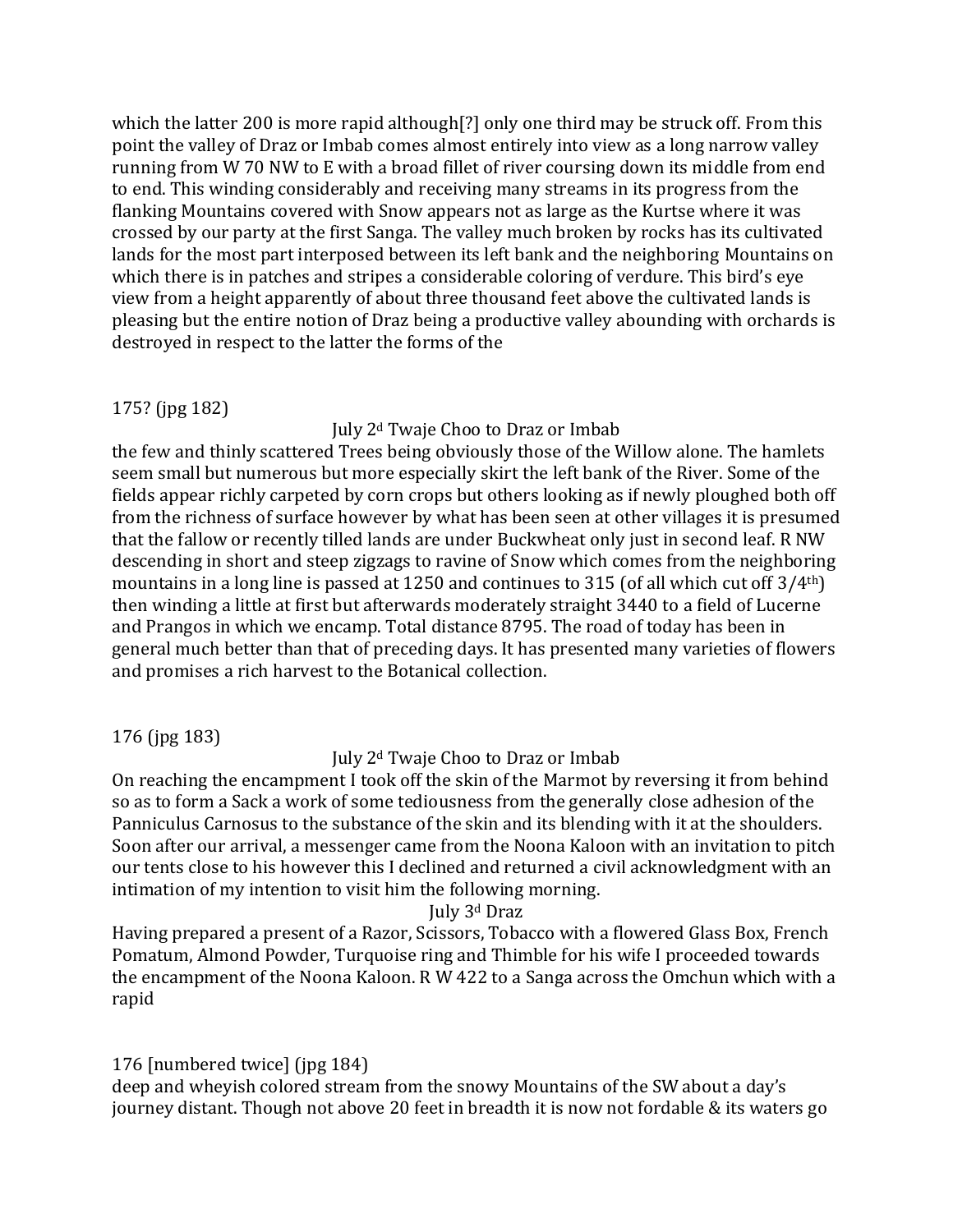which the latter 200 is more rapid although[?] only one third may be struck off. From this point the valley of Draz or Imbab comes almost entirely into view as a long narrow valley running from W 70 NW to E with a broad fillet of river coursing down its middle from end to end. This winding considerably and receiving many streams in its progress from the flanking Mountains covered with Snow appears not as large as the Kurtse where it was crossed by our party at the first Sanga. The valley much broken by rocks has its cultivated lands for the most part interposed between its left bank and the neighboring Mountains on which there is in patches and stripes a considerable coloring of verdure. This bird's eye view from a height apparently of about three thousand feet above the cultivated lands is pleasing but the entire notion of Draz being a productive valley abounding with orchards is destroyed in respect to the latter the forms of the

175? (jpg 182)

July 2d Twaje Choo to Draz or Imbab

the few and thinly scattered Trees being obviously those of the Willow alone. The hamlets seem small but numerous but more especially skirt the left bank of the River. Some of the fields appear richly carpeted by corn crops but others looking as if newly ploughed both off from the richness of surface however by what has been seen at other villages it is presumed that the fallow or recently tilled lands are under Buckwheat only just in second leaf. R NW descending in short and steep zigzags to ravine of Snow which comes from the neighboring mountains in a long line is passed at 1250 and continues to 315 (of all which cut off 3/4th) then winding a little at first but afterwards moderately straight 3440 to a field of Lucerne and Prangos in which we encamp. Total distance 8795. The road of today has been in general much better than that of preceding days. It has presented many varieties of flowers and promises a rich harvest to the Botanical collection.

176 (jpg 183)

July 2d Twaje Choo to Draz or Imbab

On reaching the encampment I took off the skin of the Marmot by reversing it from behind so as to form a Sack a work of some tediousness from the generally close adhesion of the Panniculus Carnosus to the substance of the skin and its blending with it at the shoulders. Soon after our arrival, a messenger came from the Noona Kaloon with an invitation to pitch our tents close to his however this I declined and returned a civil acknowledgment with an intimation of my intention to visit him the following morning.

July 3d Draz

Having prepared a present of a Razor, Scissors, Tobacco with a flowered Glass Box, French Pomatum, Almond Powder, Turquoise ring and Thimble for his wife I proceeded towards the encampment of the Noona Kaloon. R W 422 to a Sanga across the Omchun which with a rapid

176 [numbered twice] (jpg 184)

deep and wheyish colored stream from the snowy Mountains of the SW about a day's journey distant. Though not above 20 feet in breadth it is now not fordable & its waters go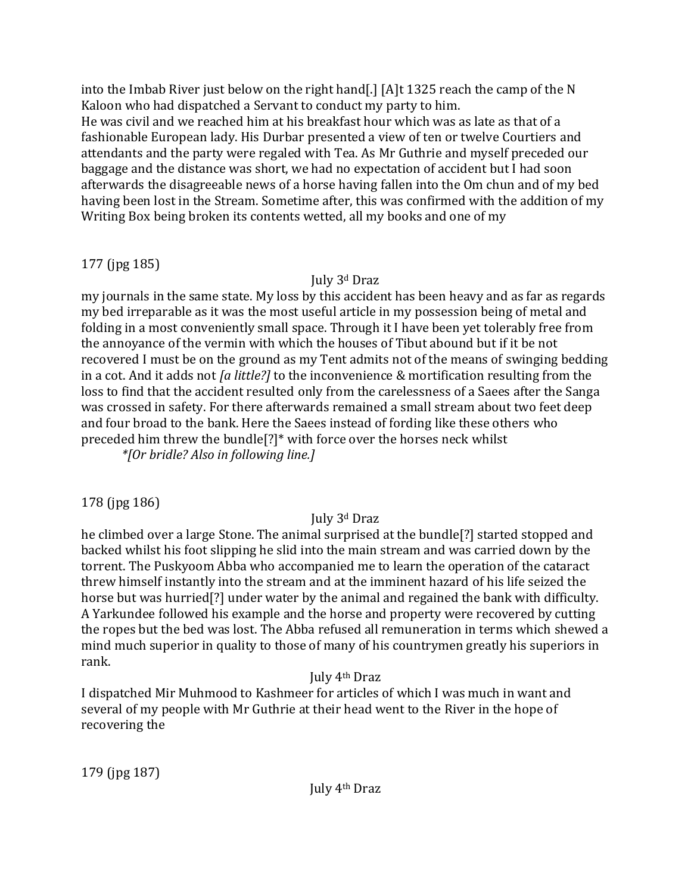into the Imbab River just below on the right hand[.] [A]t 1325 reach the camp of the N Kaloon who had dispatched a Servant to conduct my party to him.

He was civil and we reached him at his breakfast hour which was as late as that of a fashionable European lady. His Durbar presented a view of ten or twelve Courtiers and attendants and the party were regaled with Tea. As Mr Guthrie and myself preceded our baggage and the distance was short, we had no expectation of accident but I had soon afterwards the disagreeable news of a horse having fallen into the Om chun and of my bed having been lost in the Stream. Sometime after, this was confirmed with the addition of my Writing Box being broken its contents wetted, all my books and one of my

177 (jpg 185)

July 3d Draz

my journals in the same state. My loss by this accident has been heavy and as far as regards my bed irreparable as it was the most useful article in my possession being of metal and folding in a most conveniently small space. Through it I have been yet tolerably free from the annoyance of the vermin with which the houses of Tibut abound but if it be not recovered I must be on the ground as my Tent admits not of the means of swinging bedding in a cot. And it adds not *[a little?]* to the inconvenience & mortification resulting from the loss to find that the accident resulted only from the carelessness of a Saees after the Sanga was crossed in safety. For there afterwards remained a small stream about two feet deep and four broad to the bank. Here the Saees instead of fording like these others who preceded him threw the bundle[?]* with force over the horses neck whilst

*\*[Or bridle? Also in following line.]*

178 (jpg 186)

July 3d Draz

he climbed over a large Stone. The animal surprised at the bundle[?] started stopped and backed whilst his foot slipping he slid into the main stream and was carried down by the torrent. The Puskyoom Abba who accompanied me to learn the operation of the cataract threw himself instantly into the stream and at the imminent hazard of his life seized the horse but was hurried[?] under water by the animal and regained the bank with difficulty. A Yarkundee followed his example and the horse and property were recovered by cutting the ropes but the bed was lost. The Abba refused all remuneration in terms which shewed a mind much superior in quality to those of many of his countrymen greatly his superiors in rank.

July 4th Draz

I dispatched Mir Muhmood to Kashmeer for articles of which I was much in want and several of my people with Mr Guthrie at their head went to the River in the hope of recovering the

179 (jpg 187)

July 4th Draz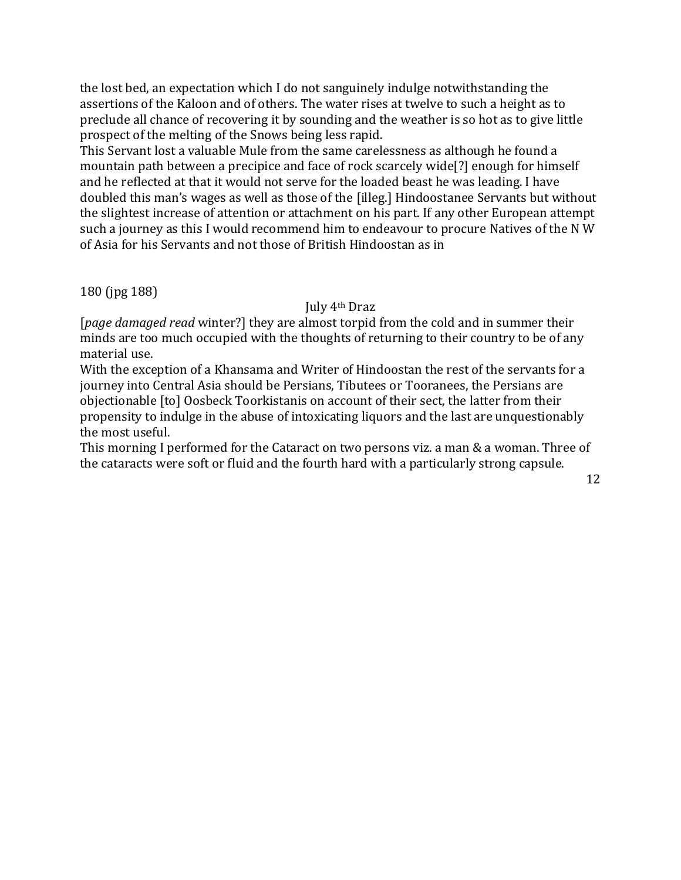the lost bed, an expectation which I do not sanguinely indulge notwithstanding the assertions of the Kaloon and of others. The water rises at twelve to such a height as to preclude all chance of recovering it by sounding and the weather is so hot as to give little prospect of the melting of the Snows being less rapid.

This Servant lost a valuable Mule from the same carelessness as although he found a mountain path between a precipice and face of rock scarcely wide[?] enough for himself and he reflected at that it would not serve for the loaded beast he was leading. I have doubled this man's wages as well as those of the [illeg.] Hindoostanee Servants but without the slightest increase of attention or attachment on his part. If any other European attempt such a journey as this I would recommend him to endeavour to procure Natives of the N W of Asia for his Servants and not those of British Hindoostan as in

180 (jpg 188)

July 4th Draz

[*page damaged read* winter?] they are almost torpid from the cold and in summer their minds are too much occupied with the thoughts of returning to their country to be of any material use.

With the exception of a Khansama and Writer of Hindoostan the rest of the servants for a journey into Central Asia should be Persians, Tibutees or Tooranees, the Persians are objectionable [to] Oosbeck Toorkistanis on account of their sect, the latter from their propensity to indulge in the abuse of intoxicating liquors and the last are unquestionably the most useful.

This morning I performed for the Cataract on two persons viz. a man & a woman. Three of the cataracts were soft or fluid and the fourth hard with a particularly strong capsule.

12